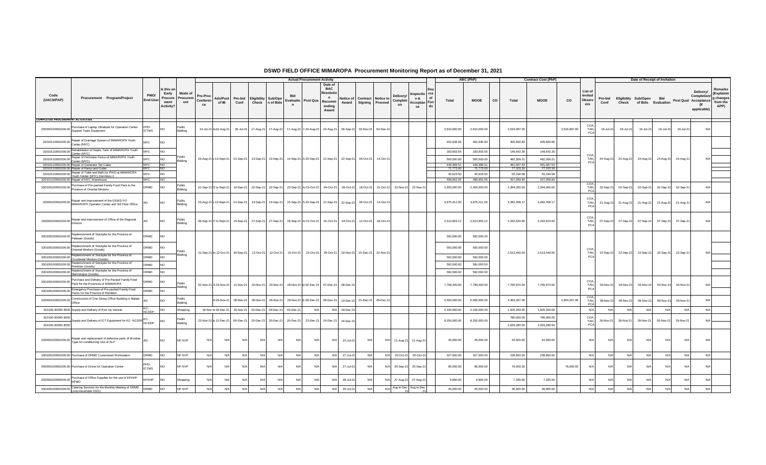# DSWD FIELD OFFICE MIMAROPA Procurement Monitoring Report as of December 31, 2021

| Code (UACS/PAP) | Procurement Program/Project | PMO/ End-User | Is this an Early Procurement Activity? | Mode of Procurement | Actual Procurement Activity | | | | | | | | | | | | | Source of Funds | ABC (PhP) | | | Contract Cost (PhP) | | | List of Invited Observers | Date of Receipt of Invitation | | | | | | Remarks (Explaining changes from the APP) |
|---|---|---|---|---|---|---|---|---|---|---|---|---|---|---|---|---|---|---|---|---|---|---|---|---|---|---|---|---|---|---|---|---|
| | | | | | Pre-Proc Conference | Ads/Post of IB | Pre-bid Conf | Eligibility Check | Sub/Open of Bids | Bid Evaluation | Post Qual | Date of BAC Resolution Recommending Award | Notice of Award | Contract Signing | Notice to Proceed | Delivery/ Completion | Inspection & Acceptance | | Total | MOOE | CO | Total | MOOE | CO | | Pre-bid Conf | Eligibility Check | Sub/Open of Bids | Bid Evaluation | Post Qual | Delivery/ Completion/ Acceptance (If applicable) | |
| **COMPLETED PROCUREMENT ACTIVITIES** | | | | | | | | | | | | | | | | | | | | | | | | | | | | | | | | |
| 200000100001000.00 | Purchase of Laptop Ultrabook for Operation Center Support Team Equipment | PPD-ICTMS | NO | Public Bidding | | 14-Jul-21 to10-Aug-21 | 26-Jul-21 | 17-Aug-21 | 17-Aug-21 | 17-Aug-21 | 7-24-Aug-21 | 24-Aug-21 | 06-Sep-21 | 02-Nov-21 | 04-Nov-21 | | | | 2,610,000.00 | 2,610,000.00 | | 2,516,997.00 | | 2,516,997.00 | COA, TAN, PCA | 16-Jul-21 | 16-Jul-21 | 16-Jul-21 | 16-Jul-21 | 16-Jul-21 | N/A | |
| 320101100001000.00 | Repair of Drainage System of MIMAROPA Youth Center (MYC) | MYC | NO | Public Bidding | | 23-Aug-21 to 13-Sept-21 | 01-Sep-21 | 13-Sep-21 | 13-Sep-21 | 14-Sep-21 | 5-20-Sep-21 | 21-Sep-21 | 22-Sep-21 | 05-Oct-21 | 14-Oct-21 | | | | 462,646.93 | 462,646.93 | | 405,600.80 | 405,600.80 | | COA, TAN, PCA | 24-Aug-21 | 24-Aug-21 | 24-Aug-21 | 24-Aug-21 | 24-Aug-21 | N/A | |
| 320101100001000.00 | Rehabilitation of Septic Tank of MIMAROPA Youth Center (MYC) | MYC | NO | | | | | | | | | | | | | | | | 183,603.55 | 183,603.55 | | 149,642.35 | 149,642.35 | | | | | | | | | |
| 320101100001000.00 | Repair of Perimeter Fence of MIMAROPA Youth Center (MYC) | MYC | NO | | | | | | | | | | | | | | | | 500,000.00 | 500,000.00 | | 482,309.21 | 482,309.21 | | | | | | | | | |
| 320101100001000.00 | Repair of Generator Set Cabin | MYC | NO | | | | | | | | | | | | | | | | 449,389.51 | 449,389.51 | | 461,007.53 | 461,007.53 | | | | | | | | | |
| 320101100001000.00 | Repair of Ramp and Gutter | MYC | NO | | | | | | | | | | | | | | | | 71,773.00 | 71,773.00 | | 77,103.15 | 77,103.15 | | | | | | | | | |
| 320101100001000.00 | Repair of Toilet and Bath for PWD at MIMAROPA Youth Center (MYC) Dormitory 2 | MYC | NO | | | | | | | | | | | | | | | | 45,623.50 | 45,623.50 | | 55,194.08 | 55,194.08 | | | | | | | | | |
| 320101100001000.00 | Repair of MYC Warehouse | MYC | NO | | | | | | | | | | | | | | | | 499,952.05 | 499,952.05 | | 427,059.84 | 427,059.84 | | | | | | | | | |
| 330100100001000.00 | Purchase of Pre-packed Family Food Pack to the Province of Oriental Mindoro | DRMD | NO | Public Bidding | | 01-Sep-21 to 22-Sept-21 | 10-Sep-21 | 22-Sep-21 | 22-Sep-21 | 23-Sep-21 | to 01-Oct-21 | 04-Oct-21 | 06-Oct-21 | 18-Oct-21 | 21-Oct-21 | 22-Nov-21 | 22-Nov-21 | | 2,450,000.00 | 2,450,000.00 | | 2,394,000.00 | 2,394,000.00 | | COA, TAN, PCA | 02-Sep-21 | 02-Sep-21 | 02-Sep-21 | 02-Sep-21 | 02-Sep-21 | N/A | |
| 200000100001000.00 | Repair and Improvement of the DSWD FO MIMAROPA Operator Center and 3rd Floor Office | AD | NO | Public Bidding | | 23-Aug-21 to 13-Sept-21 | 01-Sep-21 | 13-Sep-21 | 13-Sep-21 | 15-Sep-21 | 5-20-Sep-21 | 21-Sep-21 | 22-Sep-21 | 06-Oct-21 | 14-Oct-21 | | | | 3,875,411.00 | 3,875,411.00 | | 3,482,458.17 | 3,482,458.17 | | COA, TAN, PCA | 21-Aug-21 | 21-Aug-21 | 21-Aug-21 | 21-Aug-21 | 21-Aug-21 | N/A | |
| 100000100001000.00 | Repair and Improvement of Office of the Regional Director | AD | NO | Public Bidding | | 06-Sep-21 to 27-Sept-21 | 15-Sep-21 | 27-Sep-21 | 27-Sep-21 | 28-Sep-21 | to 01-Oct-21 | 01-Oct-21 | 04-Oct-21 | 12-Oct-21 | 18-Oct-21 | | | | 2,513,903.12 | 2,513,903.12 | | 2,262,624.82 | 2,262,624.82 | | COA, TAN, PCA | 07-Sep-21 | 07-Sep-21 | 07-Sep-21 | 07-Sep-21 | 07-Sep-21 | N/A | |
| 330100100001000.00 | Replenishment of Stockpile for the Province of Palawan (Goods) | DRMD | NO | Public Bidding | | 21-Sep-21 to 12-Oct-21 | 30-Sep-21 | 12-Oct-21 | 12-Oct-21 | 15-Oct-21 | 22-Oct-21 | 29-Oct-21 | 02-Nov-21 | 15-Dec-21 | 22-Nov-21 | | | | 592,000.00 | 592,000.00 | | 2,513,440.00 | 2,513,440.00 | | COA, TAN, PCA | 22-Sep-21 | 22-Sep-21 | 22-Sep-21 | 22-Sep-21 | 22-Sep-21 | N/A | |
| 330100100001000.00 | Replenishment of Stockpile for the Province of Oriental Mindoro (Goods) | DRMD | NO | | | | | | | | | | | | | | | | 592,000.00 | 592,000.00 | | | | | | | | | | | | |
| 330100100001000.00 | Replenishment of Stockpile for the Province of Occidental Mindoro (Goods) | DRMD | NO | | | | | | | | | | | | | | | | 592,000.00 | 592,000.00 | | | | | | | | | | | | |
| 330100100001000.00 | Replenishment of Stockpile for the Province of Romblon (Goods) | DRMD | NO | | | | | | | | | | | | | | | | 592,000.00 | 592,000.00 | | | | | | | | | | | | |
| 330100100001000.00 | Replenishment of Stockpile for the Province of Marinduque (Goods) | DRMD | NO | | | | | | | | | | | | | | | | 592,000.00 | 592,000.00 | | | | | | | | | | | | |
| 330100100001000.00 | Purchase and Delivery of Pre-Packed Family Food Pack for the Provinces of MIMAROPA | DRMD | NO | Public Bidding | | 02-Nov-21 to 23-Nov-21 | 11-Nov-21 | 23-Nov-21 | 23-Nov-21 | 26-Nov-21 | to 02-Dec-21 | 07-Dec-21 | 08-Dec-21 | | | | | | 7,799,400.00 | 7,799,400.00 | | 7,765,974.00 | 7,765,974.00 | | COA, TAN, PCA | 03-Nov-21 | 03-Nov-21 | 03-Nov-21 | 03-Nov-21 | 03-Nov-21 | N/A | |
| 330100100001000.00 | Emergency Purchase of Pre-packed Family Food Packs for the Province of Romblon | DRMD | NO | | | | | | | | | | | | | | | | | | | | | | | | | | | | | |
| 100000100001000.00 | Construction of One Storey Office Building in Malate Office | AD | NO | Public Bidding | | 9-29-Nov-21 | 08-Nov-21 | 29-Nov-21 | 29-Nov-21 | 29-Nov-21 | 01-09-Dec-21 | 09-Dec-21 | 10-Dec-21 | 21-Dec-21 | 28-Dec-21 | | | | 5,500,000.00 | 5,500,000.00 | | 4,364,297.06 | | 4,364,297.06 | COA, TAN, PCA | 09-Nov-21 | 09-Nov-21 | 09-Nov-21 | 09-Nov-21 | 09-Nov-21 | N/A | |
| 310100-30000-3000 | Supply and Delivery of Pick Up Vehicle | KC-NCDDP | NO | Shopping | | 18-Nov to 03-Dec-21 | 26-Nov-21 | 03-Dec-21 | 03-Dec-21 | 03-Dec-21 | N/A | N/A | 29-Dec-21 | | | | | | 2,100,000.00 | 2,100,000.00 | | 1,925,200.00 | 1,925,200.00 | | N/A | N/A | N/A | N/A | N/A | N/A | N/A | |
| 310100-30000-3000 | Supply and Delivery of ICT Equipment for KC- NCDDP | KC-NCDDP | NO | Public Bidding | | 23-Nov-21 to 12-Dec-21 | 06-Dec-21 | 20-Dec-21 | 20-Dec-21 | 20-Dec-21 | 23-Dec-21 | 24-Dec-21 | 24-Dec-21 | | | | | | 8,250,000.00 | 8,250,000.00 | | 780,000.00 | 780,000.00 | | COA, TAN, PCA | 26-Nov-21 | 26-Nov-21 | 26-Nov-21 | 26-Nov-21 | 26-Nov-21 | N/A | |
| 310100-30000-3000 | | | | | | | | | | | | | | | | | | | | | | 2,933,280.00 | 2,933,280.00 | | | | | | | | | |
| 100000100001000.00 | Repair and replacement of defective parts of Window Type Air-conditioning Unit of SLP | AD | NO | NP-SVP | N/A | N/A | N/A | N/A | N/A | N/A | N/A | N/A | 15-Jul-21 | N/A | N/A | 11-Aug-21 | 11-Aug-21 | | 45,000.00 | 45,000.00 | | 42,500.00 | 42,500.00 | | N/A | N/A | N/A | N/A | N/A | N/A | N/A | |
| 330100100001000.00 | Purchase of DRMD Customized Workstation | DRMD | NO | NP-SVP | N/A | N/A | N/A | N/A | N/A | N/A | N/A | N/A | 27-Jul-21 | N/A | N/A | 20-Oct-21 | 20-Oct-21 | | 327,500.00 | 327,500.00 | | 238,850.00 | 238,850.00 | | N/A | N/A | N/A | N/A | N/A | N/A | N/A | |
| 200000100001000.00 | Purchase of Drone for Operation Center | PPD-ICTMS | NO | NP-SVP | N/A | N/A | N/A | N/A | N/A | N/A | N/A | N/A | 27-Jul-21 | N/A | N/A | 20-Sep-21 | 20-Sep-21 | | 80,000.00 | 80,000.00 | | 76,000.00 | | 76,000.00 | N/A | N/A | N/A | N/A | N/A | N/A | N/A | |
| 200000100005000.00 | Purchase of Office Supplies for the use of EPAHP RPMO | EPAHP | NO | Shopping | N/A | N/A | N/A | N/A | N/A | N/A | N/A | N/A | 28-Jul-21 | N/A | N/A | 27-Aug-21 | 27-Aug-21 | | 9,800.00 | 9,800.00 | | 7,335.50 | 7,335.50 | | N/A | N/A | N/A | N/A | N/A | N/A | N/A | |
| 330100100001000.00 | Catering Services for the Monthly Meeting of DRMD (July-December 2021) | DRMD | NO | NP-SVP | N/A | N/A | N/A | N/A | N/A | N/A | N/A | N/A | 26-Jul-21 | N/A | N/A | Aug to Dec-21 | Aug to Dec-21 | | 45,000.00 | 45,000.00 | | 36,900.00 | 36,900.00 | | N/A | N/A | N/A | N/A | N/A | N/A | N/A | |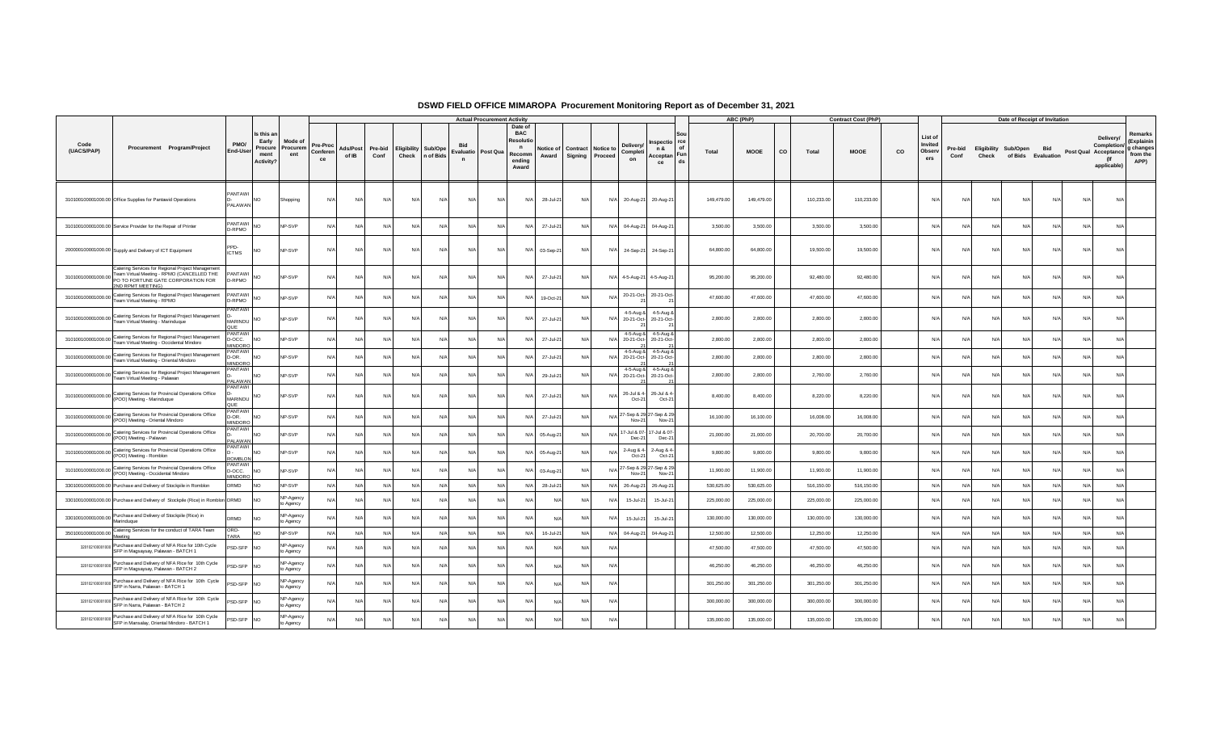# DSWD FIELD OFFICE MIMAROPA Procurement Monitoring Report as of December 31, 2021

| Code (UACS/PAP) | Procurement Program/Project | PMO/ End-User | Is this an Early Procurement Activity? | Mode of Procurement | Actual Procurement Activity | | | | | | | | | | | | | | | Source of Funds | ABC (PhP) | | | Contract Cost (PhP) | | | List of Invited Observers | Date of Receipt of Invitation | | | | | | Remarks (Explaining changes from the APP) |
|---|---|---|---|---|---|---|---|---|---|---|---|---|---|---|---|---|---|---|---|---|---|---|---|---|---|---|---|---|---|---|---|---|---|---|
| | | | | | Pre-Proc Conference | Ads/Post of IB | Pre-bid Conf | Eligibility Check | Sub/Open of Bids | Bid Evaluation | Post Qual | Date of BAC Resolution Recommending Award | Notice of Award | Contract Signing | Notice to Proceed | Delivery/ Completion | Inspection & Acceptance | | | Total | MOOE | CO | Total | MOOE | CO | | Pre-bid Conf | Eligibility Check | Sub/Open of Bids | Bid Evaluation | Post Qual | Delivery/ Completion/ Acceptance (If applicable) | |
| 3101001000010000.00 | Office Supplies for Pantawid Operations | PANTAWID-PALAWAN | NO | Shopping | N/A | N/A | N/A | N/A | N/A | N/A | N/A | N/A | 28-Jul-21 | N/A | N/A | 20-Aug-21 | 20-Aug-21 | | 149,479.00 | 149,479.00 | | 110,233.00 | 110,233.00 | | N/A | N/A | N/A | N/A | N/A | N/A | N/A | |
| 3101001000010000.00 | Service Provider for the Repair of Printer | PANTAWID-RPMO | NO | NP-SVP | N/A | N/A | N/A | N/A | N/A | N/A | N/A | N/A | 27-Jul-21 | N/A | N/A | 04-Aug-21 | 04-Aug-21 | | 3,500.00 | 3,500.00 | | 3,500.00 | 3,500.00 | | N/A | N/A | N/A | N/A | N/A | N/A | N/A | |
| 2000001000010000.00 | Supply and Delivery of ICT Equipment | PPD-ICTMS | NO | NP-SVP | N/A | N/A | N/A | N/A | N/A | N/A | N/A | N/A | 03-Sep-21 | N/A | N/A | 24-Sep-21 | 24-Sep-21 | | 64,800.00 | 64,800.00 | | 19,500.00 | 19,500.00 | | N/A | N/A | N/A | N/A | N/A | N/A | N/A | |
| 3101001000010000.00 | Catering Services for Regional Project Management Team Virtual Meeting - RPMO (CANCELLED THE PO TO FORTUNE GATE CORPORATION FOR 2ND RPMT MEETING) | PANTAWID-RPMO | NO | NP-SVP | N/A | N/A | N/A | N/A | N/A | N/A | N/A | N/A | 27-Jul-21 | N/A | N/A | 4-5-Aug-21 | 4-5-Aug-21 | | 95,200.00 | 95,200.00 | | 92,480.00 | 92,480.00 | | N/A | N/A | N/A | N/A | N/A | N/A | N/A | |
| 3101001000010000.00 | Catering Services for Regional Project Management Team Virtual Meeting - RPMO | PANTAWID-RPMO | NO | NP-SVP | N/A | N/A | N/A | N/A | N/A | N/A | N/A | N/A | 19-Oct-21 | N/A | N/A | 20-21-Oct-21 | 20-21-Oct-21 | | 47,600.00 | 47,600.00 | | 47,600.00 | 47,600.00 | | N/A | N/A | N/A | N/A | N/A | N/A | N/A | |
| 3101001000010000.00 | Catering Services for Regional Project Management Team Virtual Meeting - Marinduque | PANTAWID-MARINDUQUE | NO | NP-SVP | N/A | N/A | N/A | N/A | N/A | N/A | N/A | N/A | 27-Jul-21 | N/A | N/A | 4-5-Aug & 20-21-Oct-21 | 4-5-Aug & 20-21-Oct-21 | | 2,800.00 | 2,800.00 | | 2,800.00 | 2,800.00 | | N/A | N/A | N/A | N/A | N/A | N/A | N/A | |
| 3101001000010000.00 | Catering Services for Regional Project Management Team Virtual Meeting - Occidental Mindoro | PANTAWID-OCC. MINDORO | NO | NP-SVP | N/A | N/A | N/A | N/A | N/A | N/A | N/A | N/A | 27-Jul-21 | N/A | N/A | 4-5-Aug & 20-21-Oct-21 | 4-5-Aug & 20-21-Oct-21 | | 2,800.00 | 2,800.00 | | 2,800.00 | 2,800.00 | | N/A | N/A | N/A | N/A | N/A | N/A | N/A | |
| 3101001000010000.00 | Catering Services for Regional Project Management Team Virtual Meeting - Oriental Mindoro | PANTAWID-OR. MINDORO | NO | NP-SVP | N/A | N/A | N/A | N/A | N/A | N/A | N/A | N/A | 27-Jul-21 | N/A | N/A | 4-5-Aug & 20-21-Oct-21 | 4-5-Aug & 20-21-Oct-21 | | 2,800.00 | 2,800.00 | | 2,800.00 | 2,800.00 | | N/A | N/A | N/A | N/A | N/A | N/A | N/A | |
| 3101001000010000.00 | Catering Services for Regional Project Management Team Virtual Meeting - Palawan | PANTAWID-PALAWAN | NO | NP-SVP | N/A | N/A | N/A | N/A | N/A | N/A | N/A | N/A | 29-Jul-21 | N/A | N/A | 4-5-Aug & 20-21-Oct-21 | 4-5-Aug & 20-21-Oct-21 | | 2,800.00 | 2,800.00 | | 2,760.00 | 2,760.00 | | N/A | N/A | N/A | N/A | N/A | N/A | N/A | |
| 3101001000010000.00 | Catering Services for Provincial Operations Office (POO) Meeting - Marinduque | PANTAWID-MARINDUQUE | NO | NP-SVP | N/A | N/A | N/A | N/A | N/A | N/A | N/A | N/A | 27-Jul-21 | N/A | N/A | 26-Jul & 4-Oct-21 | 26-Jul & 4-Oct-21 | | 8,400.00 | 8,400.00 | | 8,220.00 | 8,220.00 | | N/A | N/A | N/A | N/A | N/A | N/A | N/A | |
| 3101001000010000.00 | Catering Services for Provincial Operations Office (POO) Meeting - Oriental Mindoro | PANTAWID-OR. MINDORO | NO | NP-SVP | N/A | N/A | N/A | N/A | N/A | N/A | N/A | N/A | 27-Jul-21 | N/A | N/A | 27-Sep & 29-Nov-21 | 27-Sep & 29-Nov-21 | | 16,100.00 | 16,100.00 | | 16,008.00 | 16,008.00 | | N/A | N/A | N/A | N/A | N/A | N/A | N/A | |
| 3101001000010000.00 | Catering Services for Provincial Operations Office (POO) Meeting - Palawan | PANTAWID-PALAWAN | NO | NP-SVP | N/A | N/A | N/A | N/A | N/A | N/A | N/A | N/A | 05-Aug-21 | N/A | N/A | 17-Jul & 07-Dec-21 | 17-Jul & 07-Dec-21 | | 21,000.00 | 21,000.00 | | 20,700.00 | 20,700.00 | | N/A | N/A | N/A | N/A | N/A | N/A | N/A | |
| 3101001000010000.00 | Catering Services for Provincial Operations Office (POO) Meeting - Romblon | PANTAWID-ROMBLON | NO | NP-SVP | N/A | N/A | N/A | N/A | N/A | N/A | N/A | N/A | 05-Aug-21 | N/A | N/A | 2-Aug & 4-Oct-21 | 2-Aug & 4-Oct-21 | | 9,800.00 | 9,800.00 | | 9,800.00 | 9,800.00 | | N/A | N/A | N/A | N/A | N/A | N/A | N/A | |
| 3101001000010000.00 | Catering Services for Provincial Operations Office (POO) Meeting - Occidental Mindoro | PANTAWID-OCC. MINDORO | NO | NP-SVP | N/A | N/A | N/A | N/A | N/A | N/A | N/A | N/A | 03-Aug-21 | N/A | N/A | 27-Sep & 29-Nov-21 | 27-Sep & 29-Nov-21 | | 11,900.00 | 11,900.00 | | 11,900.00 | 11,900.00 | | N/A | N/A | N/A | N/A | N/A | N/A | N/A | |
| 3301001000010000.00 | Purchase and Delivery of Stockpile in Romblon | DRMD | NO | NP-SVP | N/A | N/A | N/A | N/A | N/A | N/A | N/A | N/A | 28-Jul-21 | N/A | N/A | 26-Aug-21 | 26-Aug-21 | | 530,625.00 | 530,625.00 | | 516,150.00 | 516,150.00 | | N/A | N/A | N/A | N/A | N/A | N/A | N/A | |
| 3301001000010000.00 | Purchase and Delivery of Stockpile (Rice) in Romblon | DRMD | NO | NP-Agency to Agency | N/A | N/A | N/A | N/A | N/A | N/A | N/A | N/A | N/A | N/A | N/A | 15-Jul-21 | 15-Jul-21 | | 225,000.00 | 225,000.00 | | 225,000.00 | 225,000.00 | | N/A | N/A | N/A | N/A | N/A | N/A | N/A | |
| 3301001000010000.00 | Purchase and Delivery of Stockpile (Rice) in Marinduque | DRMD | NO | NP-Agency to Agency | N/A | N/A | N/A | N/A | N/A | N/A | N/A | N/A | N/A | N/A | N/A | 15-Jul-21 | 15-Jul-21 | | 130,000.00 | 130,000.00 | | 130,000.00 | 130,000.00 | | N/A | N/A | N/A | N/A | N/A | N/A | N/A | |
| 3501001000010000.00 | Catering Services for the conduct of TARA Team Meeting | ORD-TARA | NO | NP-SVP | N/A | N/A | N/A | N/A | N/A | N/A | N/A | N/A | 16-Jul-21 | N/A | N/A | 04-Aug-21 | 04-Aug-21 | | 12,500.00 | 12,500.00 | | 12,250.00 | 12,250.00 | | N/A | N/A | N/A | N/A | N/A | N/A | N/A | |
| 320102100001000 | Purchase and Delivery of NFA Rice for 10th Cycle SFP in Magsaysay, Palawan - BATCH 1 | PSD-SFP | NO | NP-Agency to Agency | N/A | N/A | N/A | N/A | N/A | N/A | N/A | N/A | N/A | N/A | N/A | | | | 47,500.00 | 47,500.00 | | 47,500.00 | 47,500.00 | | N/A | N/A | N/A | N/A | N/A | N/A | N/A | |
| 320102100001000 | Purchase and Delivery of NFA Rice for 10th Cycle SFP in Magsaysay, Palawan - BATCH 2 | PSD-SFP | NO | NP-Agency to Agency | N/A | N/A | N/A | N/A | N/A | N/A | N/A | N/A | N/A | N/A | N/A | | | | 46,250.00 | 46,250.00 | | 46,250.00 | 46,250.00 | | N/A | N/A | N/A | N/A | N/A | N/A | N/A | |
| 320102100001000 | Purchase and Delivery of NFA Rice for 10th Cycle SFP in Narra, Palawan - BATCH 1 | PSD-SFP | NO | NP-Agency to Agency | N/A | N/A | N/A | N/A | N/A | N/A | N/A | N/A | N/A | N/A | N/A | | | | 301,250.00 | 301,250.00 | | 301,250.00 | 301,250.00 | | N/A | N/A | N/A | N/A | N/A | N/A | N/A | |
| 320102100001000 | Purchase and Delivery of NFA Rice for 10th Cycle SFP in Narra, Palawan - BATCH 2 | PSD-SFP | NO | NP-Agency to Agency | N/A | N/A | N/A | N/A | N/A | N/A | N/A | N/A | N/A | N/A | N/A | | | | 300,000.00 | 300,000.00 | | 300,000.00 | 300,000.00 | | N/A | N/A | N/A | N/A | N/A | N/A | N/A | |
| 320102100001000 | Purchase and Delivery of NFA Rice for 10th Cycle SFP in Mansalay, Oriental Mindoro - BATCH 1 | PSD-SFP | NO | NP-Agency to Agency | N/A | N/A | N/A | N/A | N/A | N/A | N/A | N/A | N/A | N/A | N/A | | | | 135,000.00 | 135,000.00 | | 135,000.00 | 135,000.00 | | N/A | N/A | N/A | N/A | N/A | N/A | N/A | |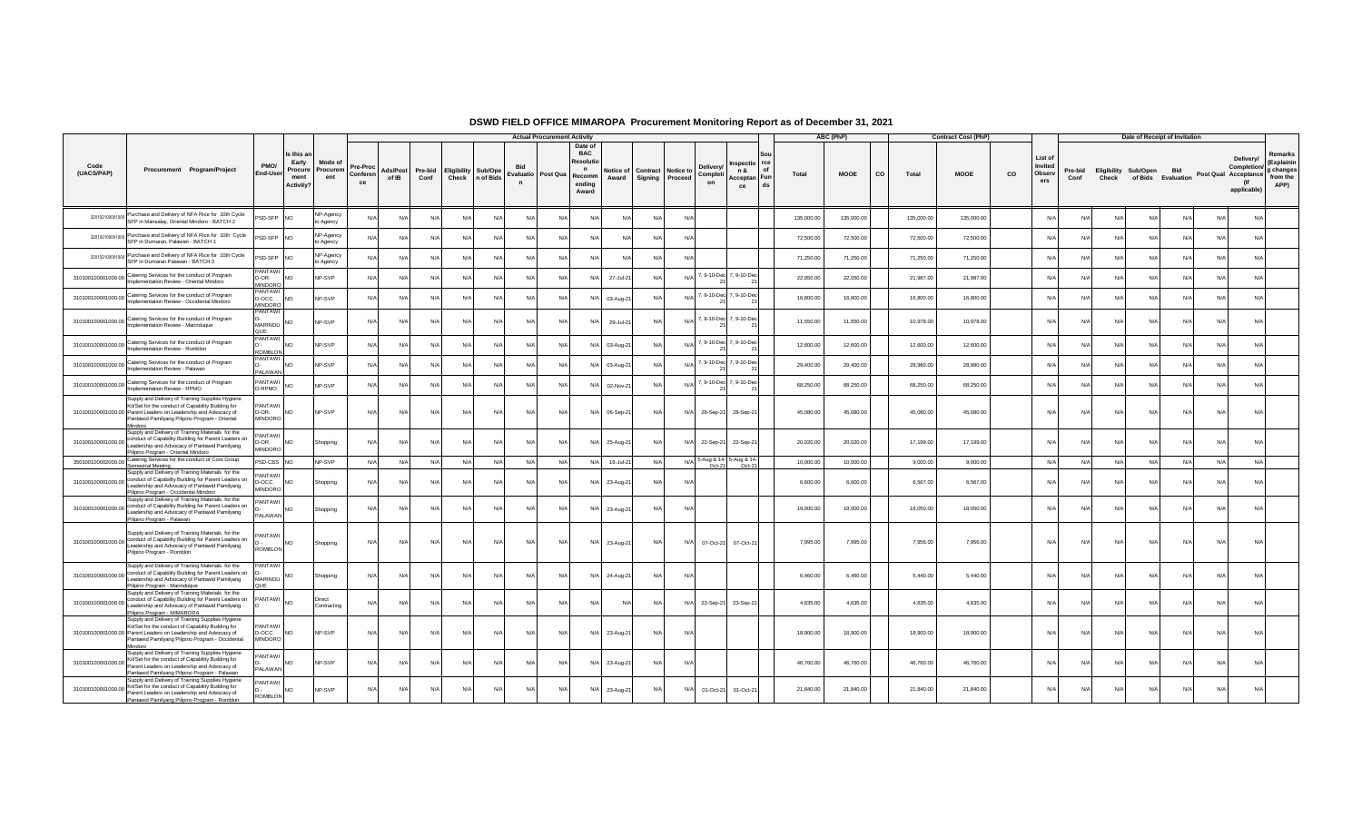# DSWD FIELD OFFICE MIMAROPA Procurement Monitoring Report as of December 31, 2021

| Code (UACS/PAP) | Procurement Program/Project | PMO/ End-User | Is this an Early Procurement Activity? | Mode of Procurement | Actual Procurement Activity | | | | | | | | | | | | | | | Source of Funds | ABC (PhP) | | | Contract Cost (PhP) | | | List of Invited Observers | Date of Receipt of Invitation | | | | | | | Remarks (Explaining changes from the APP) |
|---|---|---|---|---|---|---|---|---|---|---|---|---|---|---|---|---|---|---|---|---|---|---|---|---|---|---|---|---|---|---|---|---|---|---|---|
| | | | | | Pre-Proc Conference | Ads/Post of IB | Pre-bid Conf | Eligibility Check | Sub/Open of Bids | Bid Evaluation | Post Qual | Date of BAC Resolution Recommending Award | Notice of Award | Contract Signing | Notice to Proceed | Delivery/ Completion | Inspection & Acceptance | | | | Total | MOOE | CO | Total | MOOE | CO | | Pre-bid Conf | Eligibility Check | Sub/Open of Bids | Bid Evaluation | Post Qual | Delivery/ Completion/ Acceptance (If applicable) | |
| 320102100001000 | Purchase and Delivery of NFA Rice for 10th Cycle SFP in Mansalay, Oriental Mindoro - BATCH 2 | PSD-SFP | NO | NP-Agency to Agency | N/A | N/A | N/A | N/A | N/A | N/A | N/A | N/A | N/A | N/A | N/A | | | | | | 135,000.00 | 135,000.00 | | 135,000.00 | 135,000.00 | | N/A | N/A | N/A | N/A | N/A | N/A | N/A | |
| 320102100001000 | Purchase and Delivery of NFA Rice for 10th Cycle SFP in Dumaran, Palawan - BATCH 1 | PSD-SFP | NO | NP-Agency to Agency | N/A | N/A | N/A | N/A | N/A | N/A | N/A | N/A | N/A | N/A | N/A | | | | | | 72,500.00 | 72,500.00 | | 72,500.00 | 72,500.00 | | N/A | N/A | N/A | N/A | N/A | N/A | N/A | |
| 320102100001000 | Purchase and Delivery of NFA Rice for 10th Cycle SFP in Dumaran Palawan - BATCH 2 | PSD-SFP | NO | NP-Agency to Agency | N/A | N/A | N/A | N/A | N/A | N/A | N/A | N/A | N/A | N/A | N/A | | | | | | 71,250.00 | 71,250.00 | | 71,250.00 | 71,250.00 | | N/A | N/A | N/A | N/A | N/A | N/A | N/A | |
| 310100100001000.00 | Catering Services for the conduct of Program Implementation Review - Oriental Mindoro | PANTAWID-OR. MINDORO | NO | NP-SVP | N/A | N/A | N/A | N/A | N/A | N/A | N/A | N/A | 27-Jul-21 | N/A | N/A | 7, 9-10-Dec-21 | 7, 9-10-Dec-21 | | | | 22,050.00 | 22,050.00 | | 21,987.00 | 21,987.00 | | N/A | N/A | N/A | N/A | N/A | N/A | N/A | |
| 310100100001000.00 | Catering Services for the conduct of Program Implementation Review - Occidental Mindoro | PANTAWID-OCC. MINDORO | NO | NP-SVP | N/A | N/A | N/A | N/A | N/A | N/A | N/A | N/A | 03-Aug-21 | N/A | N/A | 7, 9-10-Dec-21 | 7, 9-10-Dec-21 | | | | 16,800.00 | 16,800.00 | | 16,800.00 | 16,800.00 | | N/A | N/A | N/A | N/A | N/A | N/A | N/A | |
| 310100100001000.00 | Catering Services for the conduct of Program Implementation Review - Marinduque | PANTAWID-MARINDUQUE | NO | NP-SVP | N/A | N/A | N/A | N/A | N/A | N/A | N/A | N/A | 29-Jul-21 | N/A | N/A | 7, 9-10-Dec-21 | 7, 9-10-Dec-21 | | | | 11,550.00 | 11,550.00 | | 10,978.00 | 10,978.00 | | N/A | N/A | N/A | N/A | N/A | N/A | N/A | |
| 310100100001000.00 | Catering Services for the conduct of Program Implementation Review - Romblon | PANTAWID-ROMBLON | NO | NP-SVP | N/A | N/A | N/A | N/A | N/A | N/A | N/A | N/A | 03-Aug-21 | N/A | N/A | 7, 9-10-Dec-21 | 7, 9-10-Dec-21 | | | | 12,600.00 | 12,600.00 | | 12,600.00 | 12,600.00 | | N/A | N/A | N/A | N/A | N/A | N/A | N/A | |
| 310100100001000.00 | Catering Services for the conduct of Program Implementation Review - Palawan | PANTAWID-PALAWAN | NO | NP-SVP | N/A | N/A | N/A | N/A | N/A | N/A | N/A | N/A | 03-Aug-21 | N/A | N/A | 7, 9-10-Dec-21 | 7, 9-10-Dec-21 | | | | 29,400.00 | 29,400.00 | | 28,980.00 | 28,980.00 | | N/A | N/A | N/A | N/A | N/A | N/A | N/A | |
| 310100100001000.00 | Catering Services for the conduct of Program Implementation Review - RPMO | PANTAWID-RPMO | NO | NP-SVP | N/A | N/A | N/A | N/A | N/A | N/A | N/A | N/A | 02-Nov-21 | N/A | N/A | 7, 9-10-Dec-21 | 7, 9-10-Dec-21 | | | | 68,250.00 | 68,250.00 | | 68,250.00 | 68,250.00 | | N/A | N/A | N/A | N/A | N/A | N/A | N/A | |
| 310100100001000.00 | Supply and Delivery of Training Supplies Hygiene Kit/Set for the conduct of Capability Building for Parent Leaders on Leadership and Advocacy of Pantawid Pamilyang Pilipino Program - Oriental Mindoro | PANTAWID-OR. MINDORO | NO | NP-SVP | N/A | N/A | N/A | N/A | N/A | N/A | N/A | N/A | 06-Sep-21 | N/A | N/A | 28-Sep-21 | 28-Sep-21 | | | | 45,080.00 | 45,080.00 | | 45,080.00 | 45,080.00 | | N/A | N/A | N/A | N/A | N/A | N/A | N/A | |
| 310100100001000.00 | Supply and Delivery of Training Materials for the conduct of Capability Building for Parent Leaders on Leadership and Advocacy of Pantawid Pamilyang Pilipino Program - Oriental Mindoro | PANTAWID-OR. MINDORO | NO | Shopping | N/A | N/A | N/A | N/A | N/A | N/A | N/A | N/A | 25-Aug-21 | N/A | N/A | 22-Sep-21 | 22-Sep-21 | | | | 20,020.00 | 20,020.00 | | 17,199.00 | 17,199.00 | | N/A | N/A | N/A | N/A | N/A | N/A | N/A | |
| 350100100002000.00 | Catering Services for the conduct of Core Group Semestral Meeting | PSD-CBS | NO | NP-SVP | N/A | N/A | N/A | N/A | N/A | N/A | N/A | N/A | 16-Jul-21 | N/A | N/A | 5-Aug & 14-Oct-21 | 5-Aug & 14-Oct-21 | | | | 10,000.00 | 10,000.00 | | 9,000.00 | 9,000.00 | | N/A | N/A | N/A | N/A | N/A | N/A | N/A | |
| 310100100001000.00 | Supply and Delivery of Training Materials for the conduct of Capability Building for Parent Leaders on Leadership and Advocacy of Pantawid Pamilyang Pilipino Program - Occidental Mindoro | PANTAWID-OCC. MINDORO | NO | Shopping | N/A | N/A | N/A | N/A | N/A | N/A | N/A | N/A | 23-Aug-21 | N/A | N/A | | | | | | 6,600.00 | 6,600.00 | | 6,567.00 | 6,567.00 | | N/A | N/A | N/A | N/A | N/A | N/A | N/A | |
| 310100100001000.00 | Supply and Delivery of Training Materials for the conduct of Capability Building for Parent Leaders on Leadership and Advocacy of Pantawid Pamilyang Pilipino Program - Palawan | PANTAWID-PALAWAN | NO | Shopping | N/A | N/A | N/A | N/A | N/A | N/A | N/A | N/A | 23-Aug-21 | N/A | N/A | | | | | | 19,000.00 | 19,000.00 | | 18,050.00 | 18,050.00 | | N/A | N/A | N/A | N/A | N/A | N/A | N/A | |
| 310100100001000.00 | Supply and Delivery of Training Materials for the conduct of Capability Building for Parent Leaders on Leadership and Advocacy of Pantawid Pamilyang Pilipino Program - Romblon | PANTAWID-ROMBLON | NO | Shopping | N/A | N/A | N/A | N/A | N/A | N/A | N/A | N/A | 23-Aug-21 | N/A | N/A | 07-Oct-21 | 07-Oct-21 | | | | 7,995.00 | 7,995.00 | | 7,956.00 | 7,956.00 | | N/A | N/A | N/A | N/A | N/A | N/A | N/A | |
| 310100100001000.00 | Supply and Delivery of Training Materials for the conduct of Capability Building for Parent Leaders on Leadership and Advocacy of Pantawid Pamilyang Pilipino Program - Marinduque | PANTAWID-MARINDUQUE | NO | Shopping | N/A | N/A | N/A | N/A | N/A | N/A | N/A | N/A | 24-Aug-21 | N/A | N/A | | | | | | 6,460.00 | 6,460.00 | | 5,440.00 | 5,440.00 | | N/A | N/A | N/A | N/A | N/A | N/A | N/A | |
| 310100100001000.00 | Supply and Delivery of Training Materials for the conduct of Capability Building for Parent Leaders on Leadership and Advocacy of Pantawid Pamilyang Pilipino Program - MIMAROPA | PANTAWID | NO | Direct Contracting | N/A | N/A | N/A | N/A | N/A | N/A | N/A | N/A | N/A | N/A | N/A | 23-Sep-21 | 23-Sep-21 | | | | 4,635.00 | 4,635.00 | | 4,635.00 | 4,635.00 | | N/A | N/A | N/A | N/A | N/A | N/A | N/A | |
| 310100100001000.00 | Supply and Delivery of Training Supplies Hygiene Kit/Set for the conduct of Capability Building for Parent Leaders on Leadership and Advocacy of Pantawid Pamilyang Pilipino Program - Occidental Mindoro | PANTAWID-OCC. MINDORO | NO | NP-SVP | N/A | N/A | N/A | N/A | N/A | N/A | N/A | N/A | 23-Aug-21 | N/A | N/A | | | | | | 18,900.00 | 18,900.00 | | 18,900.00 | 18,900.00 | | N/A | N/A | N/A | N/A | N/A | N/A | N/A | |
| 310100100001000.00 | Supply and Delivery of Training Supplies Hygiene Kit/Set for the conduct of Capability Building for Parent Leaders on Leadership and Advocacy of Pantawid Pamilyang Pilipino Program - Palawan | PANTAWID-PALAWAN | NO | NP-SVP | N/A | N/A | N/A | N/A | N/A | N/A | N/A | N/A | 23-Aug-21 | N/A | N/A | | | | | | 46,760.00 | 46,760.00 | | 46,760.00 | 46,760.00 | | N/A | N/A | N/A | N/A | N/A | N/A | N/A | |
| 310100100001000.00 | Supply and Delivery of Training Supplies Hygiene Kit/Set for the conduct of Capability Building for Parent Leaders on Leadership and Advocacy of Pantawid Pamilyang Pilipino Program - Romblon | PANTAWID-ROMBLON | NO | NP-SVP | N/A | N/A | N/A | N/A | N/A | N/A | N/A | N/A | 23-Aug-21 | N/A | N/A | 01-Oct-21 | 01-Oct-21 | | | | 21,840.00 | 21,840.00 | | 21,840.00 | 21,840.00 | | N/A | N/A | N/A | N/A | N/A | N/A | N/A | |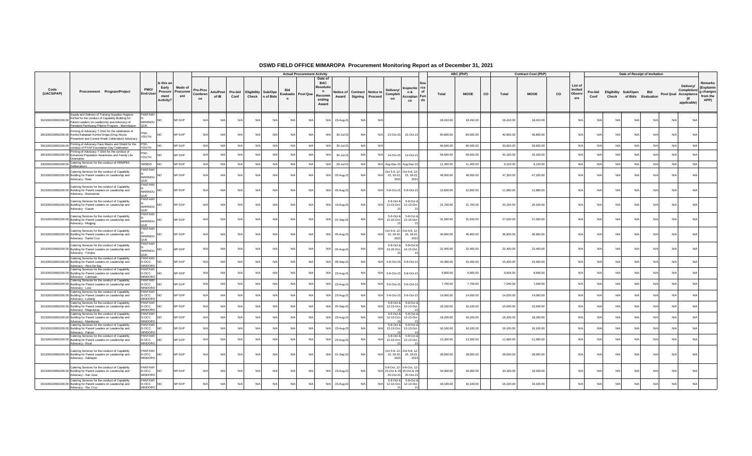# DSWD FIELD OFFICE MIMAROPA Procurement Monitoring Report as of December 31, 2021

| Code (UACS/PAP) | Procurement Program/Project | PMO/ End-User | Is this an Early Procurement Activity? | Mode of Procurement | Actual Procurement Activity | | | | | | | | | | | | | | | Source of Funds | ABC (PhP) | | | Contract Cost (PhP) | | | List of Invited Observers | Date of Receipt of Invitation | | | | | | | Remarks (Explaining changes from the APP) |
|---|---|---|---|---|---|---|---|---|---|---|---|---|---|---|---|---|---|---|---|---|---|---|---|---|---|---|---|---|---|---|---|---|---|---|---|
| | | | | | Pre-Proc Conference | Ads/Post of IB | Pre-bid Conf | Eligibility Check | Sub/Open of Bids | Bid Evaluation | Post Qual | Date of BAC Resolution Recommending Award | Notice of Award | Contract Signing | Notice to Proceed | Delivery/ Completion | Inspection & Acceptance | | | | Total | MOOE | CO | Total | MOOE | CO | | Pre-bid Conf | Eligibility Check | Sub/Open of Bids | Bid Evaluation | Post Qual | Delivery/ Completion/ Acceptance (If applicable) | |
| 310100100001000.00 | Supply and Delivery of Training Supplies Hygiene Kit/Set for the conduct of Capability Building for Parent Leaders on Leadership and Advocacy of Pantawid Pamilyang Pilipino Program - Marinduque | PANTAWID-MARINDUQUE | NO | NP-SVP | N/A | N/A | N/A | N/A | N/A | N/A | N/A | N/A | 23-Aug-21 | N/A | N/A | | | | | 18,410.00 | 18,410.00 | | 18,410.00 | 18,410.00 | | N/A | N/A | N/A | N/A | N/A | N/A | N/A | |
| 350100100001000.00 | Printing of Advocacy T-Shirt for the celebration of Kontra Kabataan Kontra Droga (Drug Abuse Prevention and Control Week Celebration) Advocacy | PSD-YOUTH | NO | NP-SVP | N/A | N/A | N/A | N/A | N/A | N/A | N/A | N/A | 30-Jul-21 | N/A | N/A | 21-Oct-21 | 21-Oct-21 | | | 84,000.00 | 84,000.00 | | 40,800.00 | 40,800.00 | | N/A | N/A | N/A | N/A | N/A | N/A | N/A | |
| 350100100001000.00 | Printing of Advocacy Face Masks and Shield for the conduct of PYAP Foundation Day Celebration | PSD-YOUTH | NO | NP-SVP | N/A | N/A | N/A | N/A | N/A | N/A | N/A | N/A | 30-Jul-21 | N/A | N/A | | | | | 66,500.00 | 66,500.00 | | 33,820.00 | 33,820.00 | | N/A | N/A | N/A | N/A | N/A | N/A | N/A | |
| 350100100001000.00 | Printing of Advocacy T-Shirt for the conduct of Enhanced Population Awareness and Family Life Orientation | PSD-YOUTH | NO | NP-SVP | N/A | N/A | N/A | N/A | N/A | N/A | N/A | N/A | 30-Jul-21 | N/A | N/A | 14-Oct-21 | 14-Oct-21 | | | 59,500.00 | 59,500.00 | | 42,160.00 | 42,160.00 | | N/A | N/A | N/A | N/A | N/A | N/A | N/A | |
| 100000100001000.00 | Catering Services for the conduct of HRMPBS Deliberations | HRMDD | NO | NP-SVP | N/A | N/A | N/A | N/A | N/A | N/A | N/A | N/A | 29-Jul-21 | N/A | N/A | Aug-Dec-21 | Aug-Dec-21 | | | 11,400.00 | 11,400.00 | | 9,120.00 | 9,120.00 | | N/A | N/A | N/A | N/A | N/A | N/A | N/A | |
| 310100100001000.00 | Catering Services for the conduct of Capability Building for Parent Leaders on Leadership and Advocacy - Boac | PANTAWID-MARINDUQUE | NO | NP-SVP | N/A | N/A | N/A | N/A | N/A | N/A | N/A | N/A | 05-Aug-21 | N/A | N/A | Oct 5-8, 12-15, 19-22, 2021 | Oct 5-8, 12-15, 19-22, 2021 | | | 49,000.00 | 49,000.00 | | 47,320.00 | 47,320.00 | | N/A | N/A | N/A | N/A | N/A | N/A | N/A | |
| 310100100001000.00 | Catering Services for the conduct of Capability Building for Parent Leaders on Leadership and Advocacy - Buenavista | PANTAWID-MARINDUQUE | NO | NP-SVP | N/A | N/A | N/A | N/A | N/A | N/A | N/A | N/A | 05-Aug-21 | N/A | N/A | 5-8-Oct-21 | 5-8-Oct-21 | | | 12,600.00 | 12,600.00 | | 11,880.00 | 11,880.00 | | N/A | N/A | N/A | N/A | N/A | N/A | N/A | |
| 310100100001000.00 | Catering Services for the conduct of Capability Building for Parent Leaders on Leadership and Advocacy - Gasan | PANTAWID-MARINDUQUE | NO | NP-SVP | N/A | N/A | N/A | N/A | N/A | N/A | N/A | N/A | 19-Aug-21 | N/A | N/A | 5-8-Oct & 12-13-Oct-21 | 5-8-Oct & 12-13-Oct-21 | | | 21,700.00 | 21,700.00 | | 20,150.00 | 20,150.00 | | N/A | N/A | N/A | N/A | N/A | N/A | N/A | |
| 310100100001000.00 | Catering Services for the conduct of Capability Building for Parent Leaders on Leadership and Advocacy - Mogpog | PANTAWID-MARINDUQUE | NO | NP-SVP | N/A | N/A | N/A | N/A | N/A | N/A | N/A | N/A | 01-Sep-21 | N/A | N/A | 5-8-Oct & 12-15-Oct-21 | 5-8-Oct & 12-15-Oct-21 | | | 31,500.00 | 31,500.00 | | 27,000.00 | 27,000.00 | | N/A | N/A | N/A | N/A | N/A | N/A | N/A | |
| 310100100001000.00 | Catering Services for the conduct of Capability Building for Parent Leaders on Leadership and Advocacy - Santa Cruz | PANTAWID-MARINDUQUE | NO | NP-SVP | N/A | N/A | N/A | N/A | N/A | N/A | N/A | N/A | 05-Aug-21 | N/A | N/A | Oct 5-8, 12-15, 19-22, 2021 | Oct 5-8, 12-15, 19-22, 2021 | | | 46,900.00 | 46,900.00 | | 46,900.00 | 46,900.00 | | N/A | N/A | N/A | N/A | N/A | N/A | N/A | |
| 310100100001000.00 | Catering Services for the conduct of Capability Building for Parent Leaders on Leadership and Advocacy - Torrijos | PANTAWID-MARINDUQUE | NO | NP-SVP | N/A | N/A | N/A | N/A | N/A | N/A | N/A | N/A | 05-Aug-21 | N/A | N/A | 5-8-Oct & 12-15-Oct-21 | 5-8-Oct & 12-15-Oct-21 | | | 22,400.00 | 22,400.00 | | 22,400.00 | 22,400.00 | | N/A | N/A | N/A | N/A | N/A | N/A | N/A | |
| 310100100001000.00 | Catering Services for the conduct of Capability Building for Parent Leaders on Leadership and Advocacy - Abra De Ilog | PANTAWID-OCC. MINDORO | NO | NP-SVP | N/A | N/A | N/A | N/A | N/A | N/A | N/A | N/A | 06-Sep-21 | N/A | N/A | 5-8-Oct-21 | 5-8-Oct-21 | | | 15,400.00 | 15,400.00 | | 15,400.00 | 15,400.00 | | N/A | N/A | N/A | N/A | N/A | N/A | N/A | |
| 310100100001000.00 | Catering Services for the conduct of Capability Building for Parent Leaders on Leadership and Advocacy - Calintaan | PANTAWID-OCC. MINDORO | NO | NP-SVP | N/A | N/A | N/A | N/A | N/A | N/A | N/A | N/A | 23-Aug-21 | N/A | N/A | 5-8-Oct-21 | 5-8-Oct-21 | | | 9,800.00 | 9,800.00 | | 9,506.00 | 9,506.00 | | N/A | N/A | N/A | N/A | N/A | N/A | N/A | |
| 310100100001000.00 | Catering Services for the conduct of Capability Building for Parent Leaders on Leadership and Advocacy - Looc | PANTAWID-OCC. MINDORO | NO | NP-SVP | N/A | N/A | N/A | N/A | N/A | N/A | N/A | N/A | 23-Aug-21 | N/A | N/A | 5-6-Oct-21 | 5-6-Oct-21 | | | 7,700.00 | 7,700.00 | | 7,040.00 | 7,040.00 | | N/A | N/A | N/A | N/A | N/A | N/A | N/A | |
| 310100100001000.00 | Catering Services for the conduct of Capability Building for Parent Leaders on Leadership and Advocacy - Lubang | PANTAWID-OCC. MINDORO | NO | NP-SVP | N/A | N/A | N/A | N/A | N/A | N/A | N/A | N/A | 23-Aug-21 | N/A | N/A | 5-8-Oct-21 | 5-8-Oct-21 | | | 14,000.00 | 14,000.00 | | 14,000.00 | 14,000.00 | | N/A | N/A | N/A | N/A | N/A | N/A | N/A | |
| 310100100001000.00 | Catering Services for the conduct of Capability Building for Parent Leaders on Leadership and Advocacy - Magsaysay | PANTAWID-OCC. MINDORO | NO | NP-SVP | N/A | N/A | N/A | N/A | N/A | N/A | N/A | N/A | 20-Sep-21 | N/A | N/A | 5-8-Oct & 12-13-Oct-21 | 5-8-Oct & 12-13-Oct-21 | | | 16,100.00 | 16,100.00 | | 15,640.00 | 15,640.00 | | N/A | N/A | N/A | N/A | N/A | N/A | N/A | |
| 310100100001000.00 | Catering Services for the conduct of Capability Building for Parent Leaders on Leadership and Advocacy - Mamburao | PANTAWID-OCC. MINDORO | NO | NP-SVP | N/A | N/A | N/A | N/A | N/A | N/A | N/A | N/A | 23-Aug-21 | N/A | N/A | 5-8-Oct & 12-13-Oct-21 | 5-8-Oct & 12-13-Oct-21 | | | 18,200.00 | 18,200.00 | | 18,200.00 | 18,200.00 | | N/A | N/A | N/A | N/A | N/A | N/A | N/A | |
| 310100100001000.00 | Catering Services for the conduct of Capability Building for Parent Leaders on Leadership and Advocacy - Paluan | PANTAWID-OCC. MINDORO | NO | NP-SVP | N/A | N/A | N/A | N/A | N/A | N/A | N/A | N/A | 23-Aug-21 | N/A | N/A | 5-8-Oct & 12-13-Oct-21 | 5-8-Oct & 12-13-Oct-21 | | | 16,100.00 | 16,100.00 | | 16,100.00 | 16,100.00 | | N/A | N/A | N/A | N/A | N/A | N/A | N/A | |
| 310100100001000.00 | Catering Services for the conduct of Capability Building for Parent Leaders on Leadership and Advocacy - Rizal | PANTAWID-OCC. MINDORO | NO | NP-SVP | N/A | N/A | N/A | N/A | N/A | N/A | N/A | N/A | 24-Aug-21 | N/A | N/A | 5-8-Oct & 12-13-Oct-21 | 5-8-Oct & 12-13-Oct-21 | | | 13,300.00 | 13,300.00 | | 11,685.00 | 11,685.00 | | N/A | N/A | N/A | N/A | N/A | N/A | N/A | |
| 310100100001000.00 | Catering Services for the conduct of Capability Building for Parent Leaders on Leadership and Advocacy - Sablayan | PANTAWID-OCC. MINDORO | NO | NP-SVP | N/A | N/A | N/A | N/A | N/A | N/A | N/A | N/A | 01-Sep-21 | N/A | N/A | Oct 5-8, 12-15, 19-22, 2021 | Oct 5-8, 12-15, 19-22, 2021 | | | 28,000.00 | 28,000.00 | | 28,000.00 | 28,000.00 | | N/A | N/A | N/A | N/A | N/A | N/A | N/A | |
| 310100100001000.00 | Catering Services for the conduct of Capability Building for Parent Leaders on Leadership and Advocacy - San Jose | PANTAWID-OCC. MINDORO | NO | NP-SVP | N/A | N/A | N/A | N/A | N/A | N/A | N/A | N/A | 23-Aug-21 | N/A | N/A | 5-8-Oct, 12-15-Oct & 19-20-Oct-21 | 5-8-Oct, 12-15-Oct & 19-20-Oct-21 | | | 34,300.00 | 34,300.00 | | 33,320.00 | 33,320.00 | | N/A | N/A | N/A | N/A | N/A | N/A | N/A | |
| 310100100001000.00 | Catering Services for the conduct of Capability Building for Parent Leaders on Leadership and Advocacy - Sta. Cruz | PANTAWID-OCC. MINDORO | NO | NP-SVP | N/A | N/A | N/A | N/A | N/A | N/A | N/A | N/A | 23-Aug-21 | N/A | N/A | 5-8-Oct & 12-13-Oct-21 | 5-8-Oct & 12-13-Oct-21 | | | 16,100.00 | 16,100.00 | | 16,100.00 | 16,100.00 | | N/A | N/A | N/A | N/A | N/A | N/A | N/A | |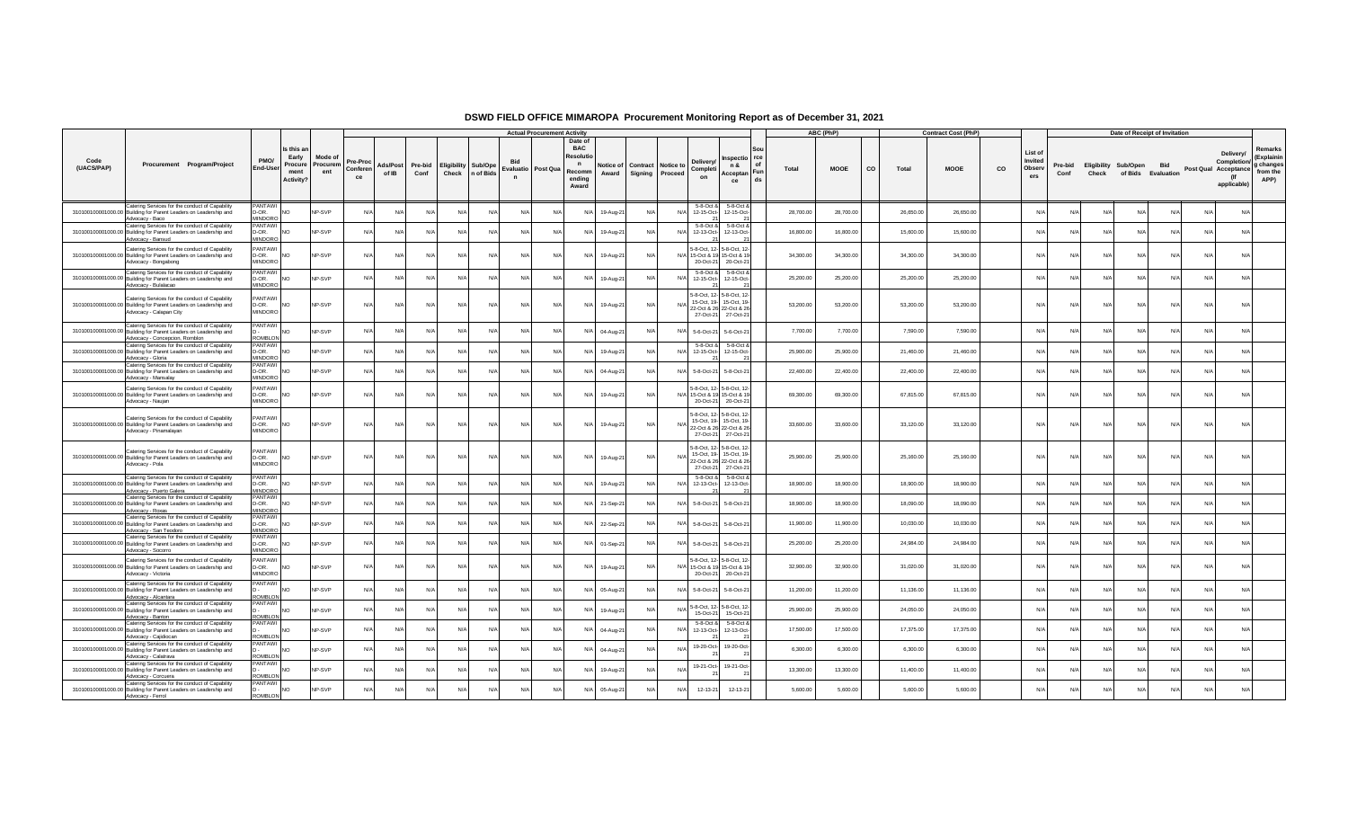# DSWD FIELD OFFICE MIMAROPA Procurement Monitoring Report as of December 31, 2021

| Code (UACS/PAP) | Procurement Program/Project | PMO/ End-User | Is this an Early Procurement Activity? | Mode of Procurement | Actual Procurement Activity | | | | | | | | | | | | | | Source of Funds | ABC (PhP) | | | Contract Cost (PhP) | | | List of Invited Observers | Date of Receipt of Invitation | | | | | | | Remarks (Explaining changes from the APP) |
|---|---|---|---|---|---|---|---|---|---|---|---|---|---|---|---|---|---|---|---|---|---|---|---|---|---|---|---|---|---|---|---|---|---|---|
| | | | | | Pre-Proc Conference | Ads/Post of IB | Pre-bid Conf | Eligibility Check | Sub/Open of Bids | Bid Evaluation | Post Qual | Date of BAC Resolution Recommending Award | Notice of Award | Contract Signing | Notice to Proceed | Delivery/ Completion | Inspection & Acceptance | | | Total | MOOE | CO | Total | MOOE | CO | | Pre-bid Conf | Eligibility Check | Sub/Open of Bids | Bid Evaluation | Post Qual | Delivery/ Completion/ Acceptance (If applicable) | |
| 310100100001000.00 | Catering Services for the conduct of Capability Building for Parent Leaders on Leadership and Advocacy - Baco | PANTAWID-OR. MINDORO | NO | NP-SVP | N/A | N/A | N/A | N/A | N/A | N/A | N/A | N/A | 19-Aug-21 | N/A | N/A | 5-8-Oct & 12-15-Oct-21 | 5-8-Oct & 12-15-Oct-21 | | 28,700.00 | 28,700.00 | | 26,650.00 | 26,650.00 | | N/A | N/A | N/A | N/A | N/A | N/A | N/A | |
| 310100100001000.00 | Catering Services for the conduct of Capability Building for Parent Leaders on Leadership and Advocacy - Bansud | PANTAWID-OR. MINDORO | NO | NP-SVP | N/A | N/A | N/A | N/A | N/A | N/A | N/A | N/A | 19-Aug-21 | N/A | N/A | 5-8-Oct & 12-13-Oct-21 | 5-8-Oct & 12-13-Oct-21 | | 16,800.00 | 16,800.00 | | 15,600.00 | 15,600.00 | | N/A | N/A | N/A | N/A | N/A | N/A | N/A | |
| 310100100001000.00 | Catering Services for the conduct of Capability Building for Parent Leaders on Leadership and Advocacy - Bongabong | PANTAWID-OR. MINDORO | NO | NP-SVP | N/A | N/A | N/A | N/A | N/A | N/A | N/A | N/A | 19-Aug-21 | N/A | N/A | 5-8-Oct, 12-15-Oct & 19 20-Oct-21 | 5-8-Oct, 12-15-Oct & 19 20-Oct-21 | | 34,300.00 | 34,300.00 | | 34,300.00 | 34,300.00 | | N/A | N/A | N/A | N/A | N/A | N/A | N/A | |
| 310100100001000.00 | Catering Services for the conduct of Capability Building for Parent Leaders on Leadership and Advocacy - Bulalacao | PANTAWID-OR. MINDORO | NO | NP-SVP | N/A | N/A | N/A | N/A | N/A | N/A | N/A | N/A | 19-Aug-21 | N/A | N/A | 5-8-Oct & 12-15-Oct-21 | 5-8-Oct & 12-15-Oct-21 | | 25,200.00 | 25,200.00 | | 25,200.00 | 25,200.00 | | N/A | N/A | N/A | N/A | N/A | N/A | N/A | |
| 310100100001000.00 | Catering Services for the conduct of Capability Building for Parent Leaders on Leadership and Advocacy - Calapan City | PANTAWID-OR. MINDORO | NO | NP-SVP | N/A | N/A | N/A | N/A | N/A | N/A | N/A | N/A | 19-Aug-21 | N/A | N/A | 5-8-Oct, 12-15-Oct, 19-22-Oct & 26 27-Oct-21 | 5-8-Oct, 12-15-Oct, 19-22-Oct & 26 27-Oct-21 | | 53,200.00 | 53,200.00 | | 53,200.00 | 53,200.00 | | N/A | N/A | N/A | N/A | N/A | N/A | N/A | |
| 310100100001000.00 | Catering Services for the conduct of Capability Building for Parent Leaders on Leadership and Advocacy - Concepcion, Romblon | PANTAWID-ROMBLON | NO | NP-SVP | N/A | N/A | N/A | N/A | N/A | N/A | N/A | N/A | 04-Aug-21 | N/A | N/A | 5-6-Oct-21 | 5-6-Oct-21 | | 7,700.00 | 7,700.00 | | 7,590.00 | 7,590.00 | | N/A | N/A | N/A | N/A | N/A | N/A | N/A | |
| 310100100001000.00 | Catering Services for the conduct of Capability Building for Parent Leaders on Leadership and Advocacy - Gloria | PANTAWID-OR. MINDORO | NO | NP-SVP | N/A | N/A | N/A | N/A | N/A | N/A | N/A | N/A | 19-Aug-21 | N/A | N/A | 5-8-Oct & 12-15-Oct-21 | 5-8-Oct & 12-15-Oct-21 | | 25,900.00 | 25,900.00 | | 21,460.00 | 21,460.00 | | N/A | N/A | N/A | N/A | N/A | N/A | N/A | |
| 310100100001000.00 | Catering Services for the conduct of Capability Building for Parent Leaders on Leadership and Advocacy - Mansalay | PANTAWID-OR. MINDORO | NO | NP-SVP | N/A | N/A | N/A | N/A | N/A | N/A | N/A | N/A | 04-Aug-21 | N/A | N/A | 5-8-Oct-21 | 5-8-Oct-21 | | 22,400.00 | 22,400.00 | | 22,400.00 | 22,400.00 | | N/A | N/A | N/A | N/A | N/A | N/A | N/A | |
| 310100100001000.00 | Catering Services for the conduct of Capability Building for Parent Leaders on Leadership and Advocacy - Naujan | PANTAWID-OR. MINDORO | NO | NP-SVP | N/A | N/A | N/A | N/A | N/A | N/A | N/A | N/A | 19-Aug-21 | N/A | N/A | 5-8-Oct, 12-15-Oct & 19 20-Oct-21 | 5-8-Oct, 12-15-Oct & 19 20-Oct-21 | | 69,300.00 | 69,300.00 | | 67,815.00 | 67,815.00 | | N/A | N/A | N/A | N/A | N/A | N/A | N/A | |
| 310100100001000.00 | Catering Services for the conduct of Capability Building for Parent Leaders on Leadership and Advocacy - Pinamalayan | PANTAWID-OR. MINDORO | NO | NP-SVP | N/A | N/A | N/A | N/A | N/A | N/A | N/A | N/A | 19-Aug-21 | N/A | N/A | 5-8-Oct, 12-15-Oct, 19-22-Oct & 26 27-Oct-21 | 5-8-Oct, 12-15-Oct, 19-22-Oct & 26 27-Oct-21 | | 33,600.00 | 33,600.00 | | 33,120.00 | 33,120.00 | | N/A | N/A | N/A | N/A | N/A | N/A | N/A | |
| 310100100001000.00 | Catering Services for the conduct of Capability Building for Parent Leaders on Leadership and Advocacy - Pola | PANTAWID-OR. MINDORO | NO | NP-SVP | N/A | N/A | N/A | N/A | N/A | N/A | N/A | N/A | 19-Aug-21 | N/A | N/A | 5-8-Oct, 12-15-Oct, 19-22-Oct & 26 27-Oct-21 | 5-8-Oct, 12-15-Oct, 19-22-Oct & 26 27-Oct-21 | | 25,900.00 | 25,900.00 | | 25,160.00 | 25,160.00 | | N/A | N/A | N/A | N/A | N/A | N/A | N/A | |
| 310100100001000.00 | Catering Services for the conduct of Capability Building for Parent Leaders on Leadership and Advocacy - Puerto Galera | PANTAWID-OR. MINDORO | NO | NP-SVP | N/A | N/A | N/A | N/A | N/A | N/A | N/A | N/A | 19-Aug-21 | N/A | N/A | 5-8-Oct & 12-13-Oct-21 | 5-8-Oct & 12-13-Oct-21 | | 18,900.00 | 18,900.00 | | 18,900.00 | 18,900.00 | | N/A | N/A | N/A | N/A | N/A | N/A | N/A | |
| 310100100001000.00 | Catering Services for the conduct of Capability Building for Parent Leaders on Leadership and Advocacy - Roxas | PANTAWID-OR. MINDORO | NO | NP-SVP | N/A | N/A | N/A | N/A | N/A | N/A | N/A | N/A | 21-Sep-21 | N/A | N/A | 5-8-Oct-21 | 5-8-Oct-21 | | 18,900.00 | 18,900.00 | | 18,090.00 | 18,090.00 | | N/A | N/A | N/A | N/A | N/A | N/A | N/A | |
| 310100100001000.00 | Catering Services for the conduct of Capability Building for Parent Leaders on Leadership and Advocacy - San Teodoro | PANTAWID-OR. MINDORO | NO | NP-SVP | N/A | N/A | N/A | N/A | N/A | N/A | N/A | N/A | 22-Sep-21 | N/A | N/A | 5-8-Oct-21 | 5-8-Oct-21 | | 11,900.00 | 11,900.00 | | 10,030.00 | 10,030.00 | | N/A | N/A | N/A | N/A | N/A | N/A | N/A | |
| 310100100001000.00 | Catering Services for the conduct of Capability Building for Parent Leaders on Leadership and Advocacy - Socorro | PANTAWID-OR. MINDORO | NO | NP-SVP | N/A | N/A | N/A | N/A | N/A | N/A | N/A | N/A | 01-Sep-21 | N/A | N/A | 5-8-Oct-21 | 5-8-Oct-21 | | 25,200.00 | 25,200.00 | | 24,984.00 | 24,984.00 | | N/A | N/A | N/A | N/A | N/A | N/A | N/A | |
| 310100100001000.00 | Catering Services for the conduct of Capability Building for Parent Leaders on Leadership and Advocacy - Victoria | PANTAWID-OR. MINDORO | NO | NP-SVP | N/A | N/A | N/A | N/A | N/A | N/A | N/A | N/A | 19-Aug-21 | N/A | N/A | 5-8-Oct, 12-15-Oct & 19 20-Oct-21 | 5-8-Oct, 12-15-Oct & 19 20-Oct-21 | | 32,900.00 | 32,900.00 | | 31,020.00 | 31,020.00 | | N/A | N/A | N/A | N/A | N/A | N/A | N/A | |
| 310100100001000.00 | Catering Services for the conduct of Capability Building for Parent Leaders on Leadership and Advocacy - Alcantara | PANTAWID-ROMBLON | NO | NP-SVP | N/A | N/A | N/A | N/A | N/A | N/A | N/A | N/A | 05-Aug-21 | N/A | N/A | 5-8-Oct-21 | 5-8-Oct-21 | | 11,200.00 | 11,200.00 | | 11,136.00 | 11,136.00 | | N/A | N/A | N/A | N/A | N/A | N/A | N/A | |
| 310100100001000.00 | Catering Services for the conduct of Capability Building for Parent Leaders on Leadership and Advocacy - Banton | PANTAWID-ROMBLON | NO | NP-SVP | N/A | N/A | N/A | N/A | N/A | N/A | N/A | N/A | 19-Aug-21 | N/A | N/A | 5-8-Oct, 12-15-Oct-21 | 5-8-Oct, 12-15-Oct-21 | | 25,900.00 | 25,900.00 | | 24,050.00 | 24,050.00 | | N/A | N/A | N/A | N/A | N/A | N/A | N/A | |
| 310100100001000.00 | Catering Services for the conduct of Capability Building for Parent Leaders on Leadership and Advocacy - Cajidiocan | PANTAWID-ROMBLON | NO | NP-SVP | N/A | N/A | N/A | N/A | N/A | N/A | N/A | N/A | 04-Aug-21 | N/A | N/A | 5-8-Oct & 12-13-Oct-21 | 5-8-Oct & 12-13-Oct-21 | | 17,500.00 | 17,500.00 | | 17,375.00 | 17,375.00 | | N/A | N/A | N/A | N/A | N/A | N/A | N/A | |
| 310100100001000.00 | Catering Services for the conduct of Capability Building for Parent Leaders on Leadership and Advocacy - Calatrava | PANTAWID-ROMBLON | NO | NP-SVP | N/A | N/A | N/A | N/A | N/A | N/A | N/A | N/A | 04-Aug-21 | N/A | N/A | 19-20-Oct-21 | 19-20-Oct-21 | | 6,300.00 | 6,300.00 | | 6,300.00 | 6,300.00 | | N/A | N/A | N/A | N/A | N/A | N/A | N/A | |
| 310100100001000.00 | Catering Services for the conduct of Capability Building for Parent Leaders on Leadership and Advocacy - Corcuera | PANTAWID-ROMBLON | NO | NP-SVP | N/A | N/A | N/A | N/A | N/A | N/A | N/A | N/A | 19-Aug-21 | N/A | N/A | 19-21-Oct-21 | 19-21-Oct-21 | | 13,300.00 | 13,300.00 | | 11,400.00 | 11,400.00 | | N/A | N/A | N/A | N/A | N/A | N/A | N/A | |
| 310100100001000.00 | Catering Services for the conduct of Capability Building for Parent Leaders on Leadership and Advocacy - Ferrol | PANTAWID-ROMBLON | NO | NP-SVP | N/A | N/A | N/A | N/A | N/A | N/A | N/A | N/A | 05-Aug-21 | N/A | N/A | 12-13-21 | 12-13-21 | | 5,600.00 | 5,600.00 | | 5,600.00 | 5,600.00 | | N/A | N/A | N/A | N/A | N/A | N/A | N/A | |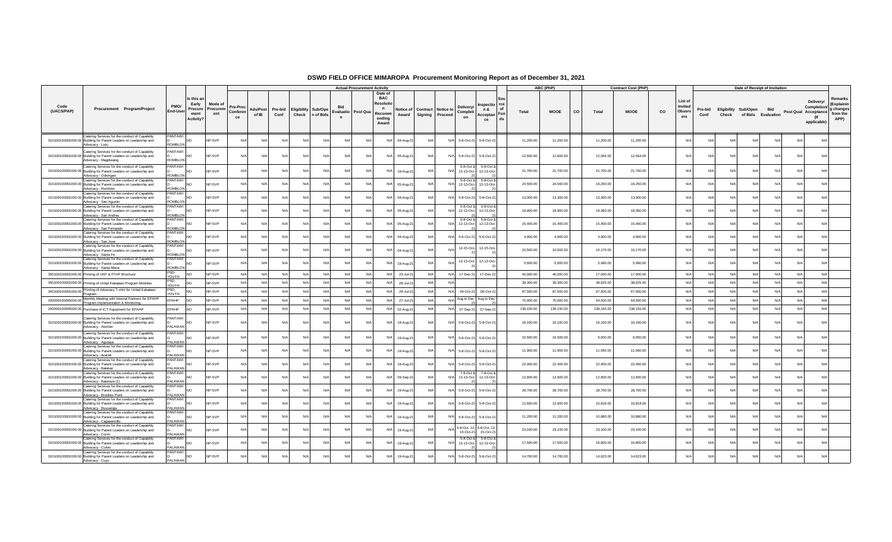# DSWD FIELD OFFICE MIMAROPA Procurement Monitoring Report as of December 31, 2021

| Code (UACS/PAP) | Procurement Program/Project | PMO/ End-User | Is this an Early Procurement Activity? | Mode of Procurement | Actual Procurement Activity | | | | | | | | | | | | | | Source of Funds | ABC (PhP) | | | Contract Cost (PhP) | | | List of Invited Observers | Date of Receipt of Invitation | | | | | | | Remarks (Explaining changes from the APP) |
|---|---|---|---|---|---|---|---|---|---|---|---|---|---|---|---|---|---|---|---|---|---|---|---|---|---|---|---|---|---|---|---|---|---|---|
| | | | | | Pre-Proc Conference | Ads/Post of IB | Pre-bid Conf | Eligibility Check | Sub/Open of Bids | Bid Evaluation | Post Qual | Date of BAC Resolution Recommending Award | Notice of Award | Contract Signing | Notice to Proceed | Delivery/ Completion | Inspection & Acceptance | | | Total | MOOE | CO | Total | MOOE | CO | | Pre-bid Conf | Eligibility Check | Sub/Open of Bids | Bid Evaluation | Post Qual | Delivery/ Completion/ Acceptance (If applicable) | |
| 310100100001000.00 | Catering Services for the conduct of Capability Building for Parent Leaders on Leadership and Advocacy - Looc | PANTAWID - ROMBLON | NO | NP-SVP | N/A | N/A | N/A | N/A | N/A | N/A | N/A | N/A | 04-Aug-21 | N/A | N/A | 5-8-Oct-21 | 5-8-Oct-21 | | 11,200.00 | 11,200.00 | | 11,200.00 | 11,200.00 | | N/A | N/A | N/A | N/A | N/A | N/A | N/A | |
| 310100100001000.00 | Catering Services for the conduct of Capability Building for Parent Leaders on Leadership and Advocacy - Magdiwang | PANTAWID - ROMBLON | NO | NP-SVP | N/A | N/A | N/A | N/A | N/A | N/A | N/A | N/A | 05-Aug-21 | N/A | N/A | 5-8-Oct-21 | 5-8-Oct-21 | | 12,600.00 | 12,600.00 | | 12,564.00 | 12,564.00 | | N/A | N/A | N/A | N/A | N/A | N/A | N/A | |
| 310100100001000.00 | Catering Services for the conduct of Capability Building for Parent Leaders on Leadership and Advocacy - Odiongan | PANTAWID - ROMBLON | NO | NP-SVP | N/A | N/A | N/A | N/A | N/A | N/A | N/A | N/A | 19-Aug-21 | N/A | N/A | 5-8-Oct & 12-13-Oct-21 | 5-8-Oct & 12-13-Oct-21 | | 21,700.00 | 21,700.00 | | 21,700.00 | 21,700.00 | | N/A | N/A | N/A | N/A | N/A | N/A | N/A | |
| 310100100001000.00 | Catering Services for the conduct of Capability Building for Parent Leaders on Leadership and Advocacy - Romblon | PANTAWID - ROMBLON | NO | NP-SVP | N/A | N/A | N/A | N/A | N/A | N/A | N/A | N/A | 05-Aug-21 | N/A | N/A | 5-8-Oct & 12-13-Oct-21 | 5-8-Oct & 12-13-Oct-21 | | 24,500.00 | 24,500.00 | | 19,250.00 | 19,250.00 | | N/A | N/A | N/A | N/A | N/A | N/A | N/A | |
| 310100100001000.00 | Catering Services for the conduct of Capability Building for Parent Leaders on Leadership and Advocacy - San Agustin | PANTAWID - ROMBLON | NO | NP-SVP | N/A | N/A | N/A | N/A | N/A | N/A | N/A | N/A | 04-Aug-21 | N/A | N/A | 5-8-Oct-21 | 5-8-Oct-21 | | 13,300.00 | 13,300.00 | | 13,300.00 | 13,300.00 | | N/A | N/A | N/A | N/A | N/A | N/A | N/A | |
| 310100100001000.00 | Catering Services for the conduct of Capability Building for Parent Leaders on Leadership and Advocacy - San Andres | PANTAWID - ROMBLON | NO | NP-SVP | N/A | N/A | N/A | N/A | N/A | N/A | N/A | N/A | 05-Aug-21 | N/A | N/A | 5-8-Oct & 12-13-Oct-21 | 5-8-Oct & 12-13-Oct-21 | | 18,900.00 | 18,900.00 | | 18,360.00 | 18,360.00 | | N/A | N/A | N/A | N/A | N/A | N/A | N/A | |
| 310100100001000.00 | Catering Services for the conduct of Capability Building for Parent Leaders on Leadership and Advocacy - San Fernando | PANTAWID - ROMBLON | NO | NP-SVP | N/A | N/A | N/A | N/A | N/A | N/A | N/A | N/A | 05-Aug-21 | N/A | N/A | 5-8-Oct & 12-13-Oct-21 | 5-8-Oct & 12-13-Oct-21 | | 15,400.00 | 15,400.00 | | 15,400.00 | 15,400.00 | | N/A | N/A | N/A | N/A | N/A | N/A | N/A | |
| 310100100001000.00 | Catering Services for the conduct of Capability Building for Parent Leaders on Leadership and Advocacy - San Jose | PANTAWID - ROMBLON | NO | NP-SVP | N/A | N/A | N/A | N/A | N/A | N/A | N/A | N/A | 04-Aug-21 | N/A | N/A | 5-6-Oct-21 | 5-6-Oct-21 | | 4,900.00 | 4,900.00 | | 4,900.00 | 4,900.00 | | N/A | N/A | N/A | N/A | N/A | N/A | N/A | |
| 310100100001000.00 | Catering Services for the conduct of Capability Building for Parent Leaders on Leadership and Advocacy - Santa Fe | PANTAWID - ROMBLON | NO | NP-SVP | N/A | N/A | N/A | N/A | N/A | N/A | N/A | N/A | 04-Aug-21 | N/A | N/A | 12-15-Oct-21 | 12-15-Oct-21 | | 10,500.00 | 10,500.00 | | 10,170.00 | 10,170.00 | | N/A | N/A | N/A | N/A | N/A | N/A | N/A | |
| 310100100001000.00 | Catering Services for the conduct of Capability Building for Parent Leaders on Leadership and Advocacy - Santa Maria | PANTAWID - ROMBLON | NO | NP-SVP | N/A | N/A | N/A | N/A | N/A | N/A | N/A | N/A | 19-Aug-21 | N/A | N/A | 12-13-Oct-21 | 12-13-Oct-21 | | 5,600.00 | 5,600.00 | | 5,480.00 | 5,480.00 | | N/A | N/A | N/A | N/A | N/A | N/A | N/A | |
| 350100100001000.00 | Printing of UKP & PYAP Brochure | PSD-YOUTH | NO | NP-SVP | N/A | N/A | N/A | N/A | N/A | N/A | N/A | N/A | 23-Jul-21 | N/A | N/A | 17-Dec-21 | 17-Dec-21 | | 40,000.00 | 40,000.00 | | 17,000.00 | 17,000.00 | | N/A | N/A | N/A | N/A | N/A | N/A | N/A | |
| 350100100001000.00 | Printing of Unlad Kabataan Program Modules | PSD-YOUTH | NO | NP-SVP | N/A | N/A | N/A | N/A | N/A | N/A | N/A | N/A | 29-Jul-21 | N/A | N/A | | | | 39,300.00 | 39,300.00 | | 38,625.00 | 38,625.00 | | N/A | N/A | N/A | N/A | N/A | N/A | N/A | |
| 350100100001000.00 | Printing of Advocacy T-shirt for Unlad Kabataan Program | PSD-YOUTH | NO | NP-SVP | N/A | N/A | N/A | N/A | N/A | N/A | N/A | N/A | 29-Jul-21 | N/A | N/A | 06-Oct-21 | 06-Oct-21 | | 87,500.00 | 87,500.00 | | 67,500.00 | 67,500.00 | | N/A | N/A | N/A | N/A | N/A | N/A | N/A | |
| 200000100005000.00 | Monthly Meeting with Internal Partners for EPAHP Program Implementation & Monitoring | EPAHP | NO | NP-SVP | N/A | N/A | N/A | N/A | N/A | N/A | N/A | N/A | 27-Jul-21 | N/A | N/A | Aug to Dec-21 | Aug to Dec-21 | | 75,000.00 | 75,000.00 | | 64,500.00 | 64,500.00 | | N/A | N/A | N/A | N/A | N/A | N/A | N/A | |
| 200000100005000.00 | Purchase of ICT Equipment for EPAHP | EPAHP | NO | NP-SVP | N/A | N/A | N/A | N/A | N/A | N/A | N/A | N/A | 02-Aug-21 | N/A | N/A | 07-Sep-21 | 07-Sep-21 | | 139,150.00 | 139,150.00 | | 138,155.00 | 138,155.00 | | N/A | N/A | N/A | N/A | N/A | N/A | N/A | |
| 310100100001000.00 | Catering Services for the conduct of Capability Building for Parent Leaders on Leadership and Advocacy - Aborlan | PANTAWID-PALAWAN | NO | NP-SVP | N/A | N/A | N/A | N/A | N/A | N/A | N/A | N/A | 19-Aug-21 | N/A | N/A | 5-8-Oct-21 | 5-8-Oct-21 | | 16,100.00 | 16,100.00 | | 16,100.00 | 16,100.00 | | N/A | N/A | N/A | N/A | N/A | N/A | N/A | |
| 310100100001000.00 | Catering Services for the conduct of Capability Building for Parent Leaders on Leadership and Advocacy - Agutaya | PANTAWID-PALAWAN | NO | NP-SVP | N/A | N/A | N/A | N/A | N/A | N/A | N/A | N/A | 19-Aug-21 | N/A | N/A | 5-8-Oct-21 | 5-8-Oct-21 | | 10,500.00 | 10,500.00 | | 9,000.00 | 9,000.00 | | N/A | N/A | N/A | N/A | N/A | N/A | N/A | |
| 310100100001000.00 | Catering Services for the conduct of Capability Building for Parent Leaders on Leadership and Advocacy - Araceli | PANTAWID-PALAWAN | NO | NP-SVP | N/A | N/A | N/A | N/A | N/A | N/A | N/A | N/A | 19-Aug-21 | N/A | N/A | 5-8-Oct-21 | 5-8-Oct-21 | | 11,900.00 | 11,900.00 | | 11,560.00 | 11,560.00 | | N/A | N/A | N/A | N/A | N/A | N/A | N/A | |
| 310100100001000.00 | Catering Services for the conduct of Capability Building for Parent Leaders on Leadership and Advocacy - Balabac | PANTAWID-PALAWAN | NO | NP-SVP | N/A | N/A | N/A | N/A | N/A | N/A | N/A | N/A | 19-Aug-21 | N/A | N/A | 5-8-Oct-21 | 5-8-Oct-21 | | 22,400.00 | 22,400.00 | | 22,400.00 | 22,400.00 | | N/A | N/A | N/A | N/A | N/A | N/A | N/A | |
| 310100100001000.00 | Catering Services for the conduct of Capability Building for Parent Leaders on Leadership and Advocacy - Bataraza (1) | PANTAWID-PALAWAN | NO | NP-SVP | N/A | N/A | N/A | N/A | N/A | N/A | N/A | N/A | 09-Sep-21 | N/A | N/A | 7-8-Oct & 12-13-Oct-21 | 7-8-Oct & 12-13-Oct-21 | | 12,600.00 | 12,600.00 | | 12,600.00 | 12,600.00 | | N/A | N/A | N/A | N/A | N/A | N/A | N/A | |
| 310100100001000.00 | Catering Services for the conduct of Capability Building for Parent Leaders on Leadership and Advocacy - Brookes Point | PANTAWID-PALAWAN | NO | NP-SVP | N/A | N/A | N/A | N/A | N/A | N/A | N/A | N/A | 19-Aug-21 | N/A | N/A | 5-8-Oct-21 | 5-8-Oct-21 | | 28,700.00 | 28,700.00 | | 28,700.00 | 28,700.00 | | N/A | N/A | N/A | N/A | N/A | N/A | N/A | |
| 310100100001000.00 | Catering Services for the conduct of Capability Building for Parent Leaders on Leadership and Advocacy - Busuanga | PANTAWID-PALAWAN | NO | NP-SVP | N/A | N/A | N/A | N/A | N/A | N/A | N/A | N/A | 19-Aug-21 | N/A | N/A | 5-8-Oct-21 | 5-8-Oct-21 | | 12,600.00 | 12,600.00 | | 10,818.00 | 10,818.00 | | N/A | N/A | N/A | N/A | N/A | N/A | N/A | |
| 310100100001000.00 | Catering Services for the conduct of Capability Building for Parent Leaders on Leadership and Advocacy - Cagayancillo | PANTAWID-PALAWAN | NO | NP-SVP | N/A | N/A | N/A | N/A | N/A | N/A | N/A | N/A | 19-Aug-21 | N/A | N/A | 5-8-Oct-21 | 5-8-Oct-21 | | 11,200.00 | 11,200.00 | | 10,880.00 | 10,880.00 | | N/A | N/A | N/A | N/A | N/A | N/A | N/A | |
| 310100100001000.00 | Catering Services for the conduct of Capability Building for Parent Leaders on Leadership and Advocacy - Coron | PANTAWID-PALAWAN | NO | NP-SVP | N/A | N/A | N/A | N/A | N/A | N/A | N/A | N/A | 19-Aug-21 | N/A | N/A | 5-8-Oct, 12-15-Oct-21 | 5-8-Oct, 12-15-Oct-21 | | 23,100.00 | 23,100.00 | | 23,100.00 | 23,100.00 | | N/A | N/A | N/A | N/A | N/A | N/A | N/A | |
| 310100100001000.00 | Catering Services for the conduct of Capability Building for Parent Leaders on Leadership and Advocacy - Culion | PANTAWID-PALAWAN | NO | NP-SVP | N/A | N/A | N/A | N/A | N/A | N/A | N/A | N/A | 19-Aug-21 | N/A | N/A | 5-8-Oct & 12-13-Oct-21 | 5-8-Oct & 12-13-Oct-21 | | 17,500.00 | 17,500.00 | | 16,800.00 | 16,800.00 | | N/A | N/A | N/A | N/A | N/A | N/A | N/A | |
| 310100100001000.00 | Catering Services for the conduct of Capability Building for Parent Leaders on Leadership and Advocacy - Cuyo | PANTAWID-PALAWAN | NO | NP-SVP | N/A | N/A | N/A | N/A | N/A | N/A | N/A | N/A | 19-Aug-21 | N/A | N/A | 5-8-Oct-21 | 5-8-Oct-21 | | 14,700.00 | 14,700.00 | | 14,623.00 | 14,623.00 | | N/A | N/A | N/A | N/A | N/A | N/A | N/A | |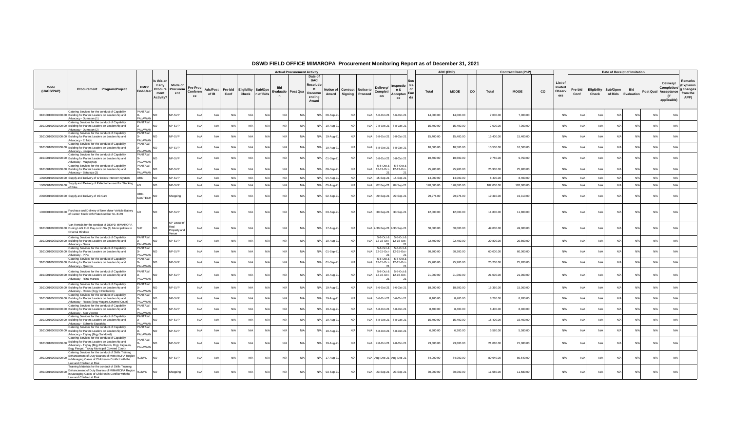# DSWD FIELD OFFICE MIMAROPA Procurement Monitoring Report as of December 31, 2021

| Code (UACS/PAP) | Procurement Program/Project | PMO/ End-User | Is this an Early Procurement Activity? | Mode of Procurement | Actual Procurement Activity | | | | | | | | | | | | | Source of Funds | ABC (PhP) | | | Contract Cost (PhP) | | | List of Invited Observers | Date of Receipt of Invitation | | | | | | | Remarks (Explaining changes from the APP) |
|---|---|---|---|---|---|---|---|---|---|---|---|---|---|---|---|---|---|---|---|---|---|---|---|---|---|---|---|---|---|---|---|---|---|
| | | | | | Pre-Proc Conference | Ads/Post of IB | Pre-bid Conf | Eligibility Check | Sub/Open of Bids | Bid Evaluation | Post Qual | Date of BAC Resolution Recommending Award | Notice of Award | Contract Signing | Notice to Proceed | Delivery/ Completion | Inspection & Acceptance | | Total | MOOE | CO | Total | MOOE | CO | | Pre-bid Conf | Eligibility Check | Sub/Open of Bids | Bid Evaluation | Post Qual | Delivery/ Completion/ Acceptance (If applicable) | |
| 310100100001000.00 | Catering Services for the conduct of Capability Building for Parent Leaders on Leadership and Advocacy - Dumaran (1) | PANTAWID-PALAWAN | NO | NP-SVP | N/A | N/A | N/A | N/A | N/A | N/A | N/A | N/A | 09-Sep-21 | N/A | N/A | 5-6-Oct-21 | 5-6-Oct-21 | | 14,000.00 | 14,000.00 | | 7,000.00 | 7,000.00 | | N/A | N/A | N/A | N/A | N/A | N/A | N/A | |
| 310100100001000.00 | Catering Services for the conduct of Capability Building for Parent Leaders on Leadership and Advocacy - Dumaran (2) | PANTAWID-PALAWAN | NO | NP-SVP | N/A | N/A | N/A | N/A | N/A | N/A | N/A | N/A | 19-Aug-21 | N/A | N/A | 7-8-Oct-21 | 7-8-Oct-21 | | 15,400.00 | 15,400.00 | | 7,000.00 | 7,000.00 | | N/A | N/A | N/A | N/A | N/A | N/A | N/A | |
| 310100100001000.00 | Catering Services for the conduct of Capability Building for Parent Leaders on Leadership and Advocacy - El Nido | PANTAWID-PALAWAN | NO | NP-SVP | N/A | N/A | N/A | N/A | N/A | N/A | N/A | N/A | 19-Aug-21 | N/A | N/A | 5-8-Oct-21 | 5-8-Oct-21 | | 15,400.00 | 15,400.00 | | 15,400.00 | 15,400.00 | | N/A | N/A | N/A | N/A | N/A | N/A | N/A | |
| 310100100001000.00 | Catering Services for the conduct of Capability Building for Parent Leaders on Leadership and Advocacy - Linapacan | PANTAWID-PALAWAN | NO | NP-SVP | N/A | N/A | N/A | N/A | N/A | N/A | N/A | N/A | 19-Aug-21 | N/A | N/A | 5-8-Oct-21 | 5-8-Oct-21 | | 10,500.00 | 10,500.00 | | 10,500.00 | 10,500.00 | | N/A | N/A | N/A | N/A | N/A | N/A | N/A | |
| 310100100001000.00 | Catering Services for the conduct of Capability Building for Parent Leaders on Leadership and Advocacy - Magsaysay | PANTAWID-PALAWAN | NO | NP-SVP | N/A | N/A | N/A | N/A | N/A | N/A | N/A | N/A | 01-Sep-21 | N/A | N/A | 5-8-Oct-21 | 5-8-Oct-21 | | 10,500.00 | 10,500.00 | | 9,750.00 | 9,750.00 | | N/A | N/A | N/A | N/A | N/A | N/A | N/A | |
| 310100100001000.00 | Catering Services for the conduct of Capability Building for Parent Leaders on Leadership and Advocacy - Bataraza (2) | PANTAWID-PALAWAN | NO | NP-SVP | N/A | N/A | N/A | N/A | N/A | N/A | N/A | N/A | 09-Sep-21 | N/A | N/A | 5-8-Oct & 12-13-Oct-21 | 5-8-Oct & 12-13-Oct-21 | | 25,900.00 | 25,900.00 | | 25,900.00 | 25,900.00 | | N/A | N/A | N/A | N/A | N/A | N/A | N/A | |
| 100000100001000.00 | Supply and Delivery of Wireless Intercom System | ORD | NO | NP-SVP | N/A | N/A | N/A | N/A | N/A | N/A | N/A | N/A | 04-Aug-21 | N/A | N/A | 15-Sep-21 | 15-Sep-21 | | 14,000.00 | 14,000.00 | | 8,400.00 | 8,400.00 | | N/A | N/A | N/A | N/A | N/A | N/A | N/A | |
| 100000100001000.00 | Supply and Delivery of Pallet to be used for Stacking of Files | AD | NO | NP-SVP | N/A | N/A | N/A | N/A | N/A | N/A | N/A | N/A | 05-Aug-21 | N/A | N/A | 07-Sep-21 | 07-Sep-21 | | 120,000.00 | 120,000.00 | | 102,000.00 | 102,000.00 | | N/A | N/A | N/A | N/A | N/A | N/A | N/A | |
| 200000100003000.00 | Supply and Delivery of Ink Cart | ORD-SOCTECH | NO | Shopping | N/A | N/A | N/A | N/A | N/A | N/A | N/A | N/A | 02-Sep-21 | N/A | N/A | 29-Sep-21 | 29-Sep-21 | | 29,976.00 | 29,976.00 | | 19,310.00 | 19,310.00 | | N/A | N/A | N/A | N/A | N/A | N/A | N/A | |
| 100000100001000.00 | Purchase and Delivery of New Motor Vehicle Battery of Canter Truck with Plate Number NL 8169 | AD | NO | NP-SVP | N/A | N/A | N/A | N/A | N/A | N/A | N/A | N/A | 03-Sep-21 | N/A | N/A | 30-Sep-21 | 30-Sep-21 | | 12,000.00 | 12,000.00 | | 11,800.00 | 11,800.00 | | N/A | N/A | N/A | N/A | N/A | N/A | N/A | |
| 310100100002000.00 | Van Rentals for the conduct of DSWD MIMAROPA During LAG FLR Pay out in Six (6) Municipalities in Oriental Mindoro | SLP | NO | NP-Lease of Real Property and Venue | N/A | N/A | N/A | N/A | N/A | N/A | N/A | N/A | 17-Aug-21 | N/A | N/A | 7-30-Sep-21 | 7-30-Sep-21 | | 50,000.00 | 50,000.00 | | 49,000.00 | 49,000.00 | | N/A | N/A | N/A | N/A | N/A | N/A | N/A | |
| 310100100001000.00 | Catering Services for the conduct of Capability Building for Parent Leaders on Leadership and Advocacy - Narra | PANTAWID-PALAWAN | NO | NP-SVP | N/A | N/A | N/A | N/A | N/A | N/A | N/A | N/A | 19-Aug-21 | N/A | N/A | 5-8-Oct & 12-15-Oct-21 | 5-8-Oct & 12-15-Oct-21 | | 22,400.00 | 22,400.00 | | 20,800.00 | 20,800.00 | | N/A | N/A | N/A | N/A | N/A | N/A | N/A | |
| 310100100001000.00 | Catering Services for the conduct of Capability Building for Parent Leaders on Leadership and Advocacy - PPC | PANTAWID-PALAWAN | NO | NP-SVP | N/A | N/A | N/A | N/A | N/A | N/A | N/A | N/A | 01-Sep-21 | N/A | N/A | 5-8-Oct & 12-15-Oct-21 | 5-8-Oct & 12-15-Oct-21 | | 60,200.00 | 60,200.00 | | 60,000.00 | 60,000.00 | | N/A | N/A | N/A | N/A | N/A | N/A | N/A | |
| 310100100001000.00 | Catering Services for the conduct of Capability Building for Parent Leaders on Leadership and Advocacy - Quezon | PANTAWID-PALAWAN | NO | NP-SVP | N/A | N/A | N/A | N/A | N/A | N/A | N/A | N/A | 01-Sep-21 | N/A | N/A | 5-8-Oct & 12-15-Oct-21 | 5-8-Oct & 12-15-Oct-21 | | 25,200.00 | 25,200.00 | | 25,200.00 | 25,200.00 | | N/A | N/A | N/A | N/A | N/A | N/A | N/A | |
| 310100100001000.00 | Catering Services for the conduct of Capability Building for Parent Leaders on Leadership and Advocacy - Rizal Marcos | PANTAWID-PALAWAN | NO | NP-SVP | N/A | N/A | N/A | N/A | N/A | N/A | N/A | N/A | 19-Aug-21 | N/A | N/A | 5-8-Oct & 12-15-Oct-21 | 5-8-Oct & 12-15-Oct-21 | | 21,000.00 | 21,000.00 | | 21,000.00 | 21,000.00 | | N/A | N/A | N/A | N/A | N/A | N/A | N/A | |
| 310100100001000.00 | Catering Services for the conduct of Capability Building for Parent Leaders on Leadership and Advocacy - Roxas (Brgy 3 Poblacion) | PANTAWID-PALAWAN | NO | NP-SVP | N/A | N/A | N/A | N/A | N/A | N/A | N/A | N/A | 19-Aug-21 | N/A | N/A | 5-6-Oct-21 | 5-6-Oct-21 | | 18,900.00 | 18,900.00 | | 15,360.00 | 15,360.00 | | N/A | N/A | N/A | N/A | N/A | N/A | N/A | |
| 310100100001000.00 | Catering Services for the conduct of Capability Building for Parent Leaders on Leadership and Advocacy - Roxas (Brgy Magara Covered Court) | PANTAWID-PALAWAN | NO | NP-SVP | N/A | N/A | N/A | N/A | N/A | N/A | N/A | N/A | 19-Aug-21 | N/A | N/A | 5-6-Oct-21 | 5-6-Oct-21 | | 8,400.00 | 8,400.00 | | 8,280.00 | 8,280.00 | | N/A | N/A | N/A | N/A | N/A | N/A | N/A | |
| 310100100001000.00 | Catering Services for the conduct of Capability Building for Parent Leaders on Leadership and Advocacy - San Vicente | PANTAWID-PALAWAN | NO | NP-SVP | N/A | N/A | N/A | N/A | N/A | N/A | N/A | N/A | 19-Aug-21 | N/A | N/A | 5-8-Oct-21 | 5-8-Oct-21 | | 8,400.00 | 8,400.00 | | 8,400.00 | 8,400.00 | | N/A | N/A | N/A | N/A | N/A | N/A | N/A | |
| 310100100001000.00 | Catering Services for the conduct of Capability Building for Parent Leaders on Leadership and Advocacy - Sofronio Española | PANTAWID-PALAWAN | NO | NP-SVP | N/A | N/A | N/A | N/A | N/A | N/A | N/A | N/A | 19-Aug-21 | N/A | N/A | 5-8-Oct-21 | 5-8-Oct-21 | | 15,400.00 | 15,400.00 | | 15,400.00 | 15,400.00 | | N/A | N/A | N/A | N/A | N/A | N/A | N/A | |
| 310100100001000.00 | Catering Services for the conduct of Capability Building for Parent Leaders on Leadership and Advocacy - Taytay (Brgy Sandoval) | PANTAWID-PALAWAN | NO | NP-SVP | N/A | N/A | N/A | N/A | N/A | N/A | N/A | N/A | 19-Aug-21 | N/A | N/A | 5-8-Oct-21 | 5-8-Oct-21 | | 6,300.00 | 6,300.00 | | 5,580.00 | 5,580.00 | | N/A | N/A | N/A | N/A | N/A | N/A | N/A | |
| 310100100001000.00 | Catering Services for the conduct of Capability Building for Parent Leaders on Leadership and Advocacy - Taytay (Brgy Poblacion, Brgy Paglaum, Brgy Pengol, Taytay Municipal Covered Court) | PANTAWID-PALAWAN | NO | NP-SVP | N/A | N/A | N/A | N/A | N/A | N/A | N/A | N/A | 19-Aug-21 | N/A | N/A | 7-8-Oct-21 | 7-8-Oct-21 | | 23,800.00 | 23,800.00 | | 21,080.00 | 21,080.00 | | N/A | N/A | N/A | N/A | N/A | N/A | N/A | |
| 350100100001000.00 | Catering Services for the conduct of Skills Training Enhancement of Duty Bearers of MIMAROPA Region in Managing Cases of Children in Conflict with the Law and Children at Risk | RJJWC | NO | NP-SVP | N/A | N/A | N/A | N/A | N/A | N/A | N/A | N/A | 17-Aug-21 | N/A | N/A | Aug-Dec-21 | Aug-Dec-21 | | 84,000.00 | 84,000.00 | | 80,640.00 | 80,640.00 | | N/A | N/A | N/A | N/A | N/A | N/A | N/A | |
| 350100100001000.00 | Training Materials for the conduct of Skills Training Enhancement of Duty Bearers of MIMAROPA Region in Managing Cases of Children in Conflict with the Law and Children at Risk | RJJWC | NO | Shopping | N/A | N/A | N/A | N/A | N/A | N/A | N/A | N/A | 03-Sep-21 | N/A | N/A | 23-Sep-21 | 23-Sep-21 | | 30,000.00 | 30,000.00 | | 11,580.00 | 11,580.00 | | N/A | N/A | N/A | N/A | N/A | N/A | N/A | |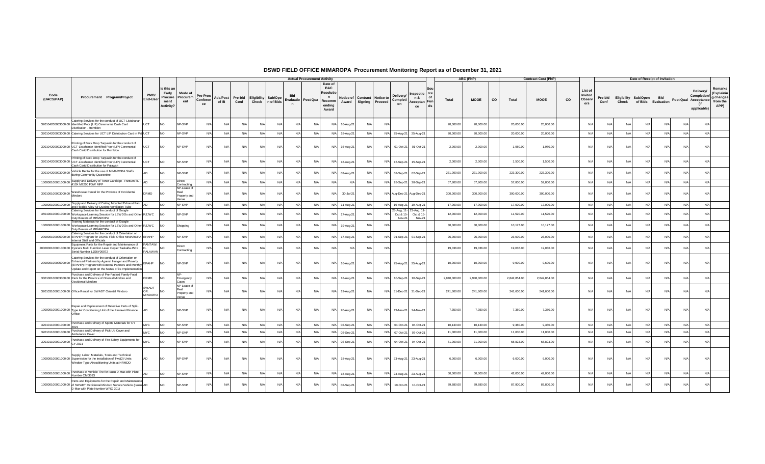# DSWD FIELD OFFICE MIMAROPA Procurement Monitoring Report as of December 31, 2021

| Code (UACS/PAP) | Procurement Program/Project | PMO/ End-User | Is this an Early Procurement Activity? | Mode of Procurement | Actual Procurement Activity | | | | | | | | | | | | | | Source of Funds | ABC (PhP) | | | Contract Cost (PhP) | | | List of Invited Observers | Date of Receipt of Invitation | | | | | | | Remarks (Explaining changes from the APP) |
|---|---|---|---|---|---|---|---|---|---|---|---|---|---|---|---|---|---|---|---|---|---|---|---|---|---|---|---|---|---|---|---|---|---|---|
| | | | | | Pre-Proc Conference | Ads/Post of IB | Pre-bid Conf | Eligibility Check | Sub/Open of Bids | Bid Evaluation | Post Qua | Date of BAC Resolution Recommending Award | Notice of Award | Contract Signing | Notice to Proceed | Delivery/ Completion | Inspection & Acceptance | | | Total | MOOE | CO | Total | MOOE | CO | | Pre-bid Conf | Eligibility Check | Sub/Open of Bids | Bid Evaluation | Post Qual | Delivery/ Completion/ Acceptance (If applicable) | |
| 320104200003000.00 | Catering Services for the conduct of UCT-Listahanan Identified Poor (LIP) Ceremonial Cash Card Distribution - Romblon | UCT | NO | NP-SVP | N/A | N/A | N/A | N/A | N/A | N/A | N/A | N/A | 16-Aug-21 | N/A | N/A | | | | | 20,000.00 | 20,000.00 | | 20,000.00 | 20,000.00 | | N/A | N/A | N/A | N/A | N/A | N/A | N/A | |
| 320104200003000.00 | Catering Services for UCT LIP Distribution Card in Pal | UCT | NO | NP-SVP | N/A | N/A | N/A | N/A | N/A | N/A | N/A | N/A | 18-Aug-21 | N/A | N/A | 25-Aug-21 | 25-Aug-21 | | | 20,000.00 | 20,000.00 | | 20,000.00 | 20,000.00 | | N/A | N/A | N/A | N/A | N/A | N/A | N/A | |
| 320104200003000.00 | Printing of Back Drop Tarpaulin for the conduct of UCT-Listahanan Identified Poor (LIP) Ceremonial Cash Card Distribution for Romblon | UCT | NO | NP-SVP | N/A | N/A | N/A | N/A | N/A | N/A | N/A | N/A | 16-Aug-21 | N/A | N/A | 01-Oct-21 | 01-Oct-21 | | | 2,000.00 | 2,000.00 | | 1,980.00 | 1,980.00 | | N/A | N/A | N/A | N/A | N/A | N/A | N/A | |
| 320104200003000.00 | Printing of Back Drop Tarpaulin for the conduct of UCT-Listahanan Identified Poor (LIP) Ceremonial Cash Card Distribution for Palawan | UCT | NO | NP-SVP | N/A | N/A | N/A | N/A | N/A | N/A | N/A | N/A | 18-Aug-21 | N/A | N/A | 15-Sep-21 | 15-Sep-21 | | | 2,000.00 | 2,000.00 | | 1,500.00 | 1,500.00 | | N/A | N/A | N/A | N/A | N/A | N/A | N/A | |
| 320104200003000.00 | Vehicle Rental for the use of MIMAROPA Staffs during Community Quarantine | AD | NO | NP-SVP | N/A | N/A | N/A | N/A | N/A | N/A | N/A | N/A | 03-Aug-21 | N/A | N/A | 02-Sep-21 | 02-Sep-21 | | | 231,000.00 | 231,000.00 | | 223,300.00 | 223,300.00 | | N/A | N/A | N/A | N/A | N/A | N/A | N/A | |
| 100000100001000.00 | Supply and Delivery of Toner Cartridge - Pantum TL - 410X M7200 FDW MFP | AD | NO | Direct Contracting | N/A | N/A | N/A | N/A | N/A | N/A | N/A | N/A | N/A | N/A | N/A | 28-Sep-21 | 28-Sep-21 | | | 57,800.00 | 57,800.00 | | 57,800.00 | 57,800.00 | | N/A | N/A | N/A | N/A | N/A | N/A | N/A | |
| 330100100003000.00 | Warehouse Rental for the Province of Occidental Mindoro | DRMD | NO | NP-Lease of Real Property and Venue | N/A | N/A | N/A | N/A | N/A | N/A | N/A | N/A | 30-Jul-21 | N/A | N/A | Aug-Dec-21 | Aug-Dec-21 | | | 300,000.00 | 300,000.00 | | 300,000.00 | 300,000.00 | | N/A | N/A | N/A | N/A | N/A | N/A | N/A | |
| 100000100001000.00 | Supply and Delivery of Ceiling Mounted Exhaust Fan and Flexible Alloy Air Ducting Ventilation Tube | AD | NO | NP-SVP | N/A | N/A | N/A | N/A | N/A | N/A | N/A | N/A | 11-Aug-21 | N/A | N/A | 19-Aug-21 | 19-Aug-21 | | | 17,000.00 | 17,000.00 | | 17,000.00 | 17,000.00 | | N/A | N/A | N/A | N/A | N/A | N/A | N/A | |
| 350100100001000.00 | Catering Services for the conduct of Google Workspace Learning Session for LSWDOs and Other Duty Bearers of MIMAROPA | RJJWC | NO | NP-SVP | N/A | N/A | N/A | N/A | N/A | N/A | N/A | N/A | 17-Aug-21 | N/A | N/A | 23-Aug, 11-Oct & 15-Nov-21 | 23-Aug, 11-Oct & 15-Nov-21 | | | 12,000.00 | 12,000.00 | | 11,520.00 | 11,520.00 | | N/A | N/A | N/A | N/A | N/A | N/A | N/A | |
| 100000100001000.00 | Training Materials for the conduct of Google Workspace Learning Session for LSWDOs and Other Duty Bearers of MIMAROPA | RJJWC | NO | Shopping | N/A | N/A | N/A | N/A | N/A | N/A | N/A | N/A | 19-Aug-21 | N/A | N/A | | | | | 30,000.00 | 30,000.00 | | 10,177.00 | 10,177.00 | | N/A | N/A | N/A | N/A | N/A | N/A | N/A | |
| 200000100005000.00 | Catering Services for the conduct of Orientation on EPAHP Program for DSWD Field Office MIMAROPA Internal Staff and Officials | EPAHP | NO | NP-SVP | N/A | N/A | N/A | N/A | N/A | N/A | N/A | N/A | 17-Aug-21 | N/A | N/A | 01-Sep-21 | 01-Sep-21 | | | 25,000.00 | 25,000.00 | | 23,000.00 | 23,000.00 | | N/A | N/A | N/A | N/A | N/A | N/A | N/A | |
| 200000100001000.00 | Equipment Parts for the Repair and Maintenance of Kyocera Multi Function Laser Copier Taskalfa 4501 Serial Number LJS6Y00072 | PANTAWID-PALAWAN | NO | Direct Contracting | N/A | N/A | N/A | N/A | N/A | N/A | N/A | N/A | N/A | N/A | N/A | | | | | 19,036.00 | 19,036.00 | | 19,036.00 | 19,036.00 | | N/A | N/A | N/A | N/A | N/A | N/A | N/A | |
| 200000100005000.00 | Catering Services for the conduct of Orientation on Enhanced Partnership Against Hunger and Poverty (EPAHP) Program with External Partners and Monthly Update and Report on the Status of its Implementation | EPAHP | NO | NP-SVP | N/A | N/A | N/A | N/A | N/A | N/A | N/A | N/A | 16-Aug-21 | N/A | N/A | 25-Aug-21 | 25-Aug-21 | | | 10,000.00 | 10,000.00 | | 9,600.00 | 9,600.00 | | N/A | N/A | N/A | N/A | N/A | N/A | N/A | |
| 330100100003000.00 | Purchase and Delivery of Pre-Packed Family Food Pack for the Province of Oriental Mindoro and Occidental Mindoro | DRMD | NO | NP-Emergency Cases | N/A | N/A | N/A | N/A | N/A | N/A | N/A | N/A | 18-Aug-21 | N/A | N/A | 10-Sep-21 | 10-Sep-21 | | | 2,940,000.00 | 2,940,000.00 | | 2,842,854.00 | 2,842,854.00 | | N/A | N/A | N/A | N/A | N/A | N/A | N/A | |
| 320103100001000.00 | Office Rental for SWADT Oriental Mindoro | SWADT OR. MINDORO | NO | NP-Lease of Real Property and Venue | N/A | N/A | N/A | N/A | N/A | N/A | N/A | N/A | 19-Aug-21 | N/A | N/A | 31-Dec-21 | 31-Dec-21 | | | 241,600.00 | 241,600.00 | | 241,600.00 | 241,600.00 | | N/A | N/A | N/A | N/A | N/A | N/A | N/A | |
| 100000100001000.00 | Repair and Replacement of Defective Parts of Split-Type Air Conditioning Unit of the Pantawid Finance Office | AD | NO | NP-SVP | N/A | N/A | N/A | N/A | N/A | N/A | N/A | N/A | 20-Aug-21 | N/A | N/A | 24-Nov-21 | 24-Nov-21 | | | 7,350.00 | 7,350.00 | | 7,350.00 | 7,350.00 | | N/A | N/A | N/A | N/A | N/A | N/A | N/A | |
| 320101100001000.00 | Purchase and Delivery of Sports Materials for CY 2021 | MYC | NO | NP-SVP | N/A | N/A | N/A | N/A | N/A | N/A | N/A | N/A | 02-Sep-21 | N/A | N/A | 04-Oct-21 | 04-Oct-21 | | | 10,130.00 | 10,130.00 | | 9,380.00 | 9,380.00 | | N/A | N/A | N/A | N/A | N/A | N/A | N/A | |
| 320101100001000.00 | Purchase and Delivery of Pick-Up Cover and Ambulance Cover | MYC | NO | NP-SVP | N/A | N/A | N/A | N/A | N/A | N/A | N/A | N/A | 02-Sep-21 | N/A | N/A | 07-Oct-21 | 07-Oct-21 | | | 11,000.00 | 11,000.00 | | 11,000.00 | 11,000.00 | | N/A | N/A | N/A | N/A | N/A | N/A | N/A | |
| 320101100001000.00 | Purchase and Delivery of Fire Safety Equipments for CY 2021 | MYC | NO | NP-SVP | N/A | N/A | N/A | N/A | N/A | N/A | N/A | N/A | 02-Sep-21 | N/A | N/A | 04-Oct-21 | 04-Oct-21 | | | 71,000.00 | 71,000.00 | | 68,823.00 | 68,823.00 | | N/A | N/A | N/A | N/A | N/A | N/A | N/A | |
| 100000100001000.00 | Supply, Labor, Materials, Tools and Technical Supervision for the Installation of Two(2) Units Window Type Airconditioning Units at HRMDD | AD | NO | NP-SVP | N/A | N/A | N/A | N/A | N/A | N/A | N/A | N/A | 18-Aug-21 | N/A | N/A | 23-Aug-21 | 23-Aug-21 | | | 6,000.00 | 6,000.00 | | 6,000.00 | 6,000.00 | | N/A | N/A | N/A | N/A | N/A | N/A | N/A | |
| 100000100001000.00 | Purchase of Vehicle Tire for Isuzu D-Max with Plate Number CM 3593 | AD | NO | NP-SVP | N/A | N/A | N/A | N/A | N/A | N/A | N/A | N/A | 18-Aug-21 | N/A | N/A | 23-Aug-21 | 23-Aug-21 | | | 50,000.00 | 50,000.00 | | 42,000.00 | 42,000.00 | | N/A | N/A | N/A | N/A | N/A | N/A | N/A | |
| 100000100001000.00 | Parts and Equipments for the Repair and Maintenance of SWADT Occidental Mindoro Service Vehicle (Isuzu D-Max with Plate Number WRO 301) | AD | NO | NP-SVP | N/A | N/A | N/A | N/A | N/A | N/A | N/A | N/A | 02-Sep-21 | N/A | N/A | 10-Oct-21 | 10-Oct-21 | | | 89,680.00 | 89,680.00 | | 87,800.00 | 87,800.00 | | N/A | N/A | N/A | N/A | N/A | N/A | N/A | |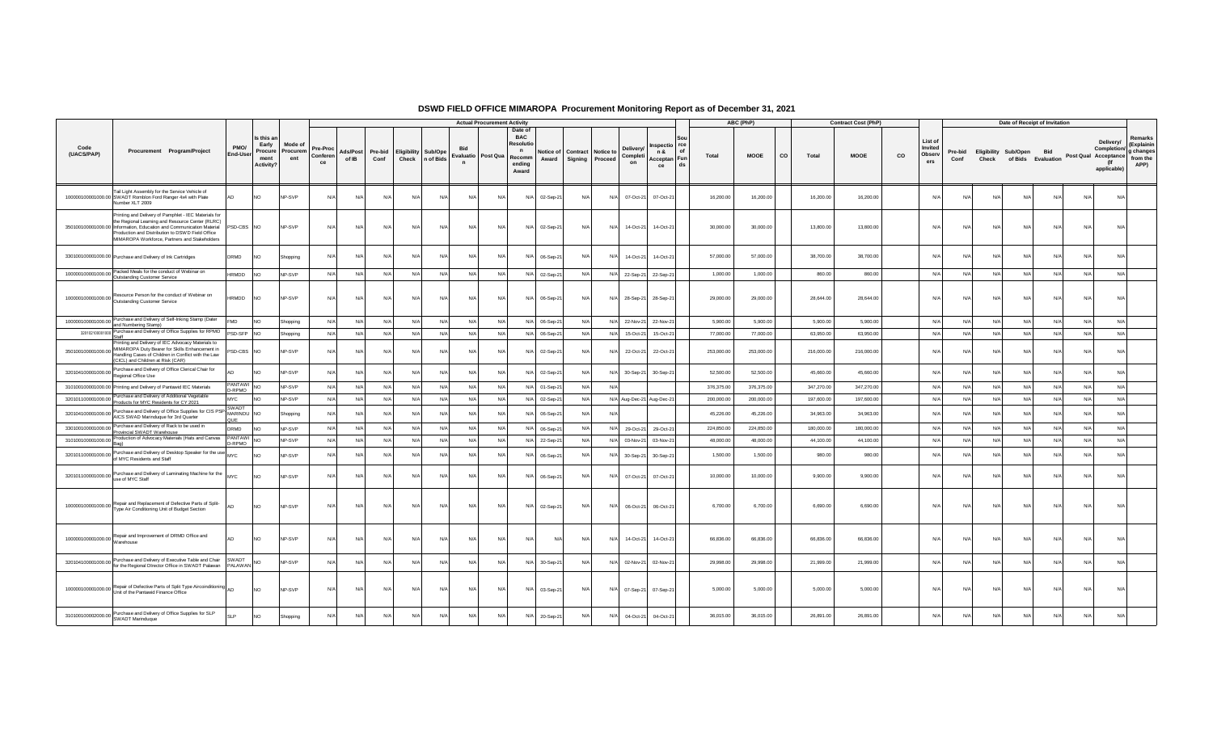# DSWD FIELD OFFICE MIMAROPA Procurement Monitoring Report as of December 31, 2021

| Code (UACS/PAP) | Procurement Program/Project | PMO/ End-User | Is this an Early Procurement Activity? | Mode of Procurement | Actual Procurement Activity | | | | | | | | | | | | | | Source of Funds | ABC (PhP) | | | Contract Cost (PhP) | | | List of Invited Observers | Date of Receipt of Invitation | | | | | | | Remarks (Explaining changes from the APP) |
|---|---|---|---|---|---|---|---|---|---|---|---|---|---|---|---|---|---|---|---|---|---|---|---|---|---|---|---|---|---|---|---|---|---|---|
| | | | | | Pre-Proc Conference | Ads/Post of IB | Pre-bid Conf | Eligibility Check | Sub/Open of Bids | Bid Evaluation | Post Qual | Date of BAC Resolution Recommending Award | Notice of Award | Contract Signing | Notice to Proceed | Delivery/ Completion | Inspection & Acceptance | | | Total | MOOE | CO | Total | MOOE | CO | | Pre-bid Conf | Eligibility Check | Sub/Open of Bids | Bid Evaluation | Post Qual | Delivery/ Completion/ Acceptance (If applicable) | |
| 1000001000001000.00 | Tail Light Assembly for the Service Vehicle of SWADT Romblon Ford Ranger 4x4 with Plate Number XLT 2009 | AD | NO | NP-SVP | N/A | N/A | N/A | N/A | N/A | N/A | N/A | N/A | 02-Sep-21 | N/A | N/A | 07-Oct-21 | 07-Oct-21 | | | 16,200.00 | 16,200.00 | | 16,200.00 | 16,200.00 | | N/A | N/A | N/A | N/A | N/A | N/A | N/A | |
| 3501000100001000.00 | Printing and Delivery of Pamphlet - IEC Materials for the Regional Learning and Resource Center (RLRC) Information, Education and Communication Material Production and Distribution to DSWD Field Office MIMAROPA Workforce, Partners and Stakeholders | PSD-CBS | NO | NP-SVP | N/A | N/A | N/A | N/A | N/A | N/A | N/A | N/A | 02-Sep-21 | N/A | N/A | 14-Oct-21 | 14-Oct-21 | | | 30,000.00 | 30,000.00 | | 13,800.00 | 13,800.00 | | N/A | N/A | N/A | N/A | N/A | N/A | N/A | |
| 3301000100001000.00 | Purchase and Delivery of Ink Cartridges | DRMD | NO | Shopping | N/A | N/A | N/A | N/A | N/A | N/A | N/A | N/A | 06-Sep-21 | N/A | N/A | 14-Oct-21 | 14-Oct-21 | | | 57,000.00 | 57,000.00 | | 38,700.00 | 38,700.00 | | N/A | N/A | N/A | N/A | N/A | N/A | N/A | |
| 1000001000001000.00 | Packed Meals for the conduct of Webinar on Outstanding Customer Service | HRMDD | NO | NP-SVP | N/A | N/A | N/A | N/A | N/A | N/A | N/A | N/A | 02-Sep-21 | N/A | N/A | 22-Sep-21 | 22-Sep-21 | | | 1,000.00 | 1,000.00 | | 860.00 | 860.00 | | N/A | N/A | N/A | N/A | N/A | N/A | N/A | |
| 1000001000001000.00 | Resource Person for the conduct of Webinar on Outstanding Customer Service | HRMDD | NO | NP-SVP | N/A | N/A | N/A | N/A | N/A | N/A | N/A | N/A | 06-Sep-21 | N/A | N/A | 28-Sep-21 | 28-Sep-21 | | | 29,000.00 | 29,000.00 | | 28,644.00 | 28,644.00 | | N/A | N/A | N/A | N/A | N/A | N/A | N/A | |
| 1000001000001000.00 | Purchase and Delivery of Self-Inking Stamp (Dater and Numbering Stamp) | FMD | NO | Shopping | N/A | N/A | N/A | N/A | N/A | N/A | N/A | N/A | 06-Sep-21 | N/A | N/A | 22-Nov-21 | 22-Nov-21 | | | 5,900.00 | 5,900.00 | | 5,900.00 | 5,900.00 | | N/A | N/A | N/A | N/A | N/A | N/A | N/A | |
| 320102100001000 | Purchase and Delivery of Office Supplies for RPMO Staff | PSD-SFP | NO | Shopping | N/A | N/A | N/A | N/A | N/A | N/A | N/A | N/A | 06-Sep-21 | N/A | N/A | 15-Oct-21 | 15-Oct-21 | | | 77,000.00 | 77,000.00 | | 63,950.00 | 63,950.00 | | N/A | N/A | N/A | N/A | N/A | N/A | N/A | |
| 3501000100001000.00 | Printing and Delivery of IEC Advocacy Materials to MIMAROPA Duty Bearer for Skills Enhancement in Handling Cases of Children in Conflict with the Law (CICL) and Children at Risk (CAR) | PSD-CBS | NO | NP-SVP | N/A | N/A | N/A | N/A | N/A | N/A | N/A | N/A | 02-Sep-21 | N/A | N/A | 22-Oct-21 | 22-Oct-21 | | | 253,000.00 | 253,000.00 | | 216,000.00 | 216,000.00 | | N/A | N/A | N/A | N/A | N/A | N/A | N/A | |
| 3201041000001000.00 | Purchase and Delivery of Office Clerical Chair for Regional Office Use | AD | NO | NP-SVP | N/A | N/A | N/A | N/A | N/A | N/A | N/A | N/A | 02-Sep-21 | N/A | N/A | 30-Sep-21 | 30-Sep-21 | | | 52,500.00 | 52,500.00 | | 45,660.00 | 45,660.00 | | N/A | N/A | N/A | N/A | N/A | N/A | N/A | |
| 3101001000001000.00 | Printing and Delivery of Pantawid IEC Materials | PANTAWID-RPMO | NO | NP-SVP | N/A | N/A | N/A | N/A | N/A | N/A | N/A | N/A | 01-Sep-21 | N/A | N/A | | | | | 376,375.00 | 376,375.00 | | 347,270.00 | 347,270.00 | | N/A | N/A | N/A | N/A | N/A | N/A | N/A | |
| 3201011000001000.00 | Purchase and Delivery of Additional Vegetable Products for MYC Residents for CY 2021 | MYC | NO | NP-SVP | N/A | N/A | N/A | N/A | N/A | N/A | N/A | N/A | 02-Sep-21 | N/A | N/A | Aug-Dec-21 | Aug-Dec-21 | | | 200,000.00 | 200,000.00 | | 197,600.00 | 197,600.00 | | N/A | N/A | N/A | N/A | N/A | N/A | N/A | |
| 3201041000001000.00 | Purchase and Delivery of Office Supplies for CIS PSP AICS SWADT Marinduque for 3rd Quarter | SWADT MARINDUQUE | NO | Shopping | N/A | N/A | N/A | N/A | N/A | N/A | N/A | N/A | 06-Sep-21 | N/A | N/A | | | | | 45,226.00 | 45,226.00 | | 34,963.00 | 34,963.00 | | N/A | N/A | N/A | N/A | N/A | N/A | N/A | |
| 3301000100001000.00 | Purchase and Delivery of Rack to be used in Provincial SWADT Warehouse | DRMD | NO | NP-SVP | N/A | N/A | N/A | N/A | N/A | N/A | N/A | N/A | 06-Sep-21 | N/A | N/A | 29-Oct-21 | 29-Oct-21 | | | 224,850.00 | 224,850.00 | | 180,000.00 | 180,000.00 | | N/A | N/A | N/A | N/A | N/A | N/A | N/A | |
| 3101001000001000.00 | Production of Advocacy Materials (Hats and Canvas Bag) | PANTAWID-RPMO | NO | NP-SVP | N/A | N/A | N/A | N/A | N/A | N/A | N/A | N/A | 22-Sep-21 | N/A | N/A | 03-Nov-21 | 03-Nov-21 | | | 48,000.00 | 48,000.00 | | 44,100.00 | 44,100.00 | | N/A | N/A | N/A | N/A | N/A | N/A | N/A | |
| 3201011000001000.00 | Purchase and Delivery of Desktop Speaker for the use of MYC Residents and Staff | MYC | NO | NP-SVP | N/A | N/A | N/A | N/A | N/A | N/A | N/A | N/A | 06-Sep-21 | N/A | N/A | 30-Sep-21 | 30-Sep-21 | | | 1,500.00 | 1,500.00 | | 980.00 | 980.00 | | N/A | N/A | N/A | N/A | N/A | N/A | N/A | |
| 3201011000001000.00 | Purchase and Delivery of Laminating Machine for the use of MYC Staff | MYC | NO | NP-SVP | N/A | N/A | N/A | N/A | N/A | N/A | N/A | N/A | 06-Sep-21 | N/A | N/A | 07-Oct-21 | 07-Oct-21 | | | 10,000.00 | 10,000.00 | | 9,900.00 | 9,900.00 | | N/A | N/A | N/A | N/A | N/A | N/A | N/A | |
| 1000001000001000.00 | Repair and Replacement of Defective Parts of Split-Type Air Conditioning Unit of Budget Section | AD | NO | NP-SVP | N/A | N/A | N/A | N/A | N/A | N/A | N/A | N/A | 02-Sep-21 | N/A | N/A | 06-Oct-21 | 06-Oct-21 | | | 6,700.00 | 6,700.00 | | 6,690.00 | 6,690.00 | | N/A | N/A | N/A | N/A | N/A | N/A | N/A | |
| 1000001000001000.00 | Repair and Improvement of DRMD Office and Warehouse | AD | NO | NP-SVP | N/A | N/A | N/A | N/A | N/A | N/A | N/A | N/A | N/A | N/A | N/A | 14-Oct-21 | 14-Oct-21 | | | 66,836.00 | 66,836.00 | | 66,836.00 | 66,836.00 | | N/A | N/A | N/A | N/A | N/A | N/A | N/A | |
| 3201041000001000.00 | Purchase and Delivery of Executive Table and Chair for the Regional Director Office in SWADT Palawan | SWADT PALAWAN | NO | NP-SVP | N/A | N/A | N/A | N/A | N/A | N/A | N/A | N/A | 30-Sep-21 | N/A | N/A | 02-Nov-21 | 02-Nov-21 | | | 29,998.00 | 29,998.00 | | 21,999.00 | 21,999.00 | | N/A | N/A | N/A | N/A | N/A | N/A | N/A | |
| 1000001000001000.00 | Repair of Defective Parts of Split Type Airconditioning Unit of the Pantawid Finance Office | AD | NO | NP-SVP | N/A | N/A | N/A | N/A | N/A | N/A | N/A | N/A | 03-Sep-21 | N/A | N/A | 07-Sep-21 | 07-Sep-21 | | | 5,000.00 | 5,000.00 | | 5,000.00 | 5,000.00 | | N/A | N/A | N/A | N/A | N/A | N/A | N/A | |
| 3101001000002000.00 | Purchase and Delivery of Office Supplies for SLP SWADT Marinduque | SLP | NO | Shopping | N/A | N/A | N/A | N/A | N/A | N/A | N/A | N/A | 20-Sep-21 | N/A | N/A | 04-Oct-21 | 04-Oct-21 | | | 36,015.00 | 36,015.00 | | 26,891.00 | 26,891.00 | | N/A | N/A | N/A | N/A | N/A | N/A | N/A | |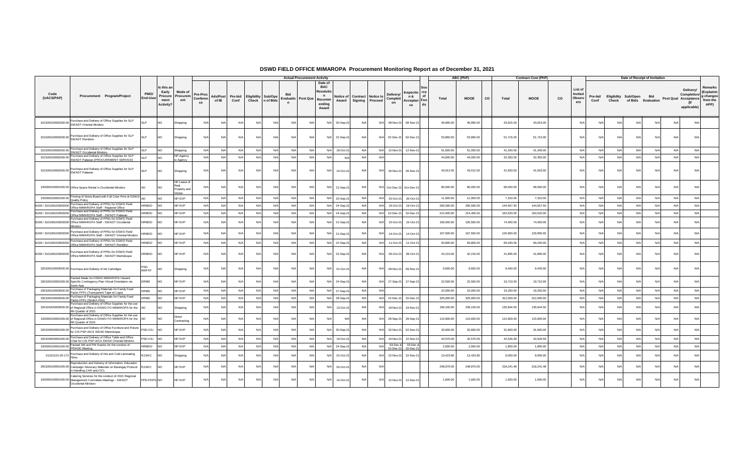# DSWD FIELD OFFICE MIMAROPA Procurement Monitoring Report as of December 31, 2021

| Code (UACS/PAP) | Procurement Program/Project | PMO/ End-User | Is this an Early Procurement Activity? | Mode of Procurement | Actual Procurement Activity | | | | | | | | | | | | | | Source of Funds | ABC (PhP) | | | Contract Cost (PhP) | | | List of Invited Observers | Date of Receipt of Invitation | | | | | | | Remarks (Explaining changes from the APP) |
|---|---|---|---|---|---|---|---|---|---|---|---|---|---|---|---|---|---|---|---|---|---|---|---|---|---|---|---|---|---|---|---|---|---|---|
| | | | | | Pre-Proc Conference | Ads/Post of IB | Pre-bid Conf | Eligibility Check | Sub/Open of Bids | Bid Evaluation | Post Qual | Date of BAC Resolution Recommending Award | Notice of Award | Contract Signing | Notice to Proceed | Delivery/ Completion | Inspection & Acceptance | | | Total | MOOE | CO | Total | MOOE | CO | | Pre-bid Conf | Eligibility Check | Sub/Open of Bids | Bid Evaluation | Post Qual | Delivery/ Completion/ Acceptance (If applicable) | |
| 310100100002000.00 | Purchase and Delivery of Office Supplies for SLP SWADT Oriental Mindoro | SLP | NO | Shopping | N/A | N/A | N/A | N/A | N/A | N/A | N/A | N/A | 30-Sep-21 | N/A | N/A | 08-Nov-21 | 08-Nov-21 | | | 49,990.00 | 49,990.00 | | 43,915.00 | 43,915.00 | | N/A | N/A | N/A | N/A | N/A | N/A | N/A | |
| 310100100002000.00 | Purchase and Delivery of Office Supplies for SLP SWADT Romblon | SLP | NO | Shopping | N/A | N/A | N/A | N/A | N/A | N/A | N/A | N/A | 22-Sep-21 | N/A | N/A | 02-Dec-21 | 02-Dec-21 | | | 53,860.00 | 53,860.00 | | 51,715.00 | 51,715.00 | | N/A | N/A | N/A | N/A | N/A | N/A | N/A | |
| 310100100002000.00 | Purchase and Delivery of Office Supplies for SLP SWADT Occidental Mindoro | SLP | NO | Shopping | N/A | N/A | N/A | N/A | N/A | N/A | N/A | N/A | 18-Oct-21 | N/A | N/A | 12-Nov-21 | 12-Nov-21 | | | 51,000.00 | 51,000.00 | | 41,340.00 | 41,340.00 | | N/A | N/A | N/A | N/A | N/A | N/A | N/A | |
| 310100100002000.00 | Purchase and Delivery of Office Supplies for SLP SWADT Palawan (PROCUREMENT SERVICE) | SLP | NO | NP-Agency to Agency | N/A | N/A | N/A | N/A | N/A | N/A | N/A | N/A | N/A | N/A | N/A | | | | | 44,000.00 | 44,000.00 | | 32,350.00 | 32,350.00 | | N/A | N/A | N/A | N/A | N/A | N/A | N/A | |
| 310100100002000.00 | Purchase and Delivery of Office Supplies for SLP SWADT Palawan | SLP | NO | Shopping | N/A | N/A | N/A | N/A | N/A | N/A | N/A | N/A | 14-Oct-21 | N/A | N/A | 26-Nov-21 | 26-Nov-21 | | | 43,012.00 | 43,012.00 | | 41,933.00 | 41,933.00 | | N/A | N/A | N/A | N/A | N/A | N/A | N/A | |
| 100000100001000.00 | Office Space Rental in Occidental Mindoro | AD | NO | NP-Lease of Real Property and Venue | N/A | N/A | N/A | N/A | N/A | N/A | N/A | N/A | 21-Sep-21 | N/A | N/A | Oct-Dec-21 | Oct-Dec-21 | | | 80,000.00 | 80,000.00 | | 68,000.00 | 68,000.00 | | N/A | N/A | N/A | N/A | N/A | N/A | N/A | |
| 100000100001000.00 | Printing of Sintra Board with Full Color Print of DSWD Quality Policy | AD | NO | NP-SVP | N/A | N/A | N/A | N/A | N/A | N/A | N/A | N/A | 20-Sep-21 | N/A | N/A | 20-Oct-21 | 20-Oct-21 | | | 11,900.00 | 11,900.00 | | 7,310.00 | 7,310.00 | | N/A | N/A | N/A | N/A | N/A | N/A | N/A | |
| 1000 / 310100100002000 | Purchase and Delivery of PPEs for DSWD Field Office MIMAROPA Staff - Regional Office | HRMDD | NO | NP-SVP | N/A | N/A | N/A | N/A | N/A | N/A | N/A | N/A | 24-Sep-21 | N/A | N/A | 19-Oct-21 | 19-Oct-21 | | | 260,590.00 | 260,590.00 | | 144,557.50 | 144,557.50 | | N/A | N/A | N/A | N/A | N/A | N/A | N/A | |
| 1000 / 310100100002000 | Purchase and Delivery of PPEs for DSWD Field Office MIMAROPA Staff - SWADT Palawan | HRMDD | NO | NP-SVP | N/A | N/A | N/A | N/A | N/A | N/A | N/A | N/A | 24-Sep-21 | N/A | N/A | 10-Dec-21 | 10-Dec-21 | | | 214,400.00 | 214,400.00 | | 163,520.00 | 163,520.00 | | N/A | N/A | N/A | N/A | N/A | N/A | N/A | |
| 1000 / 310100100002000 | Purchase and Delivery of PPEs for DSWD Field Office MIMAROPA Staff - SWADT Occidental Mindoro | HRMDD | NO | NP-SVP | N/A | N/A | N/A | N/A | N/A | N/A | N/A | N/A | 21-Sep-21 | N/A | N/A | 15-Oct-21 | 15-Oct-21 | | | 100,500.00 | 100,500.00 | | 74,400.00 | 74,400.00 | | N/A | N/A | N/A | N/A | N/A | N/A | N/A | |
| 1000 / 310100100002000 | Purchase and Delivery of PPEs for DSWD Field Office MIMAROPA Staff - SWADT Oriental Mindoro | HRMDD | NO | NP-SVP | N/A | N/A | N/A | N/A | N/A | N/A | N/A | N/A | 21-Sep-21 | N/A | N/A | 14-Oct-21 | 14-Oct-21 | | | 167,500.00 | 167,500.00 | | 120,900.00 | 120,900.00 | | N/A | N/A | N/A | N/A | N/A | N/A | N/A | |
| 1000 / 310100100002000 | Purchase and Delivery of PPEs for DSWD Field Office MIMAROPA Staff - SWADT Romblon | HRMDD | NO | NP-SVP | N/A | N/A | N/A | N/A | N/A | N/A | N/A | N/A | 22-Sep-21 | N/A | N/A | 11-Oct-21 | 11-Oct-21 | | | 93,800.00 | 93,800.00 | | 69,440.00 | 69,440.00 | | N/A | N/A | N/A | N/A | N/A | N/A | N/A | |
| 1000 / 310100100002000 | Purchase and Delivery of PPEs for DSWD Field Office MIMAROPA Staff - SWADT Marinduque | HRMDD | NO | NP-SVP | N/A | N/A | N/A | N/A | N/A | N/A | N/A | N/A | 22-Sep-21 | N/A | N/A | 06-Oct-21 | 06-Oct-21 | | | 42,210.00 | 42,210.00 | | 41,895.00 | 41,895.00 | | N/A | N/A | N/A | N/A | N/A | N/A | N/A | |
| 320105100003000.00 | Purchase and Delivery of Ink Cartridges | PSD-RRPTP | NO | Shopping | N/A | N/A | N/A | N/A | N/A | N/A | N/A | N/A | 01-Oct-21 | N/A | N/A | 09-Nov-21 | 09-Nov-21 | | | 9,600.00 | 9,600.00 | | 9,440.00 | 9,440.00 | | N/A | N/A | N/A | N/A | N/A | N/A | N/A | |
| 330100100001000.00 | Packed Meals for DSWD MIMAROPA Hazard-Specific Contingency Plan Virtual Orientation via Zoom App | DRMD | NO | NP-SVP | N/A | N/A | N/A | N/A | N/A | N/A | N/A | N/A | 24-Sep-21 | N/A | N/A | 27-Sep-21 | 27-Sep-21 | | | 22,500.00 | 22,500.00 | | 19,710.00 | 19,710.00 | | N/A | N/A | N/A | N/A | N/A | N/A | N/A | |
| 330100100003000.00 | Purchase of Packaging Materials for Family Food Packs FFPs (Transparent Tape w/ Logo) | DRMD | NO | NP-SVP | N/A | N/A | N/A | N/A | N/A | N/A | N/A | N/A | 27-Sep-21 | N/A | N/A | | | | | 22,000.00 | 22,000.00 | | 19,250.00 | 19,250.00 | | N/A | N/A | N/A | N/A | N/A | N/A | N/A | |
| 330100100003000.00 | Purchase of Packaging Materials for Family Food Packs FFPs (Stretch Film) | DRMD | NO | NP-SVP | N/A | N/A | N/A | N/A | N/A | N/A | N/A | N/A | 28-Sep-21 | N/A | N/A | 15-Dec-21 | 15-Dec-21 | | | 325,000.00 | 325,000.00 | | 312,000.00 | 312,000.00 | | N/A | N/A | N/A | N/A | N/A | N/A | N/A | |
| 320104200003000.00 | Purchase and Delivery of Office Supplies for the use of Regional Office in DSWD FO MIMAROPA for the 4th Quarter of 2021 | AD | NO | Shopping | N/A | N/A | N/A | N/A | N/A | N/A | N/A | N/A | 13-Oct-21 | N/A | N/A | 19-Nov-21 | 19-Nov-21 | | | 158,100.00 | 158,100.00 | | 135,844.50 | 135,844.50 | | N/A | N/A | N/A | N/A | N/A | N/A | N/A | |
| 100000100001000.00 | Purchase and Delivery of Office Supplies for the use of Regional Office in DSWD FO MIMAROPA for the 4th Quarter of 2021 | AD | NO | Direct Contracting | N/A | N/A | N/A | N/A | N/A | N/A | N/A | N/A | N/A | N/A | N/A | 28-Sep-21 | 28-Sep-21 | | | 115,600.00 | 115,600.00 | | 115,600.00 | 115,600.00 | | N/A | N/A | N/A | N/A | N/A | N/A | N/A | |
| 320104000001000.00 | Purchase and Delivery of Office Furniture and Fixture for CIS PSP-AICS SWAD Marinduque | PSD-CIU | NO | NP-SVP | N/A | N/A | N/A | N/A | N/A | N/A | N/A | N/A | 30-Sep-21 | N/A | N/A | 02-Nov-21 | 02-Nov-21 | | | 32,600.00 | 32,600.00 | | 31,600.00 | 31,600.00 | | N/A | N/A | N/A | N/A | N/A | N/A | N/A | |
| 320104000001000.00 | Purchase and Delivery of Office Table and Office Chair for CIS PSP-AICS SWAD Oriental Mindoro | PSD-CIU | NO | NP-SVP | N/A | N/A | N/A | N/A | N/A | N/A | N/A | N/A | 19-Oct-21 | N/A | N/A | 10-Nov-21 | 10-Nov-21 | | | 42,570.00 | 42,570.00 | | 42,526.59 | 42,526.59 | | N/A | N/A | N/A | N/A | N/A | N/A | N/A | |
| 100000100001000.00 | Packed AM and PM Snacks for the conduct of PRAISE Meeting | HRMDD | NO | NP-SVP | N/A | N/A | N/A | N/A | N/A | N/A | N/A | N/A | 24-Sep-21 | N/A | N/A | 03-Dec & 10-Dec-21 | 03-Dec & 10-Dec-21 | | | 2,000.00 | 2,000.00 | | 1,800.00 | 1,800.00 | | N/A | N/A | N/A | N/A | N/A | N/A | N/A | |
| 01101101-05-172 | Purchase and Delivery of Hot and Cold Laminating Films | RJJWC | NO | Shopping | N/A | N/A | N/A | N/A | N/A | N/A | N/A | N/A | 01-Oct-21 | N/A | N/A | 22-Nov-21 | 22-Nov-21 | | | 13,423.80 | 13,423.80 | | 9,000.00 | 9,000.00 | | N/A | N/A | N/A | N/A | N/A | N/A | N/A | |
| 350100100001000.00 | Reproduction and Delivery of Information, Education Campaign Advocacy Materials on Barangay Protocol in Handling CAR and CICL | RJJWC | NO | NP-SVP | N/A | N/A | N/A | N/A | N/A | N/A | N/A | N/A | 04-Oct-21 | N/A | N/A | | | | | 248,870.00 | 248,870.00 | | 218,241.48 | 218,241.48 | | N/A | N/A | N/A | N/A | N/A | N/A | N/A | |
| 100000100001000.00 | Catering Services for the conduct of 2021 Regional Management Committee Meetings - SWADT Occidental Mindoro | PPD-PDPS | NO | NP-SVP | N/A | N/A | N/A | N/A | N/A | N/A | N/A | N/A | 14-Oct-21 | N/A | N/A | 12-Nov-21 | 12-Nov-21 | | | 1,600.00 | 1,600.00 | | 1,500.00 | 1,500.00 | | N/A | N/A | N/A | N/A | N/A | N/A | N/A | |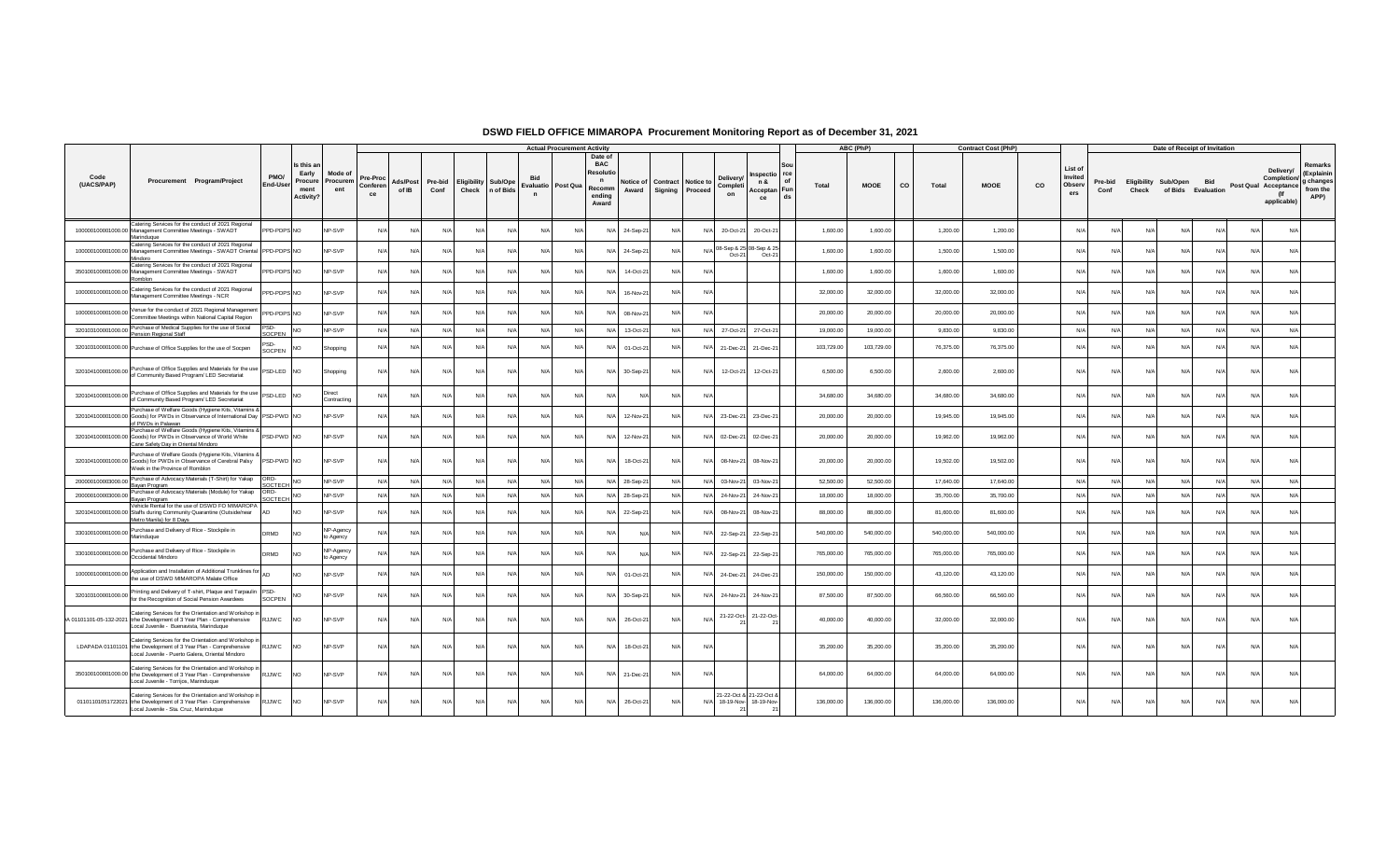# DSWD FIELD OFFICE MIMAROPA Procurement Monitoring Report as of December 31, 2021

| Code (UACS/PAP) | Procurement Program/Project | PMO/ End-User | Is this an Early Procurement Activity? | Mode of Procurement | Actual Procurement Activity | | | | | | | | | | | | | | | ABC (PhP) | | | Contract Cost (PhP) | | | List of Invited Observers | Date of Receipt of Invitation | | | | | | | Remarks (Explaining changes from the APP) |
|---|---|---|---|---|---|---|---|---|---|---|---|---|---|---|---|---|---|---|---|---|---|---|---|---|---|---|---|---|---|---|---|---|---|---|
| | | | | | Pre-Proc Conference | Ads/Post of IB | Pre-bid Conf | Eligibility Check | Sub/Open of Bids | Bid Evaluation | Post Qual | Date of BAC Resolution Recommending Award | Notice of Award | Contract Signing | Notice to Proceed | Delivery/ Completion | Inspection & Acceptance | Source of Funds | Total | MOOE | CO | Total | MOOE | CO | | Pre-bid Conf | Eligibility Check | Sub/Open of Bids | Bid Evaluation | Post Qual | Delivery/ Completion/ Acceptance (If applicable) | |
| 100000100001000.00 | Catering Services for the conduct of 2021 Regional Management Committee Meetings - SWADT Marinduque | PPD-PDPS | NO | NP-SVP | N/A | N/A | N/A | N/A | N/A | N/A | N/A | N/A | 24-Sep-21 | N/A | N/A | 20-Oct-21 | 20-Oct-21 | | 1,600.00 | 1,600.00 | | 1,200.00 | 1,200.00 | | N/A | N/A | N/A | N/A | N/A | N/A | N/A | |
| 100000100001000.00 | Catering Services for the conduct of 2021 Regional Management Committee Meetings - SWADT Oriental Mindoro | PPD-PDPS | NO | NP-SVP | N/A | N/A | N/A | N/A | N/A | N/A | N/A | N/A | 24-Sep-21 | N/A | N/A | 08-Sep & 25-Oct-21 | 08-Sep & 25-Oct-21 | | 1,600.00 | 1,600.00 | | 1,500.00 | 1,500.00 | | N/A | N/A | N/A | N/A | N/A | N/A | N/A | |
| 350100100001000.00 | Catering Services for the conduct of 2021 Regional Management Committee Meetings - SWADT Romblon | PPD-PDPS | NO | NP-SVP | N/A | N/A | N/A | N/A | N/A | N/A | N/A | N/A | 14-Oct-21 | N/A | N/A | | | | 1,600.00 | 1,600.00 | | 1,600.00 | 1,600.00 | | N/A | N/A | N/A | N/A | N/A | N/A | N/A | |
| 100000100001000.00 | Catering Services for the conduct of 2021 Regional Management Committee Meetings - NCR | PPD-PDPS | NO | NP-SVP | N/A | N/A | N/A | N/A | N/A | N/A | N/A | N/A | 16-Nov-21 | N/A | N/A | | | | 32,000.00 | 32,000.00 | | 32,000.00 | 32,000.00 | | N/A | N/A | N/A | N/A | N/A | N/A | N/A | |
| 100000100001000.00 | Venue for the conduct of 2021 Regional Management Committee Meetings within National Capital Region | PPD-PDPS | NO | NP-SVP | N/A | N/A | N/A | N/A | N/A | N/A | N/A | N/A | 08-Nov-21 | N/A | N/A | | | | 20,000.00 | 20,000.00 | | 20,000.00 | 20,000.00 | | N/A | N/A | N/A | N/A | N/A | N/A | N/A | |
| 320103100001000.00 | Purchase of Medical Supplies for the use of Social Pension Regional Staff | PSD-SOCPEN | NO | NP-SVP | N/A | N/A | N/A | N/A | N/A | N/A | N/A | N/A | 13-Oct-21 | N/A | N/A | 27-Oct-21 | 27-Oct-21 | | 19,000.00 | 19,000.00 | | 9,830.00 | 9,830.00 | | N/A | N/A | N/A | N/A | N/A | N/A | N/A | |
| 320103100001000.00 | Purchase of Office Supplies for the use of Socpen | PSD-SOCPEN | NO | Shopping | N/A | N/A | N/A | N/A | N/A | N/A | N/A | N/A | 01-Oct-21 | N/A | N/A | 21-Dec-21 | 21-Dec-21 | | 103,729.00 | 103,729.00 | | 76,375.00 | 76,375.00 | | N/A | N/A | N/A | N/A | N/A | N/A | N/A | |
| 320104100001000.00 | Purchase of Office Supplies and Materials for the use of Community Based Program/ LED Secretariat | PSD-LED | NO | Shopping | N/A | N/A | N/A | N/A | N/A | N/A | N/A | N/A | 30-Sep-21 | N/A | N/A | 12-Oct-21 | 12-Oct-21 | | 6,500.00 | 6,500.00 | | 2,600.00 | 2,600.00 | | N/A | N/A | N/A | N/A | N/A | N/A | N/A | |
| 320104100001000.00 | Purchase of Office Supplies and Materials for the use of Community Based Program/ LED Secretariat | PSD-LED | NO | Direct Contracting | N/A | N/A | N/A | N/A | N/A | N/A | N/A | N/A | N/A | N/A | N/A | | | | 34,680.00 | 34,680.00 | | 34,680.00 | 34,680.00 | | N/A | N/A | N/A | N/A | N/A | N/A | N/A | |
| 320104100001000.00 | Purchase of Welfare Goods (Hygiene Kits, Vitamins & Goods) for PWDs in Observance of International Day of PWDs in Palawan | PSD-PWD | NO | NP-SVP | N/A | N/A | N/A | N/A | N/A | N/A | N/A | N/A | 12-Nov-21 | N/A | N/A | 23-Dec-21 | 23-Dec-21 | | 20,000.00 | 20,000.00 | | 19,945.00 | 19,945.00 | | N/A | N/A | N/A | N/A | N/A | N/A | N/A | |
| 320104100001000.00 | Purchase of Welfare Goods (Hygiene Kits, Vitamins & Goods) for PWDs in Observance of World White Cane Safety Day in Oriental Mindoro | PSD-PWD | NO | NP-SVP | N/A | N/A | N/A | N/A | N/A | N/A | N/A | N/A | 12-Nov-21 | N/A | N/A | 02-Dec-21 | 02-Dec-21 | | 20,000.00 | 20,000.00 | | 19,962.00 | 19,962.00 | | N/A | N/A | N/A | N/A | N/A | N/A | N/A | |
| 320104100001000.00 | Purchase of Welfare Goods (Hygiene Kits, Vitamins & Goods) for PWDs in Observance of Cerebral Palsy Week in the Province of Romblon | PSD-PWD | NO | NP-SVP | N/A | N/A | N/A | N/A | N/A | N/A | N/A | N/A | 18-Oct-21 | N/A | N/A | 08-Nov-21 | 08-Nov-21 | | 20,000.00 | 20,000.00 | | 19,502.00 | 19,502.00 | | N/A | N/A | N/A | N/A | N/A | N/A | N/A | |
| 200000100003000.00 | Purchase of Advocacy Materials (T-Shirt) for Yakap Bayan Program | ORD-SOCTECH | NO | NP-SVP | N/A | N/A | N/A | N/A | N/A | N/A | N/A | N/A | 28-Sep-21 | N/A | N/A | 03-Nov-21 | 03-Nov-21 | | 52,500.00 | 52,500.00 | | 17,640.00 | 17,640.00 | | N/A | N/A | N/A | N/A | N/A | N/A | N/A | |
| 200000100003000.00 | Purchase of Advocacy Materials (Module) for Yakap Bayan Program | ORD-SOCTECH | NO | NP-SVP | N/A | N/A | N/A | N/A | N/A | N/A | N/A | N/A | 28-Sep-21 | N/A | N/A | 24-Nov-21 | 24-Nov-21 | | 18,000.00 | 18,000.00 | | 35,700.00 | 35,700.00 | | N/A | N/A | N/A | N/A | N/A | N/A | N/A | |
| 320104100001000.00 | Vehicle Rental for the use of DSWD FO MIMAROPA Staffs during Community Quarantine (Outside/near Metro Manila) for 8 Days | AD | NO | NP-SVP | N/A | N/A | N/A | N/A | N/A | N/A | N/A | N/A | 22-Sep-21 | N/A | N/A | 08-Nov-21 | 08-Nov-21 | | 88,000.00 | 88,000.00 | | 81,600.00 | 81,600.00 | | N/A | N/A | N/A | N/A | N/A | N/A | N/A | |
| 330100100001000.00 | Purchase and Delivery of Rice - Stockpile in Marinduque | DRMD | NO | NP-Agency to Agency | N/A | N/A | N/A | N/A | N/A | N/A | N/A | N/A | N/A | N/A | N/A | 22-Sep-21 | 22-Sep-21 | | 540,000.00 | 540,000.00 | | 540,000.00 | 540,000.00 | | N/A | N/A | N/A | N/A | N/A | N/A | N/A | |
| 330100100001000.00 | Purchase and Delivery of Rice - Stockpile in Occidental Mindoro | DRMD | NO | NP-Agency to Agency | N/A | N/A | N/A | N/A | N/A | N/A | N/A | N/A | N/A | N/A | N/A | 22-Sep-21 | 22-Sep-21 | | 765,000.00 | 765,000.00 | | 765,000.00 | 765,000.00 | | N/A | N/A | N/A | N/A | N/A | N/A | N/A | |
| 100000100001000.00 | Application and Installation of Additional Trunklines for the use of DSWD MIMAROPA Malate Office | AD | NO | NP-SVP | N/A | N/A | N/A | N/A | N/A | N/A | N/A | N/A | 01-Oct-21 | N/A | N/A | 24-Dec-21 | 24-Dec-21 | | 150,000.00 | 150,000.00 | | 43,120.00 | 43,120.00 | | N/A | N/A | N/A | N/A | N/A | N/A | N/A | |
| 320103100001000.00 | Printing and Delivery of T-shirt, Plaque and Tarpaulin for the Recognition of Social Pension Awardees | PSD-SOCPEN | NO | NP-SVP | N/A | N/A | N/A | N/A | N/A | N/A | N/A | N/A | 30-Sep-21 | N/A | N/A | 24-Nov-21 | 24-Nov-21 | | 87,500.00 | 87,500.00 | | 66,560.00 | 66,560.00 | | N/A | N/A | N/A | N/A | N/A | N/A | N/A | |
| A 01101101-05-132-2021 | Catering Services for the Orientation and Workshop in the Development of 3 Year Plan - Comprehensive Local Juvenile - Buenavista, Marinduque | RJJWC | NO | NP-SVP | N/A | N/A | N/A | N/A | N/A | N/A | N/A | N/A | 26-Oct-21 | N/A | N/A | 21-22-Oct-21 | 21-22-Oct-21 | | 40,000.00 | 40,000.00 | | 32,000.00 | 32,000.00 | | N/A | N/A | N/A | N/A | N/A | N/A | N/A | |
| LDAPADA 01101101 | Catering Services for the Orientation and Workshop in the Development of 3 Year Plan - Comprehensive Local Juvenile - Puerto Galera, Oriental Mindoro | RJJWC | NO | NP-SVP | N/A | N/A | N/A | N/A | N/A | N/A | N/A | N/A | 18-Oct-21 | N/A | N/A | | | | 35,200.00 | 35,200.00 | | 35,200.00 | 35,200.00 | | N/A | N/A | N/A | N/A | N/A | N/A | N/A | |
| 350100100001000.00 | Catering Services for the Orientation and Workshop in the Development of 3 Year Plan - Comprehensive Local Juvenile - Torrijos, Marinduque | RJJWC | NO | NP-SVP | N/A | N/A | N/A | N/A | N/A | N/A | N/A | N/A | 21-Dec-21 | N/A | N/A | | | | 64,000.00 | 64,000.00 | | 64,000.00 | 64,000.00 | | N/A | N/A | N/A | N/A | N/A | N/A | N/A | |
| 0310110105172021 | Catering Services for the Orientation and Workshop in the Development of 3 Year Plan - Comprehensive Local Juvenile - Sta. Cruz, Marinduque | RJJWC | NO | NP-SVP | N/A | N/A | N/A | N/A | N/A | N/A | N/A | N/A | 26-Oct-21 | N/A | N/A | 21-22-Oct & 18-19-Nov-21 | 21-22-Oct & 18-19-Nov-21 | | 136,000.00 | 136,000.00 | | 136,000.00 | 136,000.00 | | N/A | N/A | N/A | N/A | N/A | N/A | N/A | |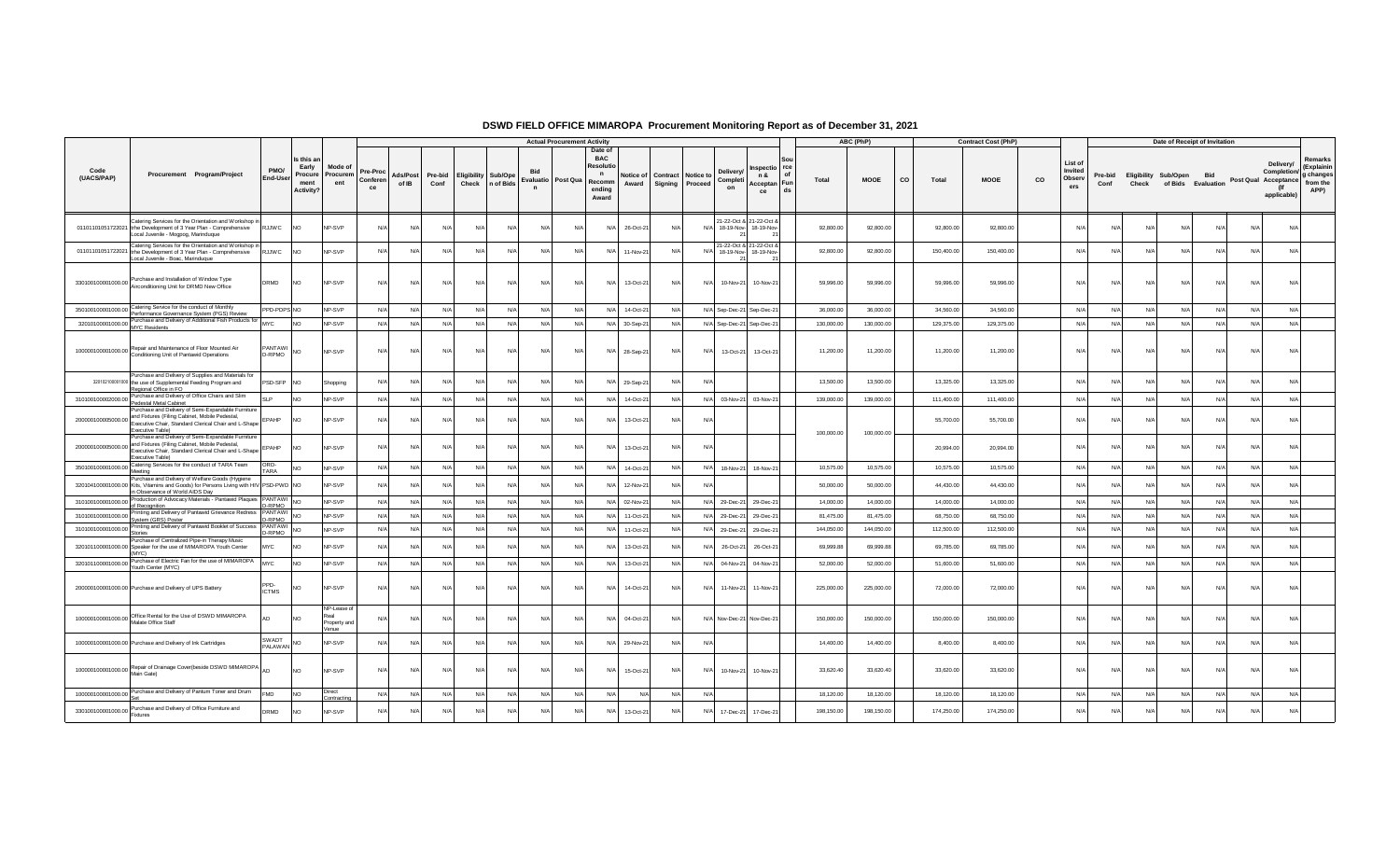# DSWD FIELD OFFICE MIMAROPA Procurement Monitoring Report as of December 31, 2021

| Code (UACS/PAP) | Procurement Program/Project | PMO/ End-User | Is this an Early Procurement Activity? | Mode of Procurement | Actual Procurement Activity | | | | | | | | | | | | | | Source of Funds | ABC (PhP) | | | Contract Cost (PhP) | | | List of Invited Observers | Date of Receipt of Invitation | | | | | | | Remarks (Explaining changes from the APP) |
|---|---|---|---|---|---|---|---|---|---|---|---|---|---|---|---|---|---|---|---|---|---|---|---|---|---|---|---|---|---|---|---|---|---|---|
| | | | | | Pre-Proc Conference | Ads/Post of IB | Pre-bid Conf | Eligibility Check | Sub/Open of Bids | Bid Evaluation | Post Qual | Date of BAC Resolution Recommending Award | Notice of Award | Contract Signing | Notice to Proceed | Delivery/ Completion | Inspection & Acceptance | | | Total | MOOE | CO | Total | MOOE | CO | | Pre-bid Conf | Eligibility Check | Sub/Open of Bids | Bid Evaluation | Post Qual | Delivery/ Completion/ Acceptance (If applicable) | |
| 0101101051722021 | Catering Services for the Orientation and Workshop in the Development of 3 Year Plan - Comprehensive Local Juvenile - Mogpog, Marinduque | RJJWC | NO | NP-SVP | N/A | N/A | N/A | N/A | N/A | N/A | N/A | N/A | 26-Oct-21 | N/A | N/A | 21-22-Oct & 18-19-Nov-21 | 21-22-Oct & 18-19-Nov-21 | | | 92,800.00 | 92,800.00 | | 92,800.00 | 92,800.00 | | N/A | N/A | N/A | N/A | N/A | N/A | N/A | |
| 0101101051722021 | Catering Services for the Orientation and Workshop in the Development of 3 Year Plan - Comprehensive Local Juvenile - Boac, Marinduque | RJJWC | NO | NP-SVP | N/A | N/A | N/A | N/A | N/A | N/A | N/A | N/A | 11-Nov-21 | N/A | N/A | 21-22-Oct & 18-19-Nov-21 | 21-22-Oct & 18-19-Nov-21 | | | 92,800.00 | 92,800.00 | | 150,400.00 | 150,400.00 | | N/A | N/A | N/A | N/A | N/A | N/A | N/A | |
| 3301001000001000.00 | Purchase and Installation of Window Type Airconditioning Unit for DRMD New Office | DRMD | NO | NP-SVP | N/A | N/A | N/A | N/A | N/A | N/A | N/A | N/A | 13-Oct-21 | N/A | N/A | 10-Nov-21 | 10-Nov-21 | | | 59,996.00 | 59,996.00 | | 59,996.00 | 59,996.00 | | N/A | N/A | N/A | N/A | N/A | N/A | N/A | |
| 3501001000001000.00 | Catering Service for the conduct of Monthly Performance Governance System (PGS) Review | PPD-PDPS | NO | NP-SVP | N/A | N/A | N/A | N/A | N/A | N/A | N/A | N/A | 14-Oct-21 | N/A | N/A | Sep-Dec-21 | Sep-Dec-21 | | | 36,000.00 | 36,000.00 | | 34,560.00 | 34,560.00 | | N/A | N/A | N/A | N/A | N/A | N/A | N/A | |
| 3201010000001000.00 | Purchase and Delivery of Additional Fish Products for MYC Residents | MYC | NO | NP-SVP | N/A | N/A | N/A | N/A | N/A | N/A | N/A | N/A | 30-Sep-21 | N/A | N/A | Sep-Dec-21 | Sep-Dec-21 | | | 130,000.00 | 130,000.00 | | 129,375.00 | 129,375.00 | | N/A | N/A | N/A | N/A | N/A | N/A | N/A | |
| 1000001000001000.00 | Repair and Maintenance of Floor Mounted Air Conditioning Unit of Pantawid Operations | PANTAWID-RPMO | NO | NP-SVP | N/A | N/A | N/A | N/A | N/A | N/A | N/A | N/A | 28-Sep-21 | N/A | N/A | 13-Oct-21 | 13-Oct-21 | | | 11,200.00 | 11,200.00 | | 11,200.00 | 11,200.00 | | N/A | N/A | N/A | N/A | N/A | N/A | N/A | |
| 320102100001000 | Purchase and Delivery of Supplies and Materials for the use of Supplemental Feeding Program and Regional Office in FO | PSD-SFP | NO | Shopping | N/A | N/A | N/A | N/A | N/A | N/A | N/A | N/A | 29-Sep-21 | N/A | N/A | | | | | 13,500.00 | 13,500.00 | | 13,325.00 | 13,325.00 | | N/A | N/A | N/A | N/A | N/A | N/A | N/A | |
| 3101001000002000.00 | Purchase and Delivery of Office Chairs and Slim Pedestal Metal Cabinet | SLP | NO | NP-SVP | N/A | N/A | N/A | N/A | N/A | N/A | N/A | N/A | 14-Oct-21 | N/A | N/A | 03-Nov-21 | 03-Nov-21 | | | 139,000.00 | 139,000.00 | | 111,400.00 | 111,400.00 | | N/A | N/A | N/A | N/A | N/A | N/A | N/A | |
| 2000001000005000.00 | Purchase and Delivery of Semi-Expandable Furniture and Fixtures (Filing Cabinet, Mobile Pedestal, Executive Chair, Standard Clerical Chair and L-Shape Executive Table) | EPAHP | NO | NP-SVP | N/A | N/A | N/A | N/A | N/A | N/A | N/A | N/A | 13-Oct-21 | N/A | N/A | | | | | 100,000.00 | 100,000.00 | | 55,700.00 | 55,700.00 | | N/A | N/A | N/A | N/A | N/A | N/A | N/A | |
| 2000001000005000.00 | Purchase and Delivery of Semi-Expandable Furniture and Fixtures (Filing Cabinet, Mobile Pedestal, Executive Chair, Standard Clerical Chair and L-Shape Executive Table) | EPAHP | NO | NP-SVP | N/A | N/A | N/A | N/A | N/A | N/A | N/A | N/A | 13-Oct-21 | N/A | N/A | | | | | | | | 20,994.00 | 20,994.00 | | N/A | N/A | N/A | N/A | N/A | N/A | N/A | |
| 3501001000001000.00 | Catering Services for the conduct of TARA Team Meeting | ORD-TARA | NO | NP-SVP | N/A | N/A | N/A | N/A | N/A | N/A | N/A | N/A | 14-Oct-21 | N/A | N/A | 18-Nov-21 | 18-Nov-21 | | | 10,575.00 | 10,575.00 | | 10,575.00 | 10,575.00 | | N/A | N/A | N/A | N/A | N/A | N/A | N/A | |
| 3201041000001000.00 | Purchase and Delivery of Welfare Goods (Hygiene Kits, Vitamins and Goods) for Persons Living with HIV in Observance of World AIDS Day | PSD-PWD | NO | NP-SVP | N/A | N/A | N/A | N/A | N/A | N/A | N/A | N/A | 12-Nov-21 | N/A | N/A | | | | | 50,000.00 | 50,000.00 | | 44,430.00 | 44,430.00 | | N/A | N/A | N/A | N/A | N/A | N/A | N/A | |
| 3101001000001000.00 | Production of Advocacy Materials - Pantawid Plaques of Recognition | PANTAWID-RPMO | NO | NP-SVP | N/A | N/A | N/A | N/A | N/A | N/A | N/A | N/A | 02-Nov-21 | N/A | N/A | 29-Dec-21 | 29-Dec-21 | | | 14,000.00 | 14,000.00 | | 14,000.00 | 14,000.00 | | N/A | N/A | N/A | N/A | N/A | N/A | N/A | |
| 3101001000001000.00 | Printing and Delivery of Pantawid Grievance Redress System (GRS) Poster | PANTAWID-RPMO | NO | NP-SVP | N/A | N/A | N/A | N/A | N/A | N/A | N/A | N/A | 11-Oct-21 | N/A | N/A | 29-Dec-21 | 29-Dec-21 | | | 81,475.00 | 81,475.00 | | 68,750.00 | 68,750.00 | | N/A | N/A | N/A | N/A | N/A | N/A | N/A | |
| 3101001000001000.00 | Printing and Delivery of Pantawid Booklet of Success Stories | PANTAWID-RPMO | NO | NP-SVP | N/A | N/A | N/A | N/A | N/A | N/A | N/A | N/A | 11-Oct-21 | N/A | N/A | 29-Dec-21 | 29-Dec-21 | | | 144,050.00 | 144,050.00 | | 112,500.00 | 112,500.00 | | N/A | N/A | N/A | N/A | N/A | N/A | N/A | |
| 3201011000001000.00 | Purchase of Centralized Pipe-in Therapy Music Speaker for the use of MIMAROPA Youth Center (MYC) | MYC | NO | NP-SVP | N/A | N/A | N/A | N/A | N/A | N/A | N/A | N/A | 13-Oct-21 | N/A | N/A | 26-Oct-21 | 26-Oct-21 | | | 69,999.88 | 69,999.88 | | 69,785.00 | 69,785.00 | | N/A | N/A | N/A | N/A | N/A | N/A | N/A | |
| 3201011000001000.00 | Purchase of Electric Fan for the use of MIMAROPA Youth Center (MYC) | MYC | NO | NP-SVP | N/A | N/A | N/A | N/A | N/A | N/A | N/A | N/A | 13-Oct-21 | N/A | N/A | 04-Nov-21 | 04-Nov-21 | | | 52,000.00 | 52,000.00 | | 51,600.00 | 51,600.00 | | N/A | N/A | N/A | N/A | N/A | N/A | N/A | |
| 2000001000001000.00 | Purchase and Delivery of UPS Battery | PPD-ICTMS | NO | NP-SVP | N/A | N/A | N/A | N/A | N/A | N/A | N/A | N/A | 14-Oct-21 | N/A | N/A | 11-Nov-21 | 11-Nov-21 | | | 225,000.00 | 225,000.00 | | 72,000.00 | 72,000.00 | | N/A | N/A | N/A | N/A | N/A | N/A | N/A | |
| 1000001000001000.00 | Office Rental for the Use of DSWD MIMAROPA Malate Office Staff | AD | NO | NP-Lease of Real Property and Venue | N/A | N/A | N/A | N/A | N/A | N/A | N/A | N/A | 04-Oct-21 | N/A | N/A | Nov-Dec-21 | Nov-Dec-21 | | | 150,000.00 | 150,000.00 | | 150,000.00 | 150,000.00 | | N/A | N/A | N/A | N/A | N/A | N/A | N/A | |
| 1000001000001000.00 | Purchase and Delivery of Ink Cartridges | SWADT PALAWAN | NO | NP-SVP | N/A | N/A | N/A | N/A | N/A | N/A | N/A | N/A | 29-Nov-21 | N/A | N/A | | | | | 14,400.00 | 14,400.00 | | 8,400.00 | 8,400.00 | | N/A | N/A | N/A | N/A | N/A | N/A | N/A | |
| 1000001000001000.00 | Repair of Drainage Cover(beside DSWD MIMAROPA Main Gate) | AD | NO | NP-SVP | N/A | N/A | N/A | N/A | N/A | N/A | N/A | N/A | 15-Oct-21 | N/A | N/A | 10-Nov-21 | 10-Nov-21 | | | 33,620.40 | 33,620.40 | | 33,620.00 | 33,620.00 | | N/A | N/A | N/A | N/A | N/A | N/A | N/A | |
| 1000001000001000.00 | Purchase and Delivery of Pantum Toner and Drum Set | FMD | NO | Direct Contracting | N/A | N/A | N/A | N/A | N/A | N/A | N/A | N/A | N/A | N/A | N/A | | | | | 18,120.00 | 18,120.00 | | 18,120.00 | 18,120.00 | | N/A | N/A | N/A | N/A | N/A | N/A | N/A | |
| 3301001000001000.00 | Purchase and Delivery of Office Furniture and Fixtures | DRMD | NO | NP-SVP | N/A | N/A | N/A | N/A | N/A | N/A | N/A | N/A | 13-Oct-21 | N/A | N/A | 17-Dec-21 | 17-Dec-21 | | | 198,150.00 | 198,150.00 | | 174,250.00 | 174,250.00 | | N/A | N/A | N/A | N/A | N/A | N/A | N/A | |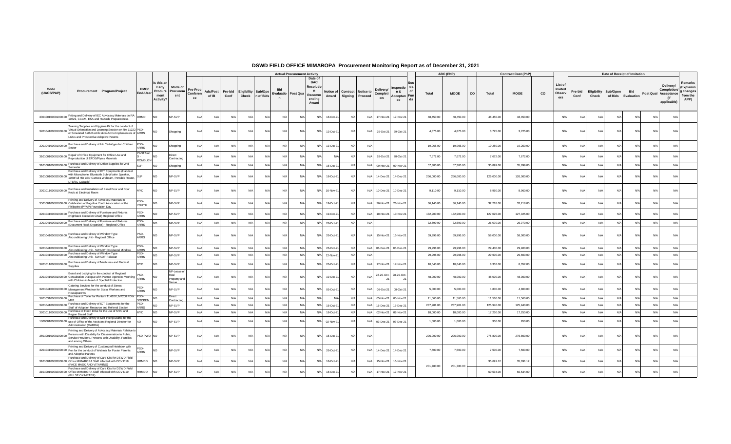# DSWD FIELD OFFICE MIMAROPA Procurement Monitoring Report as of December 31, 2021

| Code (UACS/PAP) | Procurement Program/Project | PMO/ End-User | Is this an Early Procurement Activity? | Mode of Procurement | Actual Procurement Activity | | | | | | | | | | | | | | | ABC (PhP) | | | Contract Cost (PhP) | | | List of Invited Observers | Date of Receipt of Invitation | | | | | | | Remarks (Explaining changes from the APP) |
|---|---|---|---|---|---|---|---|---|---|---|---|---|---|---|---|---|---|---|---|---|---|---|---|---|---|---|---|---|---|---|---|---|---|---|
| | | | | | Pre-Proc Conference | Ads/Post of IB | Pre-bid Conf | Eligibility Check | Sub/Open of Bids | Bid Evaluation | Post Qual | Date of BAC Resolution Recommending Award | Notice of Award | Contract Signing | Notice to Proceed | Delivery/ Completion | Inspection & Acceptance | Source of Funds | Total | MOOE | CO | Total | MOOE | CO | | Pre-bid Conf | Eligibility Check | Sub/Open of Bids | Bid Evaluation | Post Qual | Delivery/ Completion/ Acceptance (If applicable) | |
| 3301001000001000.00 | Printing and Delivery of IEC Advocacy Materials on RA 10821, CCCM, ESA and Hazards Preparedness | DRMD | NO | NP-SVP | N/A | N/A | N/A | N/A | N/A | N/A | N/A | N/A | 18-Oct-21 | N/A | N/A | 17-Nov-21 | 17-Nov-21 | | 48,450.00 | 48,450.00 | | 48,450.00 | 48,450.00 | | N/A | N/A | N/A | N/A | N/A | N/A | N/A | |
| 3201041000001000.00 | Training Supplies and Hygiene Kit for the conduct of Virtual Orientation and Learning Session on RA 11222 or Simulated Birth Rectification Act to Implementers of LGUs and Prospective Adoptive Parents | PSD-ARRS | NO | Shopping | N/A | N/A | N/A | N/A | N/A | N/A | N/A | N/A | 13-Oct-21 | N/A | N/A | 29-Oct-21 | 29-Oct-21 | | 4,875.00 | 4,875.00 | | 3,725.00 | 3,725.00 | | N/A | N/A | N/A | N/A | N/A | N/A | N/A | |
| 3201041000001000.00 | Purchase and Delivery of Ink Cartridges for Children Sector | PSD-ARRS | NO | Shopping | N/A | N/A | N/A | N/A | N/A | N/A | N/A | N/A | 13-Oct-21 | N/A | N/A | | | | 19,965.00 | 19,965.00 | | 19,250.00 | 19,250.00 | | N/A | N/A | N/A | N/A | N/A | N/A | N/A | |
| 3101001000001000.00 | Repair of Office Equipment for Office Use and Reproduction of EFDS/Flyers Materials | PANTAWID - ROMBLON | NO | Direct Contracting | N/A | N/A | N/A | N/A | N/A | N/A | N/A | N/A | N/A | N/A | N/A | 28-Oct-21 | 28-Oct-21 | | 7,672.00 | 7,672.00 | | 7,672.00 | 7,672.00 | | N/A | N/A | N/A | N/A | N/A | N/A | N/A | |
| 3101001000002000.00 | Purchase and Delivery of Office Supplies for 2nd Semester | SLP | NO | Shopping | N/A | N/A | N/A | N/A | N/A | N/A | N/A | N/A | 15-Oct-21 | N/A | N/A | 09-Nov-21 | 09-Nov-21 | | 57,300.00 | 57,300.00 | | 35,899.00 | 35,899.00 | | N/A | N/A | N/A | N/A | N/A | N/A | N/A | |
| 3101001000002000.00 | Purchase and Delivery of ICT Equipments (Handset with Microphone, Bluetooth Sub-Woofer Speaker, 1080Full HD LED Camera Webcam, Portable Router, LTE/5G Cabaple) | SLP | NO | NP-SVP | N/A | N/A | N/A | N/A | N/A | N/A | N/A | N/A | 18-Oct-21 | N/A | N/A | 14-Dec-21 | 14-Dec-21 | | 256,000.00 | 256,000.00 | | 126,000.00 | 126,000.00 | | N/A | N/A | N/A | N/A | N/A | N/A | N/A | |
| 3201011000001000.00 | Purchase and Installation of Panel Door and Door Knob at Electrical Room | MYC | NO | NP-SVP | N/A | N/A | N/A | N/A | N/A | N/A | N/A | N/A | 16-Nov-21 | N/A | N/A | 10-Dec-21 | 10-Dec-21 | | 9,110.00 | 9,110.00 | | 8,960.00 | 8,960.00 | | N/A | N/A | N/A | N/A | N/A | N/A | N/A | |
| 3501001000001000.00 | Printing and Delivery of Advocacy Materials in Celebration of Pag-Asa Youth Association of the Philippine (PYAP) Foundation Day | PSD-YOUTH | NO | NP-SVP | N/A | N/A | N/A | N/A | N/A | N/A | N/A | N/A | 19-Oct-21 | N/A | N/A | 26-Nov-21 | 26-Nov-21 | | 36,140.00 | 36,140.00 | | 32,218.00 | 32,218.00 | | N/A | N/A | N/A | N/A | N/A | N/A | N/A | |
| 3201041000001000.00 | Purchase and Delivery of Furniture and Fixtures (Highback Executive Chair) Regional Office | PSD-ARRS | NO | NP-SVP | N/A | N/A | N/A | N/A | N/A | N/A | N/A | N/A | 19-Oct-21 | N/A | N/A | 10-Nov-21 | 10-Nov-21 | | 132,900.00 | 132,900.00 | | 127,025.00 | 127,025.00 | | N/A | N/A | N/A | N/A | N/A | N/A | N/A | |
| 3201041000001000.00 | Purchase and Delivery of Furniture and Fixtures (Document Rack Organizer) - Regional Office | PSD-ARRS | NO | NP-SVP | N/A | N/A | N/A | N/A | N/A | N/A | N/A | N/A | 28-Oct-21 | N/A | N/A | | | | 32,599.00 | 32,599.00 | | 26,070.00 | 26,070.00 | | N/A | N/A | N/A | N/A | N/A | N/A | N/A | |
| 3201041000001000.00 | Purchase and Delivery of Window Type Airconditioning Unit - Regional Office | PSD-ARRS | NO | NP-SVP | N/A | N/A | N/A | N/A | N/A | N/A | N/A | N/A | 26-Oct-21 | N/A | N/A | 15-Nov-21 | 15-Nov-21 | | 59,996.00 | 59,996.00 | | 58,000.00 | 58,000.00 | | N/A | N/A | N/A | N/A | N/A | N/A | N/A | |
| 3201041000001000.00 | Purchase and Delivery of Window Type Airconditioning Unit - SWADT Occidental Mindoro | PSD-ARRS | NO | NP-SVP | N/A | N/A | N/A | N/A | N/A | N/A | N/A | N/A | 26-Oct-21 | N/A | N/A | 06-Dec-21 | 06-Dec-21 | | 29,998.00 | 29,998.00 | | 29,400.00 | 29,400.00 | | N/A | N/A | N/A | N/A | N/A | N/A | N/A | |
| 3201041000001000.00 | Purchase and Delivery of Window Type Airconditioning Unit - SWADT Palawan | PSD-ARRS | NO | NP-SVP | N/A | N/A | N/A | N/A | N/A | N/A | N/A | N/A | 12-Nov-21 | N/A | N/A | | | | 29,998.00 | 29,998.00 | | 29,600.00 | 29,600.00 | | N/A | N/A | N/A | N/A | N/A | N/A | N/A | |
| 3201011000001000.00 | Purchase and Delivery of Medicines and Medical Supplies | MYC | NO | NP-SVP | N/A | N/A | N/A | N/A | N/A | N/A | N/A | N/A | 26-Oct-21 | N/A | N/A | 17-Nov-21 | 17-Nov-21 | | 10,640.00 | 10,640.00 | | 8,352.00 | 8,352.00 | | N/A | N/A | N/A | N/A | N/A | N/A | N/A | |
| 3201041000001000.00 | Board and Lodging for the conduct of Regional Consultation Dialogue with Partner Agencies Working with Children in Need of Special Protection | PSD-ARRS | NO | NP-Lease of Real Property and Venue | N/A | N/A | N/A | N/A | N/A | N/A | N/A | N/A | 19-Oct-21 | N/A | N/A | 28-29-Oct-21 | 28-29-Oct-21 | | 48,000.00 | 48,000.00 | | 48,000.00 | 48,000.00 | | N/A | N/A | N/A | N/A | N/A | N/A | N/A | |
| 3201041000001000.00 | Catering Services for the conduct of Stress Management Webinar for Social Workers and Houseparents | PSD-ARRS | NO | NP-SVP | N/A | N/A | N/A | N/A | N/A | N/A | N/A | N/A | 05-Oct-21 | N/A | N/A | 08-Oct-21 | 08-Oct-21 | | 5,000.00 | 5,000.00 | | 4,800.00 | 4,800.00 | | N/A | N/A | N/A | N/A | N/A | N/A | N/A | |
| 3201031000001000.00 | Purchase of Toner for Pantum TL410X, M7200 FDW MFP | PSD-SOCPEN | NO | Direct Contracting | N/A | N/A | N/A | N/A | N/A | N/A | N/A | N/A | N/A | N/A | N/A | 05-Nov-21 | 05-Nov-21 | | 11,560.00 | 11,560.00 | | 11,560.00 | 11,560.00 | | N/A | N/A | N/A | N/A | N/A | N/A | N/A | |
| 3201041000001000.00 | Purchase and Delivery of ICT Equipments for the Staff of Adoption Resource and Referral Section | PSD-ARRS | NO | NP-SVP | N/A | N/A | N/A | N/A | N/A | N/A | N/A | N/A | 15-Oct-21 | N/A | N/A | 16-Dec-21 | 16-Dec-21 | | 287,981.00 | 287,981.00 | | 125,940.00 | 125,940.00 | | N/A | N/A | N/A | N/A | N/A | N/A | N/A | |
| 3201011000001000.00 | Purchase of Flash Drive for the use of MYC and Region Based Staff | MYC | NO | NP-SVP | N/A | N/A | N/A | N/A | N/A | N/A | N/A | N/A | 18-Oct-21 | N/A | N/A | 02-Nov-21 | 02-Nov-21 | | 18,000.00 | 18,000.00 | | 17,250.00 | 17,250.00 | | N/A | N/A | N/A | N/A | N/A | N/A | N/A | |
| 1000001000001000.00 | Purchase and Delivery of Self-Inking Stamp for the use of Office of the Assistant Regional Director for Administration (OARDA) | AD | NO | NP-SVP | N/A | N/A | N/A | N/A | N/A | N/A | N/A | N/A | 02-Nov-21 | N/A | N/A | 03-Dec-21 | 03-Dec-21 | | 1,000.00 | 1,000.00 | | 950.00 | 950.00 | | N/A | N/A | N/A | N/A | N/A | N/A | N/A | |
| 3501001000001000.00 | Printing and Delivery of Advocacy Materials Relative to Persons with Disability for Dissemination to Public, Service Providers, Persons with Disability, Families and among Others. | PSD-PWD | NO | NP-SVP | N/A | N/A | N/A | N/A | N/A | N/A | N/A | N/A | 15-Oct-21 | N/A | N/A | | | | 296,000.00 | 296,000.00 | | 275,800.00 | 275,800.00 | | N/A | N/A | N/A | N/A | N/A | N/A | N/A | |
| 3201041000001000.00 | Printing and Delivery of Customized Notebook with Pen for the conduct of Webinar for Foster Parents and Adoptive Parents | PSD-ARRS | NO | NP-SVP | N/A | N/A | N/A | N/A | N/A | N/A | N/A | N/A | 26-Oct-21 | N/A | N/A | 14-Dec-21 | 14-Dec-21 | | 7,500.00 | 7,500.00 | | 7,500.00 | 7,500.00 | | N/A | N/A | N/A | N/A | N/A | N/A | N/A | |
| 3101001000002000.00 | Purchase and Delivery of Care Kits for DSWD Field Office MIMAROPA Staff Infected with COVID19 (FACE MASK AND VITAMINS) | HRMDD | NO | NP-SVP | N/A | N/A | N/A | N/A | N/A | N/A | N/A | N/A | 18-Oct-21 | N/A | N/A | 15-Nov-21 | 15-Nov-21 | | 201,780.00 | 201,780.00 | | 35,691.12 | 35,691.12 | | N/A | N/A | N/A | N/A | N/A | N/A | N/A | |
| 3101001000002000.00 | Purchase and Delivery of Care Kits for DSWD Field Office MIMAROPA Staff Infected with COVID19 (PULSE OXIMETER) | HRMDD | NO | NP-SVP | N/A | N/A | N/A | N/A | N/A | N/A | N/A | N/A | 18-Oct-21 | N/A | N/A | 17-Nov-21 | 17-Nov-21 | | | | | 60,534.00 | 60,534.00 | | N/A | N/A | N/A | N/A | N/A | N/A | N/A | |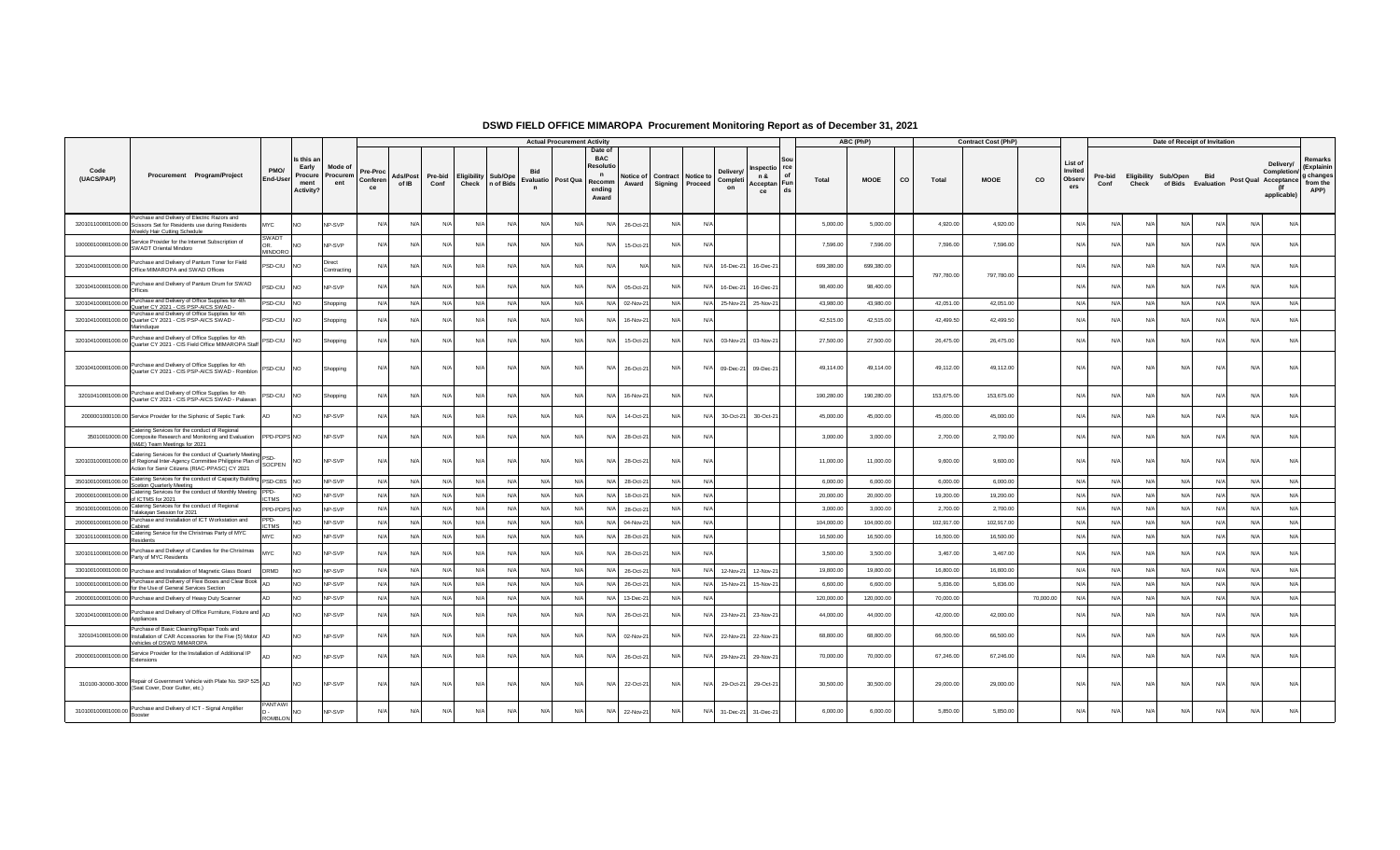# DSWD FIELD OFFICE MIMAROPA Procurement Monitoring Report as of December 31, 2021

| Code (UACS/PAP) | Procurement Program/Project | PMO/ End-User | Is this an Early Procurement Activity? | Mode of Procurement | Actual Procurement Activity | | | | | | | | | | | | | | ABC (PhP) | | | Contract Cost (PhP) | | | List of Invited Observers | Date of Receipt of Invitation | | | | | | Remarks (Explaining changes from the APP) |
|---|---|---|---|---|---|---|---|---|---|---|---|---|---|---|---|---|---|---|---|---|---|---|---|---|---|---|---|---|---|---|---|---|
| | | | | | Pre-Proc Conference | Ads/Post of IB | Pre-bid Conf | Eligibility Check | Sub/Open of Bids | Bid Evaluation | Post Qual | Date of BAC Resolution Recommending Award | Notice of Award | Contract Signing | Notice to Proceed | Delivery/ Completion | Inspection & Acceptance | Source of Funds | Total | MOOE | CO | Total | MOOE | CO | | Pre-bid Conf | Eligibility Check | Sub/Open of Bids | Bid Evaluation | Post Qual | Delivery/ Completion/ Acceptance (If applicable) | |
| 320101100001000.00 | Purchase and Delivery of Electric Razors and Scissors Set for Residents use during Residents Weekly Hair Cutting Schedule | MYC | NO | NP-SVP | N/A | N/A | N/A | N/A | N/A | N/A | N/A | N/A | 26-Oct-21 | N/A | N/A | | | | 5,000.00 | 5,000.00 | | 4,920.00 | 4,920.00 | | N/A | N/A | N/A | N/A | N/A | N/A | N/A | |
| 100000100001000.00 | Service Provider for the Internet Subscription of SWADT Oriental Mindoro | SWADT OR. MINDORO | NO | NP-SVP | N/A | N/A | N/A | N/A | N/A | N/A | N/A | N/A | 15-Oct-21 | N/A | N/A | | | | 7,596.00 | 7,596.00 | | 7,596.00 | 7,596.00 | | N/A | N/A | N/A | N/A | N/A | N/A | N/A | |
| 320104100001000.00 | Purchase and Delivery of Pantum Toner for Field Office MIMAROPA and SWAD Offices | PSD-CIU | NO | Direct Contracting | N/A | N/A | N/A | N/A | N/A | N/A | N/A | N/A | N/A | N/A | N/A | 16-Dec-21 | 16-Dec-21 | | 699,380.00 | 699,380.00 | | 797,780.00 | 797,780.00 | | N/A | N/A | N/A | N/A | N/A | N/A | N/A | |
| 320104100001000.00 | Purchase and Delivery of Pantum Drum for SWAD Offices | PSD-CIU | NO | NP-SVP | N/A | N/A | N/A | N/A | N/A | N/A | N/A | N/A | 05-Oct-21 | N/A | N/A | 16-Dec-21 | 16-Dec-21 | | 98,400.00 | 98,400.00 | | | | | N/A | N/A | N/A | N/A | N/A | N/A | N/A | |
| 320104100001000.00 | Purchase and Delivery of Office Supplies for 4th Quarter CY 2021 - CIS PSP-AICS SWAD - | PSD-CIU | NO | Shopping | N/A | N/A | N/A | N/A | N/A | N/A | N/A | N/A | 02-Nov-21 | N/A | N/A | 25-Nov-21 | 25-Nov-21 | | 43,980.00 | 43,980.00 | | 42,051.00 | 42,051.00 | | N/A | N/A | N/A | N/A | N/A | N/A | N/A | |
| 320104100001000.00 | Purchase and Delivery of Office Supplies for 4th Quarter CY 2021 - CIS PSP-AICS SWAD - Marinduque | PSD-CIU | NO | Shopping | N/A | N/A | N/A | N/A | N/A | N/A | N/A | N/A | 16-Nov-21 | N/A | N/A | | | | 42,515.00 | 42,515.00 | | 42,499.50 | 42,499.50 | | N/A | N/A | N/A | N/A | N/A | N/A | N/A | |
| 320104100001000.00 | Purchase and Delivery of Office Supplies for 4th Quarter CY 2021 - CIS Field Office MIMAROPA Staff | PSD-CIU | NO | Shopping | N/A | N/A | N/A | N/A | N/A | N/A | N/A | N/A | 15-Oct-21 | N/A | N/A | 03-Nov-21 | 03-Nov-21 | | 27,500.00 | 27,500.00 | | 26,475.00 | 26,475.00 | | N/A | N/A | N/A | N/A | N/A | N/A | N/A | |
| 320104100001000.00 | Purchase and Delivery of Office Supplies for 4th Quarter CY 2021 - CIS PSP-AICS SWAD - Romblon | PSD-CIU | NO | Shopping | N/A | N/A | N/A | N/A | N/A | N/A | N/A | N/A | 26-Oct-21 | N/A | N/A | 09-Dec-21 | 09-Dec-21 | | 49,114.00 | 49,114.00 | | 49,112.00 | 49,112.00 | | N/A | N/A | N/A | N/A | N/A | N/A | N/A | |
| 320104100001000.00 | Purchase and Delivery of Office Supplies for 4th Quarter CY 2021 - CIS PSP-AICS SWAD - Palawan | PSD-CIU | NO | Shopping | N/A | N/A | N/A | N/A | N/A | N/A | N/A | N/A | 16-Nov-21 | N/A | N/A | | | | 190,280.00 | 190,280.00 | | 153,675.00 | 153,675.00 | | N/A | N/A | N/A | N/A | N/A | N/A | N/A | |
| 200000010000100.00 | Service Provider for the Siphonic of Septic Tank | AD | NO | NP-SVP | N/A | N/A | N/A | N/A | N/A | N/A | N/A | N/A | 14-Oct-21 | N/A | N/A | 30-Oct-21 | 30-Oct-21 | | 45,000.00 | 45,000.00 | | 45,000.00 | 45,000.00 | | N/A | N/A | N/A | N/A | N/A | N/A | N/A | |
| 350100100000.00 | Catering Services for the conduct of Regional Composite Research and Monitoring and Evaluation (M&E) Team Meetings for 2021 | PPD-PDPS | NO | NP-SVP | N/A | N/A | N/A | N/A | N/A | N/A | N/A | N/A | 28-Oct-21 | N/A | N/A | | | | 3,000.00 | 3,000.00 | | 2,700.00 | 2,700.00 | | N/A | N/A | N/A | N/A | N/A | N/A | N/A | |
| 320103100001000.00 | Catering Services for the conduct of Quarterly Meeting of Regional Inter-Agency Committee Philippine Plan of Action for Senr Citizens (RIAC-PPASC) CY 2021 | PSD-SOCPEN | NO | NP-SVP | N/A | N/A | N/A | N/A | N/A | N/A | N/A | N/A | 28-Oct-21 | N/A | N/A | | | | 11,000.00 | 11,000.00 | | 9,600.00 | 9,600.00 | | N/A | N/A | N/A | N/A | N/A | N/A | N/A | |
| 350100100001000.00 | Catering Services for the conduct of Capacity Building Coalition Quarterly Meeting | PSD-CBS | NO | NP-SVP | N/A | N/A | N/A | N/A | N/A | N/A | N/A | N/A | 28-Oct-21 | N/A | N/A | | | | 6,000.00 | 6,000.00 | | 6,000.00 | 6,000.00 | | N/A | N/A | N/A | N/A | N/A | N/A | N/A | |
| 200000100001000.00 | Catering Services for the conduct of Monthly Meeting of ICTMS for 2021 | PPD-ICTMS | NO | NP-SVP | N/A | N/A | N/A | N/A | N/A | N/A | N/A | N/A | 18-Oct-21 | N/A | N/A | | | | 20,000.00 | 20,000.00 | | 19,200.00 | 19,200.00 | | N/A | N/A | N/A | N/A | N/A | N/A | N/A | |
| 350100100001000.00 | Catering Services for the conduct of Regional Talakayan Session for 2021 | PPD-PDPS | NO | NP-SVP | N/A | N/A | N/A | N/A | N/A | N/A | N/A | N/A | 28-Oct-21 | N/A | N/A | | | | 3,000.00 | 3,000.00 | | 2,700.00 | 2,700.00 | | N/A | N/A | N/A | N/A | N/A | N/A | N/A | |
| 200000100001000.00 | Purchase and Installation of ICT Workstation and Cabinet | PPD-ICTMS | NO | NP-SVP | N/A | N/A | N/A | N/A | N/A | N/A | N/A | N/A | 04-Nov-21 | N/A | N/A | | | | 104,000.00 | 104,000.00 | | 102,917.00 | 102,917.00 | | N/A | N/A | N/A | N/A | N/A | N/A | N/A | |
| 320101100001000.00 | Catering Service for the Christmas Party of MYC Residents | MYC | NO | NP-SVP | N/A | N/A | N/A | N/A | N/A | N/A | N/A | N/A | 28-Oct-21 | N/A | N/A | | | | 16,500.00 | 16,500.00 | | 16,500.00 | 16,500.00 | | N/A | N/A | N/A | N/A | N/A | N/A | N/A | |
| 320101100001000.00 | Purchase and Delivery of Candies for the Christmas Party of MYC Residents | MYC | NO | NP-SVP | N/A | N/A | N/A | N/A | N/A | N/A | N/A | N/A | 28-Oct-21 | N/A | N/A | | | | 3,500.00 | 3,500.00 | | 3,467.00 | 3,467.00 | | N/A | N/A | N/A | N/A | N/A | N/A | N/A | |
| 330100100001000.00 | Purchase and Installation of Magnetic Glass Board | DRMD | NO | NP-SVP | N/A | N/A | N/A | N/A | N/A | N/A | N/A | N/A | 26-Oct-21 | N/A | N/A | 12-Nov-21 | 12-Nov-21 | | 19,800.00 | 19,800.00 | | 16,800.00 | 16,800.00 | | N/A | N/A | N/A | N/A | N/A | N/A | N/A | |
| 100000100001000.00 | Purchase and Delivery of Flexi Boxes and Clear Book for the Use of General Services Section | AD | NO | NP-SVP | N/A | N/A | N/A | N/A | N/A | N/A | N/A | N/A | 26-Oct-21 | N/A | N/A | 15-Nov-21 | 15-Nov-21 | | 6,600.00 | 6,600.00 | | 5,836.00 | 5,836.00 | | N/A | N/A | N/A | N/A | N/A | N/A | N/A | |
| 200000100001000.00 | Purchase and Delivery of Heavy Duty Scanner | AD | NO | NP-SVP | N/A | N/A | N/A | N/A | N/A | N/A | N/A | N/A | 13-Dec-21 | N/A | N/A | | | | 120,000.00 | 120,000.00 | | 70,000.00 | | 70,000.00 | N/A | N/A | N/A | N/A | N/A | N/A | N/A | |
| 320104100001000.00 | Purchase and Delivery of Office Furniture, Fixture and Appliances | AD | NO | NP-SVP | N/A | N/A | N/A | N/A | N/A | N/A | N/A | N/A | 26-Oct-21 | N/A | N/A | 23-Nov-21 | 23-Nov-21 | | 44,000.00 | 44,000.00 | | 42,000.00 | 42,000.00 | | N/A | N/A | N/A | N/A | N/A | N/A | N/A | |
| 320104100001000.00 | Purchase of Basic Cleaning/Repair Tools and Installation of CAR Accessories for the Five (5) Motor Vehicles of DSWD MIMAROPA | AD | NO | NP-SVP | N/A | N/A | N/A | N/A | N/A | N/A | N/A | N/A | 02-Nov-21 | N/A | N/A | 22-Nov-21 | 22-Nov-21 | | 68,800.00 | 68,800.00 | | 66,500.00 | 66,500.00 | | N/A | N/A | N/A | N/A | N/A | N/A | N/A | |
| 200000100001000.00 | Service Provider for the Installation of Additional IP Extensions | AD | NO | NP-SVP | N/A | N/A | N/A | N/A | N/A | N/A | N/A | N/A | 26-Oct-21 | N/A | N/A | 29-Nov-21 | 29-Nov-21 | | 70,000.00 | 70,000.00 | | 67,246.00 | 67,246.00 | | N/A | N/A | N/A | N/A | N/A | N/A | N/A | |
| 310100-30000-3000 | Repair of Government Vehicle with Plate No. SKP 525 (Seat Cover, Door Gutter, etc.) | AD | NO | NP-SVP | N/A | N/A | N/A | N/A | N/A | N/A | N/A | N/A | 22-Oct-21 | N/A | N/A | 29-Oct-21 | 29-Oct-21 | | 30,500.00 | 30,500.00 | | 29,000.00 | 29,000.00 | | N/A | N/A | N/A | N/A | N/A | N/A | N/A | |
| 310100100001000.00 | Purchase and Delivery of ICT - Signal Amplifier Booster | PANTAWID - ROMBLON | NO | NP-SVP | N/A | N/A | N/A | N/A | N/A | N/A | N/A | N/A | 22-Nov-21 | N/A | N/A | 31-Dec-21 | 31-Dec-21 | | 6,000.00 | 6,000.00 | | 5,850.00 | 5,850.00 | | N/A | N/A | N/A | N/A | N/A | N/A | N/A | |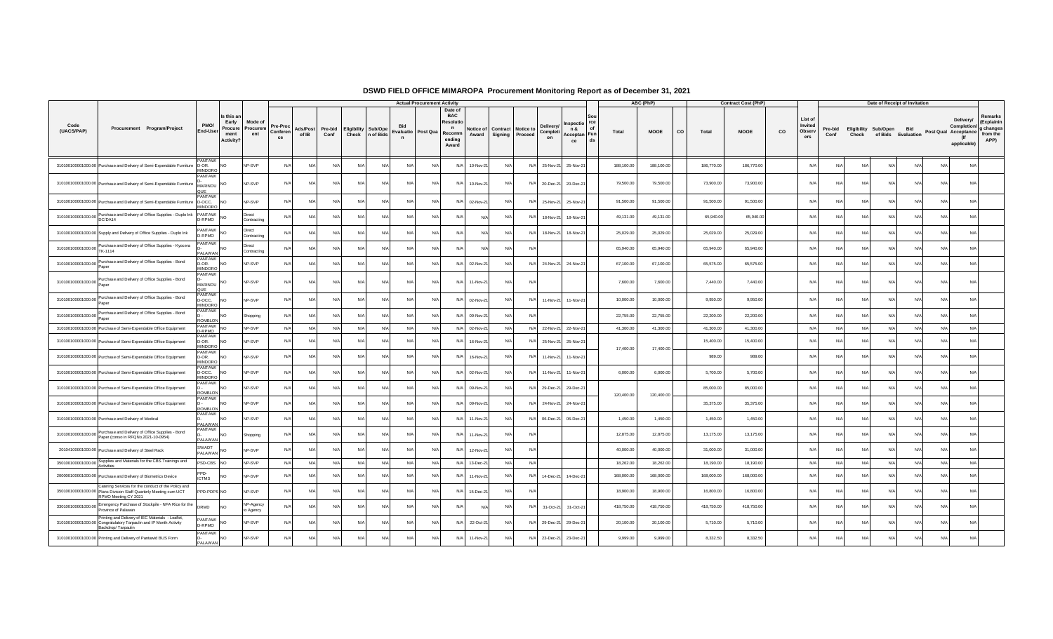# DSWD FIELD OFFICE MIMAROPA Procurement Monitoring Report as of December 31, 2021

| Code (UACS/PAP) | Procurement Program/Project | PMO/ End-User | Is this an Early Procurement Activity? | Mode of Procurement | Actual Procurement Activity | | | | | | | | | | | | | | | Source of Funds | ABC (PhP) | | | Contract Cost (PhP) | | | List of Invited Observers | Date of Receipt of Invitation | | | | | | | Remarks (Explaining changes from the APP) |
|---|---|---|---|---|---|---|---|---|---|---|---|---|---|---|---|---|---|---|---|---|---|---|---|---|---|---|---|---|---|---|---|---|---|---|---|
| | | | | | Pre-Proc Conference | Ads/Post of IB | Pre-bid Conf | Eligibility Check | Sub/Open of Bids | Bid Evaluation | Post Qua | Date of BAC Resolution Recommending Award | Notice of Award | Contract Signing | Notice to Proceed | Delivery/ Completion | Inspection & Acceptance | | | | Total | MOOE | CO | Total | MOOE | CO | | Pre-bid Conf | Eligibility Check | Sub/Open of Bids | Bid Evaluation | Post Qual | Delivery/ Completion/ Acceptance (If applicable) | |
| 3101000000001000.00 | Purchase and Delivery of Semi-Expendable Furniture | PANTAWID-OR. MINDORO | NO | NP-SVP | N/A | N/A | N/A | N/A | N/A | N/A | N/A | N/A | 10-Nov-21 | N/A | N/A | 25-Nov-21 | 25-Nov-21 | | 188,100.00 | 188,100.00 | | 186,770.00 | 186,770.00 | | N/A | N/A | N/A | N/A | N/A | N/A | N/A | |
| 3101000000001000.00 | Purchase and Delivery of Semi-Expendable Furniture | PANTAWID-MARINDUQUE | NO | NP-SVP | N/A | N/A | N/A | N/A | N/A | N/A | N/A | N/A | 10-Nov-21 | N/A | N/A | 20-Dec-21 | 20-Dec-21 | | 79,500.00 | 79,500.00 | | 73,900.00 | 73,900.00 | | N/A | N/A | N/A | N/A | N/A | N/A | N/A | |
| 3101000000001000.00 | Purchase and Delivery of Semi-Expendable Furniture | PANTAWID-OCC. MINDORO | NO | NP-SVP | N/A | N/A | N/A | N/A | N/A | N/A | N/A | N/A | 02-Nov-21 | N/A | N/A | 25-Nov-21 | 25-Nov-21 | | 91,500.00 | 91,500.00 | | 91,500.00 | 91,500.00 | | N/A | N/A | N/A | N/A | N/A | N/A | N/A | |
| 3101000000001000.00 | Purchase and Delivery of Office Supplies - Duplo Ink DC/DA14 | PANTAWID-RPMO | NO | Direct Contracting | N/A | N/A | N/A | N/A | N/A | N/A | N/A | N/A | N/A | N/A | N/A | 18-Nov-21 | 18-Nov-21 | | 49,131.00 | 49,131.00 | | 65,940.00 | 65,940.00 | | N/A | N/A | N/A | N/A | N/A | N/A | N/A | |
| 3101000000001000.00 | Supply and Delivery of Office Supplies - Duplo Ink | PANTAWID-RPMO | NO | Direct Contracting | N/A | N/A | N/A | N/A | N/A | N/A | N/A | N/A | N/A | N/A | N/A | 18-Nov-21 | 18-Nov-21 | | 25,029.00 | 25,029.00 | | 25,029.00 | 25,029.00 | | N/A | N/A | N/A | N/A | N/A | N/A | N/A | |
| 3101000000001000.00 | Purchase and Delivery of Office Supplies - Kyocera TK-1114 | PANTAWID-PALAWAN | NO | Direct Contracting | N/A | N/A | N/A | N/A | N/A | N/A | N/A | N/A | N/A | N/A | N/A | | | | 65,940.00 | 65,940.00 | | 65,940.00 | 65,940.00 | | N/A | N/A | N/A | N/A | N/A | N/A | N/A | |
| 3101000000001000.00 | Purchase and Delivery of Office Supplies - Bond Paper | PANTAWID-OR. MINDORO | NO | NP-SVP | N/A | N/A | N/A | N/A | N/A | N/A | N/A | N/A | 02-Nov-21 | N/A | N/A | 24-Nov-21 | 24-Nov-21 | | 67,100.00 | 67,100.00 | | 65,575.00 | 65,575.00 | | N/A | N/A | N/A | N/A | N/A | N/A | N/A | |
| 3101000000001000.00 | Purchase and Delivery of Office Supplies - Bond Paper | PANTAWID-MARINDUQUE | NO | NP-SVP | N/A | N/A | N/A | N/A | N/A | N/A | N/A | N/A | 11-Nov-21 | N/A | N/A | | | | 7,600.00 | 7,600.00 | | 7,440.00 | 7,440.00 | | N/A | N/A | N/A | N/A | N/A | N/A | N/A | |
| 3101000000001000.00 | Purchase and Delivery of Office Supplies - Bond Paper | PANTAWID-OCC. MINDORO | NO | NP-SVP | N/A | N/A | N/A | N/A | N/A | N/A | N/A | N/A | 02-Nov-21 | N/A | N/A | 11-Nov-21 | 11-Nov-21 | | 10,000.00 | 10,000.00 | | 9,950.00 | 9,950.00 | | N/A | N/A | N/A | N/A | N/A | N/A | N/A | |
| 3101000000001000.00 | Purchase and Delivery of Office Supplies - Bond Paper | PANTAWID-ROMBLON | NO | Shopping | N/A | N/A | N/A | N/A | N/A | N/A | N/A | N/A | 09-Nov-21 | N/A | N/A | | | | 22,755.00 | 22,755.00 | | 22,200.00 | 22,200.00 | | N/A | N/A | N/A | N/A | N/A | N/A | N/A | |
| 3101000000001000.00 | Purchase of Semi-Expendable Office Equipment | PANTAWID-RPMO | NO | NP-SVP | N/A | N/A | N/A | N/A | N/A | N/A | N/A | N/A | 02-Nov-21 | N/A | N/A | 22-Nov-21 | 22-Nov-21 | | 41,300.00 | 41,300.00 | | 41,300.00 | 41,300.00 | | N/A | N/A | N/A | N/A | N/A | N/A | N/A | |
| 3101000000001000.00 | Purchase of Semi-Expendable Office Equipment | PANTAWID-OR. MINDORO | NO | NP-SVP | N/A | N/A | N/A | N/A | N/A | N/A | N/A | N/A | 16-Nov-21 | N/A | N/A | 25-Nov-21 | 25-Nov-21 | | 17,400.00 | 17,400.00 | | 15,400.00 | 15,400.00 | | N/A | N/A | N/A | N/A | N/A | N/A | N/A | |
| 3101000000001000.00 | Purchase of Semi-Expendable Office Equipment | PANTAWID-OR. MINDORO | NO | NP-SVP | N/A | N/A | N/A | N/A | N/A | N/A | N/A | N/A | 16-Nov-21 | N/A | N/A | 11-Nov-21 | 11-Nov-21 | | | | | 989.00 | 989.00 | | N/A | N/A | N/A | N/A | N/A | N/A | N/A | |
| 3101000000001000.00 | Purchase of Semi-Expendable Office Equipment | PANTAWID-OCC. MINDORO | NO | NP-SVP | N/A | N/A | N/A | N/A | N/A | N/A | N/A | N/A | 02-Nov-21 | N/A | N/A | 11-Nov-21 | 11-Nov-21 | | 6,000.00 | 6,000.00 | | 5,700.00 | 5,700.00 | | N/A | N/A | N/A | N/A | N/A | N/A | N/A | |
| 3101000000001000.00 | Purchase of Semi-Expendable Office Equipment | PANTAWID-ROMBLON | NO | NP-SVP | N/A | N/A | N/A | N/A | N/A | N/A | N/A | N/A | 09-Nov-21 | N/A | N/A | 29-Dec-21 | 29-Dec-21 | | 120,400.00 | 120,400.00 | | 85,000.00 | 85,000.00 | | N/A | N/A | N/A | N/A | N/A | N/A | N/A | |
| 3101000000001000.00 | Purchase of Semi-Expendable Office Equipment | PANTAWID-ROMBLON | NO | NP-SVP | N/A | N/A | N/A | N/A | N/A | N/A | N/A | N/A | 09-Nov-21 | N/A | N/A | 24-Nov-21 | 24-Nov-21 | | | | | 35,375.00 | 35,375.00 | | N/A | N/A | N/A | N/A | N/A | N/A | N/A | |
| 3101000000001000.00 | Purchase and Delivery of Medical | PANTAWID-PALAWAN | NO | NP-SVP | N/A | N/A | N/A | N/A | N/A | N/A | N/A | N/A | 11-Nov-21 | N/A | N/A | 06-Dec-21 | 06-Dec-21 | | 1,450.00 | 1,450.00 | | 1,450.00 | 1,450.00 | | N/A | N/A | N/A | N/A | N/A | N/A | N/A | |
| 3101000000001000.00 | Purchase and Delivery of Office Supplies - Bond Paper (consol in RFQ No.2021-10-0954) | PANTAWID-PALAWAN | NO | Shopping | N/A | N/A | N/A | N/A | N/A | N/A | N/A | N/A | 11-Nov-21 | N/A | N/A | | | | 12,875.00 | 12,875.00 | | 13,175.00 | 13,175.00 | | N/A | N/A | N/A | N/A | N/A | N/A | N/A | |
| 2010410000001000.00 | Purchase and Delivery of Steel Rack | SWADT PALAWAN | NO | NP-SVP | N/A | N/A | N/A | N/A | N/A | N/A | N/A | N/A | 12-Nov-21 | N/A | N/A | | | | 40,000.00 | 40,000.00 | | 31,000.00 | 31,000.00 | | N/A | N/A | N/A | N/A | N/A | N/A | N/A | |
| 3501000000001000.00 | Supplies and Materials for the CBS Trainings and Activities | PSD-CBS | NO | NP-SVP | N/A | N/A | N/A | N/A | N/A | N/A | N/A | N/A | 13-Dec-21 | N/A | N/A | | | | 18,262.00 | 18,262.00 | | 18,190.00 | 18,190.00 | | N/A | N/A | N/A | N/A | N/A | N/A | N/A | |
| 2000000000001000.00 | Purchase and Delivery of Biometrics Device | PPD-ICTMS | NO | NP-SVP | N/A | N/A | N/A | N/A | N/A | N/A | N/A | N/A | 11-Nov-21 | N/A | N/A | 14-Dec-21 | 14-Dec-21 | | 168,000.00 | 168,000.00 | | 168,000.00 | 168,000.00 | | N/A | N/A | N/A | N/A | N/A | N/A | N/A | |
| 3501000000001000.00 | Catering Services for the conduct of the Policy and Plans Division Staff Quarterly Meeting cum UCT RPMO Meeting CY 2021 | PPD-PDPS | NO | NP-SVP | N/A | N/A | N/A | N/A | N/A | N/A | N/A | N/A | 15-Dec-21 | N/A | N/A | | | | 18,900.00 | 18,900.00 | | 16,800.00 | 16,800.00 | | N/A | N/A | N/A | N/A | N/A | N/A | N/A | |
| 3301000000001000.00 | Emergency Purchase of Stockpile - NFA Rice for the Province of Palawan | DRMD | NO | NP-Agency to Agency | N/A | N/A | N/A | N/A | N/A | N/A | N/A | N/A | N/A | N/A | N/A | 31-Oct-21 | 31-Oct-21 | | 418,750.00 | 418,750.00 | | 418,750.00 | 418,750.00 | | N/A | N/A | N/A | N/A | N/A | N/A | N/A | |
| 3101000000001000.00 | Printing and Delivery of IEC Materials - Leaflet, Congratulatory Tarpaulin and IP Month Activity Backdrop/ Tarpaulin | PANTAWID-RPMO | NO | NP-SVP | N/A | N/A | N/A | N/A | N/A | N/A | N/A | N/A | 22-Oct-21 | N/A | N/A | 29-Dec-21 | 29-Dec-21 | | 20,100.00 | 20,100.00 | | 5,710.00 | 5,710.00 | | N/A | N/A | N/A | N/A | N/A | N/A | N/A | |
| 3101000000001000.00 | Printing and Delivery of Pantawid BUS Form | PANTAWID-PALAWAN | NO | NP-SVP | N/A | N/A | N/A | N/A | N/A | N/A | N/A | N/A | 11-Nov-21 | N/A | N/A | 23-Dec-21 | 23-Dec-21 | | 9,999.00 | 9,999.00 | | 8,332.50 | 8,332.50 | | N/A | N/A | N/A | N/A | N/A | N/A | N/A | |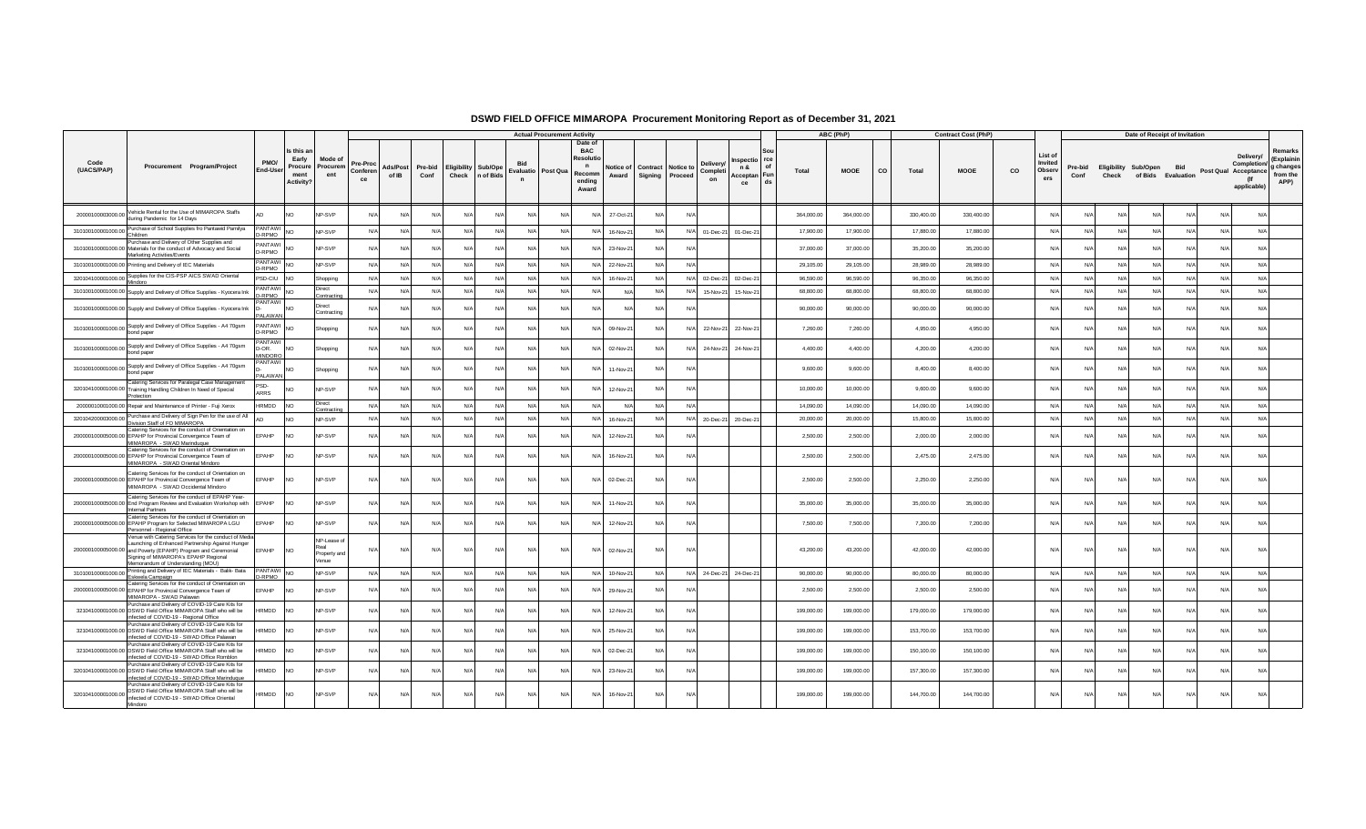# DSWD FIELD OFFICE MIMAROPA Procurement Monitoring Report as of December 31, 2021

| Code (UACS/PAP) | Procurement Program/Project | PMO/ End-User | Is this an Early Procurement Activity? | Mode of Procurement | Actual Procurement Activity | | | | | | | | | | | | | | Source of Funds | ABC (PhP) | | | Contract Cost (PhP) | | | List of Invited Observers | Date of Receipt of Invitation | | | | | | | Remarks (Explaining changes from the APP) |
|---|---|---|---|---|---|---|---|---|---|---|---|---|---|---|---|---|---|---|---|---|---|---|---|---|---|---|---|---|---|---|---|---|---|---|
| | | | | | Pre-Proc Conference | Ads/Post of IB | Pre-bid Conf | Eligibility Check | Sub/Open of Bids | Bid Evaluation | Post Qual | Date of BAC Resolution Recommending Award | Notice of Award | Contract Signing | Notice to Proceed | Delivery/ Completion | Inspection & Acceptance | | | Total | MOOE | CO | Total | MOOE | CO | | Pre-bid Conf | Eligibility Check | Sub/Open of Bids | Bid Evaluation | Post Qual | Delivery/ Completion/ Acceptance (If applicable) | |
| 200000100003000.00 | Vehicle Rental for the Use of MIMAROPA Staffs during Pandemic for 14 Days | AD | NO | NP-SVP | N/A | N/A | N/A | N/A | N/A | N/A | N/A | N/A | 27-Oct-21 | N/A | N/A | | | | | 364,000.00 | 364,000.00 | | 330,400.00 | 330,400.00 | | N/A | N/A | N/A | N/A | N/A | N/A | N/A | |
| 310100100001000.00 | Purchase of School Supplies fro Pantawid Pamilya Children | PANTAWID-RPMO | NO | NP-SVP | N/A | N/A | N/A | N/A | N/A | N/A | N/A | N/A | 16-Nov-21 | N/A | N/A | 01-Dec-21 | 01-Dec-21 | | | 17,900.00 | 17,900.00 | | 17,880.00 | 17,880.00 | | N/A | N/A | N/A | N/A | N/A | N/A | N/A | |
| 310100100001000.00 | Purchase and Delivery of Other Supplies and Materials for the conduct of Advocacy and Social Marketing Activities/Events | PANTAWID-RPMO | NO | NP-SVP | N/A | N/A | N/A | N/A | N/A | N/A | N/A | N/A | 23-Nov-21 | N/A | N/A | | | | | 37,000.00 | 37,000.00 | | 35,200.00 | 35,200.00 | | N/A | N/A | N/A | N/A | N/A | N/A | N/A | |
| 310100100001000.00 | Printing and Delivery of IEC Materials | PANTAWID-RPMO | NO | NP-SVP | N/A | N/A | N/A | N/A | N/A | N/A | N/A | N/A | 22-Nov-21 | N/A | N/A | | | | | 29,105.00 | 29,105.00 | | 28,989.00 | 28,989.00 | | N/A | N/A | N/A | N/A | N/A | N/A | N/A | |
| 320104100001000.00 | Supplies for the CIS-PSP AICS SWAD Oriental Mindoro | PSD-CIU | NO | Shopping | N/A | N/A | N/A | N/A | N/A | N/A | N/A | N/A | 16-Nov-21 | N/A | N/A | 02-Dec-21 | 02-Dec-21 | | | 96,590.00 | 96,590.00 | | 96,350.00 | 96,350.00 | | N/A | N/A | N/A | N/A | N/A | N/A | N/A | |
| 310100100001000.00 | Supply and Delivery of Office Supplies - Kyocera Ink | PANTAWID-RPMO | NO | Direct Contracting | N/A | N/A | N/A | N/A | N/A | N/A | N/A | N/A | N/A | N/A | N/A | 15-Nov-21 | 15-Nov-21 | | | 68,800.00 | 68,800.00 | | 68,800.00 | 68,800.00 | | N/A | N/A | N/A | N/A | N/A | N/A | N/A | |
| 310100100001000.00 | Supply and Delivery of Office Supplies - Kyocera Ink | PANTAWID-PALAWAN | NO | Direct Contracting | N/A | N/A | N/A | N/A | N/A | N/A | N/A | N/A | N/A | N/A | N/A | | | | | 90,000.00 | 90,000.00 | | 90,000.00 | 90,000.00 | | N/A | N/A | N/A | N/A | N/A | N/A | N/A | |
| 310100100001000.00 | Supply and Delivery of Office Supplies - A4 70gsm bond paper | PANTAWID-RPMO | NO | Shopping | N/A | N/A | N/A | N/A | N/A | N/A | N/A | N/A | 09-Nov-21 | N/A | N/A | 22-Nov-21 | 22-Nov-21 | | | 7,260.00 | 7,260.00 | | 4,950.00 | 4,950.00 | | N/A | N/A | N/A | N/A | N/A | N/A | N/A | |
| 310100100001000.00 | Supply and Delivery of Office Supplies - A4 70gsm bond paper | PANTAWID-OR. MINDORO | NO | Shopping | N/A | N/A | N/A | N/A | N/A | N/A | N/A | N/A | 02-Nov-21 | N/A | N/A | 24-Nov-21 | 24-Nov-21 | | | 4,400.00 | 4,400.00 | | 4,200.00 | 4,200.00 | | N/A | N/A | N/A | N/A | N/A | N/A | N/A | |
| 310100100001000.00 | Supply and Delivery of Office Supplies - A4 70gsm bond paper | PANTAWID-PALAWAN | NO | Shopping | N/A | N/A | N/A | N/A | N/A | N/A | N/A | N/A | 11-Nov-21 | N/A | N/A | | | | | 9,600.00 | 9,600.00 | | 8,400.00 | 8,400.00 | | N/A | N/A | N/A | N/A | N/A | N/A | N/A | |
| 320104100001000.00 | Catering Services for Paralegal Case Management Training Handling Children In Need of Special Protection | PSD-ARRS | NO | NP-SVP | N/A | N/A | N/A | N/A | N/A | N/A | N/A | N/A | 12-Nov-21 | N/A | N/A | | | | | 10,000.00 | 10,000.00 | | 9,600.00 | 9,600.00 | | N/A | N/A | N/A | N/A | N/A | N/A | N/A | |
| 200000100001000.00 | Repair and Maintenance of Printer - Fuji Xerox | HRMDD | NO | Direct Contracting | N/A | N/A | N/A | N/A | N/A | N/A | N/A | N/A | N/A | N/A | N/A | | | | | 14,090.00 | 14,090.00 | | 14,090.00 | 14,090.00 | | N/A | N/A | N/A | N/A | N/A | N/A | N/A | |
| 320104200003000.00 | Purchase and Delivery of Sign Pen for the use of All Division Staff of FO MIMAROPA | AD | NO | NP-SVP | N/A | N/A | N/A | N/A | N/A | N/A | N/A | N/A | 16-Nov-21 | N/A | N/A | 20-Dec-21 | 20-Dec-21 | | | 20,000.00 | 20,000.00 | | 15,800.00 | 15,800.00 | | N/A | N/A | N/A | N/A | N/A | N/A | N/A | |
| 200000100005000.00 | Catering Services for the conduct of Orientation on EPAHP for Provincial Convergence Team of MIMAROPA - SWAD Marinduque | EPAHP | NO | NP-SVP | N/A | N/A | N/A | N/A | N/A | N/A | N/A | N/A | 12-Nov-21 | N/A | N/A | | | | | 2,500.00 | 2,500.00 | | 2,000.00 | 2,000.00 | | N/A | N/A | N/A | N/A | N/A | N/A | N/A | |
| 200000100005000.00 | Catering Services for the conduct of Orientation on EPAHP for Provincial Convergence Team of MIMAROPA - SWAD Oriental Mindoro | EPAHP | NO | NP-SVP | N/A | N/A | N/A | N/A | N/A | N/A | N/A | N/A | 16-Nov-21 | N/A | N/A | | | | | 2,500.00 | 2,500.00 | | 2,475.00 | 2,475.00 | | N/A | N/A | N/A | N/A | N/A | N/A | N/A | |
| 200000100005000.00 | Catering Services for the conduct of Orientation on EPAHP for Provincial Convergence Team of MIMAROPA - SWAD Occidental Mindoro | EPAHP | NO | NP-SVP | N/A | N/A | N/A | N/A | N/A | N/A | N/A | N/A | 02-Dec-21 | N/A | N/A | | | | | 2,500.00 | 2,500.00 | | 2,250.00 | 2,250.00 | | N/A | N/A | N/A | N/A | N/A | N/A | N/A | |
| 200000100005000.00 | Catering Services for the conduct of EPAHP Year-End Program Review and Evaluation Workshop with Internal Partners | EPAHP | NO | NP-SVP | N/A | N/A | N/A | N/A | N/A | N/A | N/A | N/A | 11-Nov-21 | N/A | N/A | | | | | 35,000.00 | 35,000.00 | | 35,000.00 | 35,000.00 | | N/A | N/A | N/A | N/A | N/A | N/A | N/A | |
| 200000100005000.00 | Catering Services for the conduct of Orientation on EPAHP Program for Selected MIMAROPA LGU Personnel - Regional Office | EPAHP | NO | NP-SVP | N/A | N/A | N/A | N/A | N/A | N/A | N/A | N/A | 12-Nov-21 | N/A | N/A | | | | | 7,500.00 | 7,500.00 | | 7,200.00 | 7,200.00 | | N/A | N/A | N/A | N/A | N/A | N/A | N/A | |
| 200000100005000.00 | Venue with Catering Services for the conduct of Media Launching of Enhanced Partnership Against Hunger and Poverty (EPAHP) Program and Ceremonial Signing of MIMAROPA's EPAHP Regional Memorandum of Understanding (MOU) | EPAHP | NO | NP-Lease of Real Property and Venue | N/A | N/A | N/A | N/A | N/A | N/A | N/A | N/A | 02-Nov-21 | N/A | N/A | | | | | 43,200.00 | 43,200.00 | | 42,000.00 | 42,000.00 | | N/A | N/A | N/A | N/A | N/A | N/A | N/A | |
| 310100100001000.00 | Printing and Delivery of IEC Materials - Balik- Bata Eskwela Campaign | PANTAWID-RPMO | NO | NP-SVP | N/A | N/A | N/A | N/A | N/A | N/A | N/A | N/A | 10-Nov-21 | N/A | N/A | 24-Dec-21 | 24-Dec-21 | | | 90,000.00 | 90,000.00 | | 80,000.00 | 80,000.00 | | N/A | N/A | N/A | N/A | N/A | N/A | N/A | |
| 200000100005000.00 | Catering Services for the conduct of Orientation on EPAHP for Provincial Convergence Team of MIMAROPA - SWAD Palawan | EPAHP | NO | NP-SVP | N/A | N/A | N/A | N/A | N/A | N/A | N/A | N/A | 29-Nov-21 | N/A | N/A | | | | | 2,500.00 | 2,500.00 | | 2,500.00 | 2,500.00 | | N/A | N/A | N/A | N/A | N/A | N/A | N/A | |
| 321041000001000.00 | Purchase and Delivery of COVID-19 Care Kits for DSWD Field Office MIMAROPA Staff who will be infected of COVID-19 - Regional Office | HRMDD | NO | NP-SVP | N/A | N/A | N/A | N/A | N/A | N/A | N/A | N/A | 12-Nov-21 | N/A | N/A | | | | | 199,000.00 | 199,000.00 | | 179,000.00 | 179,000.00 | | N/A | N/A | N/A | N/A | N/A | N/A | N/A | |
| 321041000001000.00 | Purchase and Delivery of COVID-19 Care Kits for DSWD Field Office MIMAROPA Staff who will be infected of COVID-19 - SWAD Office Palawan | HRMDD | NO | NP-SVP | N/A | N/A | N/A | N/A | N/A | N/A | N/A | N/A | 25-Nov-21 | N/A | N/A | | | | | 199,000.00 | 199,000.00 | | 153,700.00 | 153,700.00 | | N/A | N/A | N/A | N/A | N/A | N/A | N/A | |
| 321041000001000.00 | Purchase and Delivery of COVID-19 Care Kits for DSWD Field Office MIMAROPA Staff who will be infected of COVID-19 - SWAD Office Romblon | HRMDD | NO | NP-SVP | N/A | N/A | N/A | N/A | N/A | N/A | N/A | N/A | 02-Dec-21 | N/A | N/A | | | | | 199,000.00 | 199,000.00 | | 150,100.00 | 150,100.00 | | N/A | N/A | N/A | N/A | N/A | N/A | N/A | |
| 320104100001000.00 | Purchase and Delivery of COVID-19 Care Kits for DSWD Field Office MIMAROPA Staff who will be infected of COVID-19 - SWAD Office Marinduque | HRMDD | NO | NP-SVP | N/A | N/A | N/A | N/A | N/A | N/A | N/A | N/A | 23-Nov-21 | N/A | N/A | | | | | 199,000.00 | 199,000.00 | | 157,300.00 | 157,300.00 | | N/A | N/A | N/A | N/A | N/A | N/A | N/A | |
| 320104100001000.00 | Purchase and Delivery of COVID-19 Care Kits for DSWD Field Office MIMAROPA Staff who will be infected of COVID-19 - SWAD Office Oriental Mindoro | HRMDD | NO | NP-SVP | N/A | N/A | N/A | N/A | N/A | N/A | N/A | N/A | 16-Nov-21 | N/A | N/A | | | | | 199,000.00 | 199,000.00 | | 144,700.00 | 144,700.00 | | N/A | N/A | N/A | N/A | N/A | N/A | N/A | |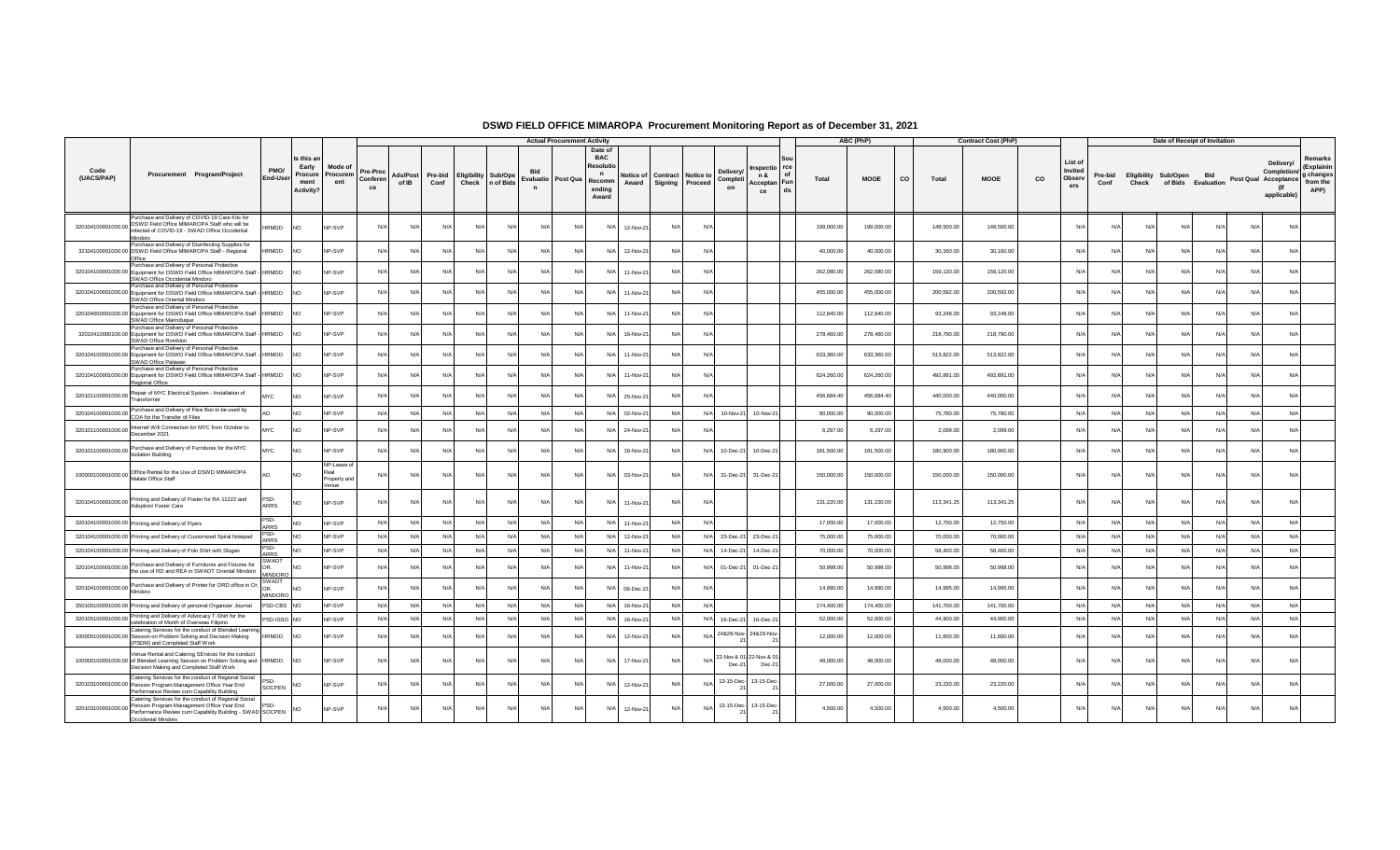# DSWD FIELD OFFICE MIMAROPA Procurement Monitoring Report as of December 31, 2021

| Code (UACS/PAP) | Procurement Program/Project | PMO/ End-User | Is this an Early Procurement Activity? | Mode of Procurement | Actual Procurement Activity | | | | | | | | | | | | | | Source of Funds | ABC (PhP) | | | Contract Cost (PhP) | | | List of Invited Observers | Date of Receipt of Invitation | | | | | | | Remarks (Explaining changes from the APP) |
|---|---|---|---|---|---|---|---|---|---|---|---|---|---|---|---|---|---|---|---|---|---|---|---|---|---|---|---|---|---|---|---|---|---|---|
| | | | | | Pre-Proc Conference | Ads/Post of IB | Pre-bid Conf | Eligibility Check | Sub/Open of Bids | Bid Evaluation | Post Qual | Date of BAC Resolution Recommending Award | Notice of Award | Contract Signing | Notice to Proceed | Delivery/ Completion | Inspection & Acceptance | | | Total | MOOE | CO | Total | MOOE | CO | | Pre-bid Conf | Eligibility Check | Sub/Open of Bids | Bid Evaluation | Post Qual | Delivery/ Completion/ Acceptance (If applicable) | |
| 3203041000001000.00 | Purchase and Delivery of COVID-19 Care Kits for DSWD Field Office MIMAROPA Staff who will be infected of COVID-19 - SWAD Office Occidental Mindoro | HRMDD | NO | NP-SVP | N/A | N/A | N/A | N/A | N/A | N/A | N/A | N/A | 12-Nov-21 | N/A | N/A | | | | | 199,000.00 | 199,000.00 | | 148,500.00 | 148,500.00 | | N/A | N/A | N/A | N/A | N/A | N/A | N/A | |
| 3210410000001000.00 | Purchase and Delivery of Disinfecting Supplies for DSWD Field Office MIMAROPA Staff - Regional Office | HRMDD | NO | NP-SVP | N/A | N/A | N/A | N/A | N/A | N/A | N/A | N/A | 12-Nov-21 | N/A | N/A | | | | | 40,000.00 | 40,000.00 | | 30,160.00 | 30,160.00 | | N/A | N/A | N/A | N/A | N/A | N/A | N/A | |
| 3203041000001000.00 | Purchase and Delivery of Personal Protective Equipment for DSWD Field Office MIMAROPA Staff - SWAD Office Occidental Mindoro | HRMDD | NO | NP-SVP | N/A | N/A | N/A | N/A | N/A | N/A | N/A | N/A | 11-Nov-21 | N/A | N/A | | | | | 262,080.00 | 262,080.00 | | 159,120.00 | 159,120.00 | | N/A | N/A | N/A | N/A | N/A | N/A | N/A | |
| 3203041000001000.00 | Purchase and Delivery of Personal Protective Equipment for DSWD Field Office MIMAROPA Staff - SWAD Office Oriental Mindoro | HRMDD | NO | NP-SVP | N/A | N/A | N/A | N/A | N/A | N/A | N/A | N/A | 11-Nov-21 | N/A | N/A | | | | | 455,000.00 | 455,000.00 | | 200,592.00 | 200,592.00 | | N/A | N/A | N/A | N/A | N/A | N/A | N/A | |
| 3201040000001000.00 | Purchase and Delivery of Personal Protective Equipment for DSWD Field Office MIMAROPA Staff - SWAD Office Marinduque | HRMDD | NO | NP-SVP | N/A | N/A | N/A | N/A | N/A | N/A | N/A | N/A | 11-Nov-21 | N/A | N/A | | | | | 112,840.00 | 112,840.00 | | 93,248.00 | 93,248.00 | | N/A | N/A | N/A | N/A | N/A | N/A | N/A | |
| 3201041000001000.00 | Purchase and Delivery of Personal Protective Equipment for DSWD Field Office MIMAROPA Staff - SWAD Office Romblon | HRMDD | NO | NP-SVP | N/A | N/A | N/A | N/A | N/A | N/A | N/A | N/A | 16-Nov-21 | N/A | N/A | | | | | 278,460.00 | 278,460.00 | | 218,790.00 | 218,790.00 | | N/A | N/A | N/A | N/A | N/A | N/A | N/A | |
| 3203041000001000.00 | Purchase and Delivery of Personal Protective Equipment for DSWD Field Office MIMAROPA Staff - SWAD Office Palawan | HRMDD | NO | NP-SVP | N/A | N/A | N/A | N/A | N/A | N/A | N/A | N/A | 11-Nov-21 | N/A | N/A | | | | | 633,360.00 | 633,360.00 | | 513,822.00 | 513,822.00 | | N/A | N/A | N/A | N/A | N/A | N/A | N/A | |
| 3203041000001000.00 | Purchase and Delivery of Personal Protective Equipment for DSWD Field Office MIMAROPA Staff - Regional Office | HRMDD | NO | NP-SVP | N/A | N/A | N/A | N/A | N/A | N/A | N/A | N/A | 11-Nov-21 | N/A | N/A | | | | | 624,260.00 | 624,260.00 | | 492,891.00 | 492,891.00 | | N/A | N/A | N/A | N/A | N/A | N/A | N/A | |
| 3201011000001000.00 | Repair of MYC Electrical System - Installation of Transformer | MYC | NO | NP-SVP | N/A | N/A | N/A | N/A | N/A | N/A | N/A | N/A | 25-Nov-21 | N/A | N/A | | | | | 456,684.40 | 456,684.40 | | 440,000.00 | 440,000.00 | | N/A | N/A | N/A | N/A | N/A | N/A | N/A | |
| 3201040000001000.00 | Purchase and Delivery of Flexi Box to be used by COA for the Transfer of Files | AD | NO | NP-SVP | N/A | N/A | N/A | N/A | N/A | N/A | N/A | N/A | 02-Nov-21 | N/A | N/A | 10-Nov-21 | 10-Nov-21 | | | 90,000.00 | 90,000.00 | | 75,780.00 | 75,780.00 | | N/A | N/A | N/A | N/A | N/A | N/A | N/A | |
| 3201011000001000.00 | Internet Wifi Connection for MYC from October to December 2021 | MYC | NO | NP-SVP | N/A | N/A | N/A | N/A | N/A | N/A | N/A | N/A | 24-Nov-21 | N/A | N/A | | | | | 6,297.00 | 6,297.00 | | 2,099.00 | 2,099.00 | | N/A | N/A | N/A | N/A | N/A | N/A | N/A | |
| 3201011000001000.00 | Purchase and Delivery of Furnitures for the MYC Isolation Building | MYC | NO | NP-SVP | N/A | N/A | N/A | N/A | N/A | N/A | N/A | N/A | 16-Nov-21 | N/A | N/A | 10-Dec-21 | 10-Dec-21 | | | 181,500.00 | 181,500.00 | | 180,900.00 | 180,900.00 | | N/A | N/A | N/A | N/A | N/A | N/A | N/A | |
| 1000001000001000.00 | Office Rental for the Use of DSWD MIMAROPA Malate Office Staff | AD | NO | NP-Lease of Real Property and Venue | N/A | N/A | N/A | N/A | N/A | N/A | N/A | N/A | 03-Nov-21 | N/A | N/A | 31-Dec-21 | 31-Dec-21 | | | 150,000.00 | 150,000.00 | | 150,000.00 | 150,000.00 | | N/A | N/A | N/A | N/A | N/A | N/A | N/A | |
| 3201040000001000.00 | Printing and Delivery of Poster for RA 11222 and Adoption/ Foster Care | PSD-ARRS | NO | NP-SVP | N/A | N/A | N/A | N/A | N/A | N/A | N/A | N/A | 11-Nov-21 | N/A | N/A | | | | | 131,220.00 | 131,220.00 | | 113,341.25 | 113,341.25 | | N/A | N/A | N/A | N/A | N/A | N/A | N/A | |
| 3201040000001000.00 | Printing and Delivery of Flyers | PSD-ARRS | NO | NP-SVP | N/A | N/A | N/A | N/A | N/A | N/A | N/A | N/A | 11-Nov-21 | N/A | N/A | | | | | 17,000.00 | 17,000.00 | | 12,750.00 | 12,750.00 | | N/A | N/A | N/A | N/A | N/A | N/A | N/A | |
| 3201040000001000.00 | Printing and Delivery of Customized Spiral Notepad | PSD-ARRS | NO | NP-SVP | N/A | N/A | N/A | N/A | N/A | N/A | N/A | N/A | 12-Nov-21 | N/A | N/A | 23-Dec-21 | 23-Dec-21 | | | 75,000.00 | 75,000.00 | | 70,000.00 | 70,000.00 | | N/A | N/A | N/A | N/A | N/A | N/A | N/A | |
| 3201040000001000.00 | Printing and Delivery of Polo Shirt with Slogan | PSD-ARRS | NO | NP-SVP | N/A | N/A | N/A | N/A | N/A | N/A | N/A | N/A | 11-Nov-21 | N/A | N/A | 14-Dec-21 | 14-Dec-21 | | | 70,000.00 | 70,000.00 | | 58,400.00 | 58,400.00 | | N/A | N/A | N/A | N/A | N/A | N/A | N/A | |
| 3201040000001000.00 | Purchase and Delivery of Furnitures and Fixtures for the use of RD and REA in SWADT Oriental Mindoro | SWADT OR. MINDORO | NO | NP-SVP | N/A | N/A | N/A | N/A | N/A | N/A | N/A | N/A | 11-Nov-21 | N/A | N/A | 01-Dec-21 | 01-Dec-21 | | | 50,998.00 | 50,998.00 | | 50,998.00 | 50,998.00 | | N/A | N/A | N/A | N/A | N/A | N/A | N/A | |
| 3201040000001000.00 | Purchase and Delivery of Printer for CRD office in Or. Mindoro | SWADT OR. MINDORO | NO | NP-SVP | N/A | N/A | N/A | N/A | N/A | N/A | N/A | N/A | 06-Dec-21 | N/A | N/A | | | | | 14,990.00 | 14,990.00 | | 14,995.00 | 14,995.00 | | N/A | N/A | N/A | N/A | N/A | N/A | N/A | |
| 3501001000001000.00 | Printing and Delivery of personal Organizer Journal | PSD-CBS | NO | NP-SVP | N/A | N/A | N/A | N/A | N/A | N/A | N/A | N/A | 16-Nov-21 | N/A | N/A | | | | | 174,400.00 | 174,400.00 | | 141,700.00 | 141,700.00 | | N/A | N/A | N/A | N/A | N/A | N/A | N/A | |
| 3201051000001000.00 | Printing and Delivery of Advocacy T-Shirt for the celebration of Month of Overseas Filipino | PSD-ISSO | NO | NP-SVP | N/A | N/A | N/A | N/A | N/A | N/A | N/A | N/A | 16-Nov-21 | N/A | N/A | 16-Dec-21 | 16-Dec-21 | | | 52,000.00 | 52,000.00 | | 44,900.00 | 44,900.00 | | N/A | N/A | N/A | N/A | N/A | N/A | N/A | |
| 1000001000001000.00 | Catering Services for the conduct of Blended Learning Session on Problem Solving and Decision Making (PSDM) and Completed Staff Work | HRMDD | NO | NP-SVP | N/A | N/A | N/A | N/A | N/A | N/A | N/A | N/A | 12-Nov-21 | N/A | N/A | 24&29-Nov-21 | 24&29-Nov-21 | | | 12,000.00 | 12,000.00 | | 11,600.00 | 11,600.00 | | N/A | N/A | N/A | N/A | N/A | N/A | N/A | |
| 1000001000001000.00 | Venue Rental and Catering SErvices for the conduct of Blended Learning Session on Problem Solving and Decision Making and Completed Staff Work | HRMDD | NO | NP-SVP | N/A | N/A | N/A | N/A | N/A | N/A | N/A | N/A | 17-Nov-21 | N/A | N/A | 22-Nov & 01-Dec-21 | 22-Nov & 01-Dec-21 | | | 48,000.00 | 48,000.00 | | 48,000.00 | 48,000.00 | | N/A | N/A | N/A | N/A | N/A | N/A | N/A | |
| 3201031000001000.00 | Catering Services for the conduct of Regional Social Pension Program Management Office Year End Performance Review cum Capability Building | PSD-SOCPEN | NO | NP-SVP | N/A | N/A | N/A | N/A | N/A | N/A | N/A | N/A | 12-Nov-21 | N/A | N/A | 13-15-Dec-21 | 13-15-Dec-21 | | | 27,000.00 | 27,000.00 | | 23,220.00 | 23,220.00 | | N/A | N/A | N/A | N/A | N/A | N/A | N/A | |
| 3201031000001000.00 | Catering Services for the conduct of Regional Social Pension Program Management Office Year End Performance Review cum Capability Building - SWAD Occidental Mindoro | PSD-SOCPEN | NO | NP-SVP | N/A | N/A | N/A | N/A | N/A | N/A | N/A | N/A | 12-Nov-21 | N/A | N/A | 13-15-Dec-21 | 13-15-Dec-21 | | | 4,500.00 | 4,500.00 | | 4,500.00 | 4,500.00 | | N/A | N/A | N/A | N/A | N/A | N/A | N/A | |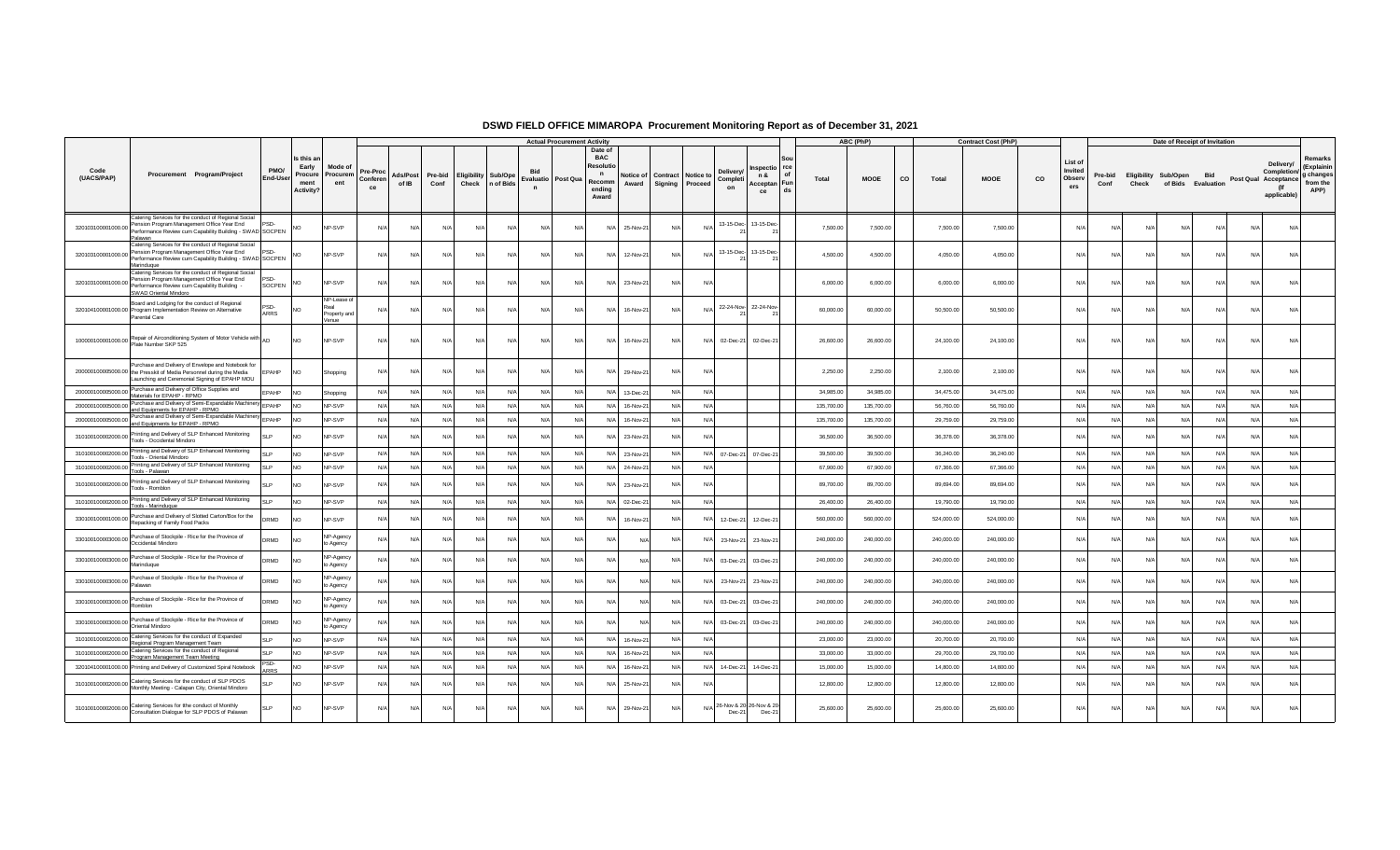# DSWD FIELD OFFICE MIMAROPA Procurement Monitoring Report as of December 31, 2021

| Code (UACS/PAP) | Procurement Program/Project | PMO/ End-User | Is this an Early Procurement Activity? | Mode of Procurement | Actual Procurement Activity | | | | | | | | | | | | | | | ABC (PhP) | | | Contract Cost (PhP) | | | List of Invited Observers | Date of Receipt of Invitation | | | | | | | Remarks (Explaining changes from the APP) |
|---|---|---|---|---|---|---|---|---|---|---|---|---|---|---|---|---|---|---|---|---|---|---|---|---|---|---|---|---|---|---|---|---|---|---|
| | | | | | Pre-Proc Conference | Ads/Post of IB | Pre-bid Conf | Eligibility Check | Sub/Open of Bids | Bid Evaluation | Post Qual | Date of BAC Resolution Recommending Award | Notice of Award | Contract Signing | Notice to Proceed | Delivery/ Completion | Inspection & Acceptance | Source of Funds | Total | MOOE | CO | Total | MOOE | CO | | Pre-bid Conf | Eligibility Check | Sub/Open of Bids | Bid Evaluation | Post Qual | Delivery/ Completion/ Acceptance (If applicable) | |
| 320103100001000.00 | Catering Services for the conduct of Regional Social Pension Program Management Office Year End Performance Review cum Capability Building - SWAD Palawan | PSD-SOCPEN | NO | NP-SVP | N/A | N/A | N/A | N/A | N/A | N/A | N/A | N/A | 25-Nov-21 | N/A | N/A | 13-15-Dec-21 | 13-15-Dec-21 | | 7,500.00 | 7,500.00 | | 7,500.00 | 7,500.00 | | N/A | N/A | N/A | N/A | N/A | N/A | N/A | |
| 320103100001000.00 | Catering Services for the conduct of Regional Social Pension Program Management Office Year End Performance Review cum Capability Building - SWAD Marinduque | PSD-SOCPEN | NO | NP-SVP | N/A | N/A | N/A | N/A | N/A | N/A | N/A | N/A | 12-Nov-21 | N/A | N/A | 13-15-Dec-21 | 13-15-Dec-21 | | 4,500.00 | 4,500.00 | | 4,050.00 | 4,050.00 | | N/A | N/A | N/A | N/A | N/A | N/A | N/A | |
| 320103100001000.00 | Catering Services for the conduct of Regional Social Pension Program Management Office Year End Performance Review cum Capability Building - SWAD Oriental Mindoro | PSD-SOCPEN | NO | NP-SVP | N/A | N/A | N/A | N/A | N/A | N/A | N/A | N/A | 23-Nov-21 | N/A | N/A | | | | 6,000.00 | 6,000.00 | | 6,000.00 | 6,000.00 | | N/A | N/A | N/A | N/A | N/A | N/A | N/A | |
| 320104100001000.00 | Board and Lodging for the conduct of Regional Program Implementation Review on Alternative Parental Care | PSD-ARRS | NO | NP-Lease of Real Property and Venue | N/A | N/A | N/A | N/A | N/A | N/A | N/A | N/A | 16-Nov-21 | N/A | N/A | 22-24-Nov-21 | 22-24-Nov-21 | | 60,000.00 | 60,000.00 | | 50,500.00 | 50,500.00 | | N/A | N/A | N/A | N/A | N/A | N/A | N/A | |
| 100000100001000.00 | Repair of Airconditioning System of Motor Vehicle with Plate Number SKP 525 | AD | NO | NP-SVP | N/A | N/A | N/A | N/A | N/A | N/A | N/A | N/A | 16-Nov-21 | N/A | N/A | 02-Dec-21 | 02-Dec-21 | | 26,600.00 | 26,600.00 | | 24,100.00 | 24,100.00 | | N/A | N/A | N/A | N/A | N/A | N/A | N/A | |
| 200000100005000.00 | Purchase and Delivery of Envelope and Notebook for the Presskit of Media Personnel during the Media Launching and Ceremonial Signing of EPAHP MOU | EPAHP | NO | Shopping | N/A | N/A | N/A | N/A | N/A | N/A | N/A | N/A | 29-Nov-21 | N/A | N/A | | | | 2,250.00 | 2,250.00 | | 2,100.00 | 2,100.00 | | N/A | N/A | N/A | N/A | N/A | N/A | N/A | |
| 200000100005000.00 | Purchase and Delivery of Office Supplies and Materials for EPAHP - RPMO | EPAHP | NO | Shopping | N/A | N/A | N/A | N/A | N/A | N/A | N/A | N/A | 13-Dec-21 | N/A | N/A | | | | 34,985.00 | 34,985.00 | | 34,475.00 | 34,475.00 | | N/A | N/A | N/A | N/A | N/A | N/A | N/A | |
| 200000100005000.00 | Purchase and Delivery of Semi-Expendable Machinery and Equipments for EPAHP - RPMO | EPAHP | NO | NP-SVP | N/A | N/A | N/A | N/A | N/A | N/A | N/A | N/A | 16-Nov-21 | N/A | N/A | | | | 135,700.00 | 135,700.00 | | 56,760.00 | 56,760.00 | | N/A | N/A | N/A | N/A | N/A | N/A | N/A | |
| 200000100005000.00 | Purchase and Delivery of Semi-Expendable Machinery and Equipments for EPAHP - RPMO | EPAHP | NO | NP-SVP | N/A | N/A | N/A | N/A | N/A | N/A | N/A | N/A | 16-Nov-21 | N/A | N/A | | | | 135,700.00 | 135,700.00 | | 29,759.00 | 29,759.00 | | N/A | N/A | N/A | N/A | N/A | N/A | N/A | |
| 310100100002000.00 | Printing and Delivery of SLP Enhanced Monitoring Tools - Occidental Mindoro | SLP | NO | NP-SVP | N/A | N/A | N/A | N/A | N/A | N/A | N/A | N/A | 23-Nov-21 | N/A | N/A | | | | 36,500.00 | 36,500.00 | | 36,378.00 | 36,378.00 | | N/A | N/A | N/A | N/A | N/A | N/A | N/A | |
| 310100100002000.00 | Printing and Delivery of SLP Enhanced Monitoring Tools - Oriental Mindoro | SLP | NO | NP-SVP | N/A | N/A | N/A | N/A | N/A | N/A | N/A | N/A | 23-Nov-21 | N/A | N/A | 07-Dec-21 | 07-Dec-21 | | 39,500.00 | 39,500.00 | | 36,240.00 | 36,240.00 | | N/A | N/A | N/A | N/A | N/A | N/A | N/A | |
| 310100100002000.00 | Printing and Delivery of SLP Enhanced Monitoring Tools - Palawan | SLP | NO | NP-SVP | N/A | N/A | N/A | N/A | N/A | N/A | N/A | N/A | 24-Nov-21 | N/A | N/A | | | | 67,900.00 | 67,900.00 | | 67,366.00 | 67,366.00 | | N/A | N/A | N/A | N/A | N/A | N/A | N/A | |
| 310100100002000.00 | Printing and Delivery of SLP Enhanced Monitoring Tools - Romblon | SLP | NO | NP-SVP | N/A | N/A | N/A | N/A | N/A | N/A | N/A | N/A | 23-Nov-21 | N/A | N/A | | | | 89,700.00 | 89,700.00 | | 89,694.00 | 89,694.00 | | N/A | N/A | N/A | N/A | N/A | N/A | N/A | |
| 310100100002000.00 | Printing and Delivery of SLP Enhanced Monitoring Tools - Marinduque | SLP | NO | NP-SVP | N/A | N/A | N/A | N/A | N/A | N/A | N/A | N/A | 02-Dec-21 | N/A | N/A | | | | 26,400.00 | 26,400.00 | | 19,790.00 | 19,790.00 | | N/A | N/A | N/A | N/A | N/A | N/A | N/A | |
| 330100100001000.00 | Purchase and Delivery of Slotted Carton/Box for the Repacking of Family Food Packs | DRMD | NO | NP-SVP | N/A | N/A | N/A | N/A | N/A | N/A | N/A | N/A | 16-Nov-21 | N/A | N/A | 12-Dec-21 | 12-Dec-21 | | 560,000.00 | 560,000.00 | | 524,000.00 | 524,000.00 | | N/A | N/A | N/A | N/A | N/A | N/A | N/A | |
| 330100100003000.00 | Purchase of Stockpile - Rice for the Province of Occidental Mindoro | DRMD | NO | NP-Agency to Agency | N/A | N/A | N/A | N/A | N/A | N/A | N/A | N/A | N/A | N/A | N/A | 23-Nov-21 | 23-Nov-21 | | 240,000.00 | 240,000.00 | | 240,000.00 | 240,000.00 | | N/A | N/A | N/A | N/A | N/A | N/A | N/A | |
| 330100100003000.00 | Purchase of Stockpile - Rice for the Province of Marinduque | DRMD | NO | NP-Agency to Agency | N/A | N/A | N/A | N/A | N/A | N/A | N/A | N/A | N/A | N/A | N/A | 03-Dec-21 | 03-Dec-21 | | 240,000.00 | 240,000.00 | | 240,000.00 | 240,000.00 | | N/A | N/A | N/A | N/A | N/A | N/A | N/A | |
| 330100100003000.00 | Purchase of Stockpile - Rice for the Province of Palawan | DRMD | NO | NP-Agency to Agency | N/A | N/A | N/A | N/A | N/A | N/A | N/A | N/A | N/A | N/A | N/A | 23-Nov-21 | 23-Nov-21 | | 240,000.00 | 240,000.00 | | 240,000.00 | 240,000.00 | | N/A | N/A | N/A | N/A | N/A | N/A | N/A | |
| 330100100003000.00 | Purchase of Stockpile - Rice for the Province of Romblon | DRMD | NO | NP-Agency to Agency | N/A | N/A | N/A | N/A | N/A | N/A | N/A | N/A | N/A | N/A | N/A | 03-Dec-21 | 03-Dec-21 | | 240,000.00 | 240,000.00 | | 240,000.00 | 240,000.00 | | N/A | N/A | N/A | N/A | N/A | N/A | N/A | |
| 330100100003000.00 | Purchase of Stockpile - Rice for the Province of Oriental Mindoro | DRMD | NO | NP-Agency to Agency | N/A | N/A | N/A | N/A | N/A | N/A | N/A | N/A | N/A | N/A | N/A | 03-Dec-21 | 03-Dec-21 | | 240,000.00 | 240,000.00 | | 240,000.00 | 240,000.00 | | N/A | N/A | N/A | N/A | N/A | N/A | N/A | |
| 310100100002000.00 | Catering Services for the conduct of Expanded Regional Program Management Team | SLP | NO | NP-SVP | N/A | N/A | N/A | N/A | N/A | N/A | N/A | N/A | 16-Nov-21 | N/A | N/A | | | | 23,000.00 | 23,000.00 | | 20,700.00 | 20,700.00 | | N/A | N/A | N/A | N/A | N/A | N/A | N/A | |
| 310100100002000.00 | Catering Services for the conduct of Regional Program Management Team Meeting | SLP | NO | NP-SVP | N/A | N/A | N/A | N/A | N/A | N/A | N/A | N/A | 16-Nov-21 | N/A | N/A | | | | 33,000.00 | 33,000.00 | | 29,700.00 | 29,700.00 | | N/A | N/A | N/A | N/A | N/A | N/A | N/A | |
| 320104100001000.00 | Printing and Delivery of Customized Spiral Notebook | PSD-ARRS | NO | NP-SVP | N/A | N/A | N/A | N/A | N/A | N/A | N/A | N/A | 16-Nov-21 | N/A | N/A | 14-Dec-21 | 14-Dec-21 | | 15,000.00 | 15,000.00 | | 14,800.00 | 14,800.00 | | N/A | N/A | N/A | N/A | N/A | N/A | N/A | |
| 310100100002000.00 | Catering Services for the conduct of SLP PDOS Monthly Meeting - Calapan City, Oriental Mindoro | SLP | NO | NP-SVP | N/A | N/A | N/A | N/A | N/A | N/A | N/A | N/A | 25-Nov-21 | N/A | N/A | | | | 12,800.00 | 12,800.00 | | 12,800.00 | 12,800.00 | | N/A | N/A | N/A | N/A | N/A | N/A | N/A | |
| 310100100002000.00 | Catering Services for the conduct of Monthly Consultation Dialogue for SLP PDOS of Palawan | SLP | NO | NP-SVP | N/A | N/A | N/A | N/A | N/A | N/A | N/A | N/A | 29-Nov-21 | N/A | N/A | 26-Nov & 20 Dec-21 | 26-Nov & 20 Dec-21 | | 25,600.00 | 25,600.00 | | 25,600.00 | 25,600.00 | | N/A | N/A | N/A | N/A | N/A | N/A | N/A | |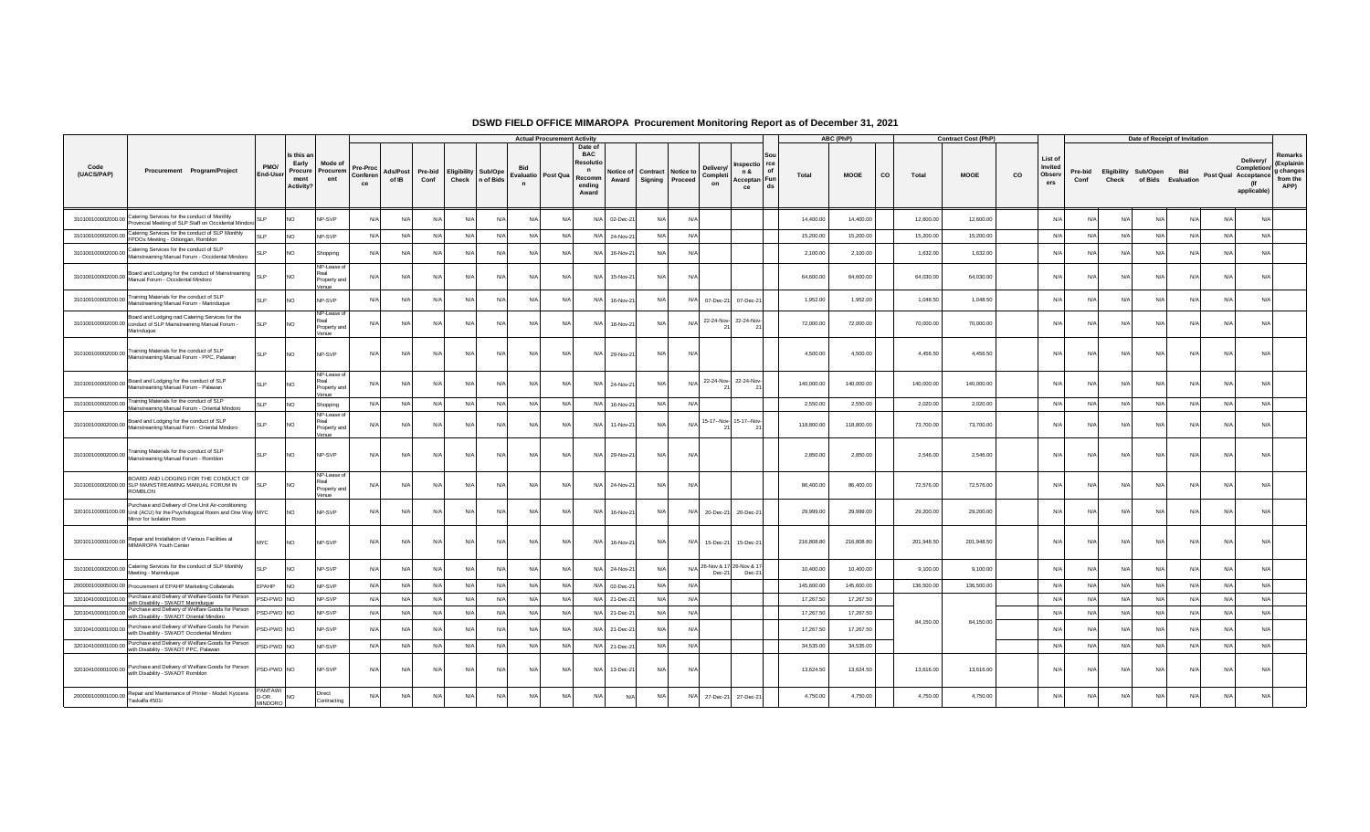# DSWD FIELD OFFICE MIMAROPA Procurement Monitoring Report as of December 31, 2021

| Code (UACS/PAP) | Procurement Program/Project | PMO/ End-User | Is this an Early Procurement Activity? | Mode of Procurement | Actual Procurement Activity | | | | | | | | | | | | | | Source of Funds | ABC (PhP) | | | Contract Cost (PhP) | | | List of Invited Observers | Date of Receipt of Invitation | | | | | | | Remarks (Explaining changes from the APP) |
|---|---|---|---|---|---|---|---|---|---|---|---|---|---|---|---|---|---|---|---|---|---|---|---|---|---|---|---|---|---|---|---|---|---|---|
| | | | | | Pre-Proc Conference | Ads/Post of IB | Pre-bid Conf | Eligibility Check | Sub/Open of Bids | Bid Evaluation | Post Qua | Date of BAC Resolution Recommending Award | Notice of Award | Contract Signing | Notice to Proceed | Delivery/ Completion | Inspection & Acceptance | | | Total | MOOE | CO | Total | MOOE | CO | | Pre-bid Conf | Eligibility Check | Sub/Open of Bids | Bid Evaluation | Post Qual | Delivery/ Completion/ Acceptance (If applicable) | |
| 310100100002000.00 | Catering Services for the conduct of Monthly Provincial Meeting of SLP Staff on Occidental Mindoro | SLP | NO | NP-SVP | N/A | N/A | N/A | N/A | N/A | N/A | N/A | N/A | 02-Dec-21 | N/A | N/A | | | | | 14,400.00 | 14,400.00 | | 12,600.00 | 12,600.00 | | N/A | N/A | N/A | N/A | N/A | N/A | N/A | |
| 310100100002000.00 | Catering Services for the conduct of SLP Monthly FPDOs Meeting - Odiongan, Romblon | SLP | NO | NP-SVP | N/A | N/A | N/A | N/A | N/A | N/A | N/A | N/A | 24-Nov-21 | N/A | N/A | | | | | 15,200.00 | 15,200.00 | | 15,200.00 | 15,200.00 | | N/A | N/A | N/A | N/A | N/A | N/A | N/A | |
| 310100100002000.00 | Catering Services for the conduct of SLP Mainstreaming Manual Forum - Occidental Mindoro | SLP | NO | Shopping | N/A | N/A | N/A | N/A | N/A | N/A | N/A | N/A | 16-Nov-21 | N/A | N/A | | | | | 2,100.00 | 2,100.00 | | 1,632.00 | 1,632.00 | | N/A | N/A | N/A | N/A | N/A | N/A | N/A | |
| 310100100002000.00 | Board and Lodging for the conduct of Mainstreaming Manual Forum - Occidental Mindoro | SLP | NO | NP-Lease of Real Property and Venue | N/A | N/A | N/A | N/A | N/A | N/A | N/A | N/A | 15-Nov-21 | N/A | N/A | | | | | 64,600.00 | 64,600.00 | | 64,030.00 | 64,030.00 | | N/A | N/A | N/A | N/A | N/A | N/A | N/A | |
| 310100100002000.00 | Training Materials for the conduct of SLP Mainstreaming Manual Forum - Marinduque | SLP | NO | NP-SVP | N/A | N/A | N/A | N/A | N/A | N/A | N/A | N/A | 16-Nov-21 | N/A | N/A | 07-Dec-21 | 07-Dec-21 | | | 1,952.00 | 1,952.00 | | 1,048.50 | 1,048.50 | | N/A | N/A | N/A | N/A | N/A | N/A | N/A | |
| 310100100002000.00 | Board and Lodging nad Catering Services for the conduct of SLP Mainstreaming Manual Forum - Marinduque | SLP | NO | NP-Lease of Real Property and Venue | N/A | N/A | N/A | N/A | N/A | N/A | N/A | N/A | 18-Nov-21 | N/A | N/A | 22-24-Nov-21 | 22-24-Nov-21 | | | 72,000.00 | 72,000.00 | | 70,000.00 | 70,000.00 | | N/A | N/A | N/A | N/A | N/A | N/A | N/A | |
| 310100100002000.00 | Training Materials for the conduct of SLP Mainstreaming Manual Forum - PPC, Palawan | SLP | NO | NP-SVP | N/A | N/A | N/A | N/A | N/A | N/A | N/A | N/A | 29-Nov-21 | N/A | N/A | | | | | 4,500.00 | 4,500.00 | | 4,456.50 | 4,456.50 | | N/A | N/A | N/A | N/A | N/A | N/A | N/A | |
| 310100100002000.00 | Board and Lodging for the conduct of SLP Mainstreaming Manual Forum - Palawan | SLP | NO | NP-Lease of Real Property and Venue | N/A | N/A | N/A | N/A | N/A | N/A | N/A | N/A | 24-Nov-21 | N/A | N/A | 22-24-Nov-21 | 22-24-Nov-21 | | | 140,000.00 | 140,000.00 | | 140,000.00 | 140,000.00 | | N/A | N/A | N/A | N/A | N/A | N/A | N/A | |
| 310100100002000.00 | Training Materials for the conduct of SLP Mainstreaming Manual Forum - Oriental Mindoro | SLP | NO | Shopping | N/A | N/A | N/A | N/A | N/A | N/A | N/A | N/A | 16-Nov-21 | N/A | N/A | | | | | 2,550.00 | 2,550.00 | | 2,020.00 | 2,020.00 | | N/A | N/A | N/A | N/A | N/A | N/A | N/A | |
| 310100100002000.00 | Board and Lodging for the conduct of SLP Mainstreaming Manual Form - Oriental Mindoro | SLP | NO | NP-Lease of Real Property and Venue | N/A | N/A | N/A | N/A | N/A | N/A | N/A | N/A | 11-Nov-21 | N/A | N/A | 15-17--Nov-21 | 15-17--Nov-21 | | | 118,800.00 | 118,800.00 | | 73,700.00 | 73,700.00 | | N/A | N/A | N/A | N/A | N/A | N/A | N/A | |
| 310100100002000.00 | Training Materials for the conduct of SLP Mainstreaming Manual Forum - Romblon | SLP | NO | NP-SVP | N/A | N/A | N/A | N/A | N/A | N/A | N/A | N/A | 29-Nov-21 | N/A | N/A | | | | | 2,850.00 | 2,850.00 | | 2,546.00 | 2,546.00 | | N/A | N/A | N/A | N/A | N/A | N/A | N/A | |
| 310100100002000.00 | BOARD AND LODGING FOR THE CONDUCT OF SLP MAINSTREAMING MANUAL FORUM IN ROMBLON | SLP | NO | NP-Lease of Real Property and Venue | N/A | N/A | N/A | N/A | N/A | N/A | N/A | N/A | 24-Nov-21 | N/A | N/A | | | | | 86,400.00 | 86,400.00 | | 72,576.00 | 72,576.00 | | N/A | N/A | N/A | N/A | N/A | N/A | N/A | |
| 320101100001000.00 | Purchase and Delivery of One Unit Air-conditioning Unit (ACU) for the Psychological Room and One Way Mirror for Isolation Room | MYC | NO | NP-SVP | N/A | N/A | N/A | N/A | N/A | N/A | N/A | N/A | 16-Nov-21 | N/A | N/A | 20-Dec-21 | 20-Dec-21 | | | 29,999.00 | 29,999.00 | | 29,200.00 | 29,200.00 | | N/A | N/A | N/A | N/A | N/A | N/A | N/A | |
| 320101100001000.00 | Repair and Installation of Various Facilities at MIMAROPA Youth Center | MYC | NO | NP-SVP | N/A | N/A | N/A | N/A | N/A | N/A | N/A | N/A | 16-Nov-21 | N/A | N/A | 15-Dec-21 | 15-Dec-21 | | | 216,808.80 | 216,808.80 | | 201,948.50 | 201,948.50 | | N/A | N/A | N/A | N/A | N/A | N/A | N/A | |
| 310100100002000.00 | Catering Services for the conduct of SLP Monthly Meeting - Marinduque | SLP | NO | NP-SVP | N/A | N/A | N/A | N/A | N/A | N/A | N/A | N/A | 24-Nov-21 | N/A | N/A | 26-Nov & 17 Dec-21 | 26-Nov & 17 Dec-21 | | | 10,400.00 | 10,400.00 | | 9,100.00 | 9,100.00 | | N/A | N/A | N/A | N/A | N/A | N/A | N/A | |
| 200000100005000.00 | Procurement of EPAHP Marketing Collaterals | EPAHP | NO | NP-SVP | N/A | N/A | N/A | N/A | N/A | N/A | N/A | N/A | 02-Dec-21 | N/A | N/A | | | | | 145,600.00 | 145,600.00 | | 136,500.00 | 136,500.00 | | N/A | N/A | N/A | N/A | N/A | N/A | N/A | |
| 320104100001000.00 | Purchase and Delivery of Welfare Goods for Person with Disability - SWADT Marinduque | PSD-PWD | NO | NP-SVP | N/A | N/A | N/A | N/A | N/A | N/A | N/A | N/A | 21-Dec-21 | N/A | N/A | | | | | 17,267.50 | 17,267.50 | | 84,150.00 | 84,150.00 | | N/A | N/A | N/A | N/A | N/A | N/A | N/A | |
| 320104100001000.00 | Purchase and Delivery of Welfare Goods for Person with Disability - SWADT Oriental Mindoro | PSD-PWD | NO | NP-SVP | N/A | N/A | N/A | N/A | N/A | N/A | N/A | N/A | 21-Dec-21 | N/A | N/A | | | | | 17,267.50 | 17,267.50 | | | | | N/A | N/A | N/A | N/A | N/A | N/A | N/A | |
| 320104100001000.00 | Purchase and Delivery of Welfare Goods for Person with Disability - SWADT Occidental Mindoro | PSD-PWD | NO | NP-SVP | N/A | N/A | N/A | N/A | N/A | N/A | N/A | N/A | 21-Dec-21 | N/A | N/A | | | | | 17,267.50 | 17,267.50 | | | | | N/A | N/A | N/A | N/A | N/A | N/A | N/A | |
| 320104100001000.00 | Purchase and Delivery of Welfare Goods for Person with Disability - SWADT PPC, Palawan | PSD-PWD | NO | NP-SVP | N/A | N/A | N/A | N/A | N/A | N/A | N/A | N/A | 21-Dec-21 | N/A | N/A | | | | | 34,535.00 | 34,535.00 | | | | | N/A | N/A | N/A | N/A | N/A | N/A | N/A | |
| 320104100001000.00 | Purchase and Delivery of Welfare Goods for Person with Disability - SWADT Romblon | PSD-PWD | NO | NP-SVP | N/A | N/A | N/A | N/A | N/A | N/A | N/A | N/A | 13-Dec-21 | N/A | N/A | | | | | 13,624.50 | 13,624.50 | | 13,616.00 | 13,616.00 | | N/A | N/A | N/A | N/A | N/A | N/A | N/A | |
| 200000100001000.00 | Repair and Maintenance of Printer - Model: Kyocera Taskalfa 4501i | PANTAWID-OR. MINDORO | NO | Direct Contracting | N/A | N/A | N/A | N/A | N/A | N/A | N/A | N/A | N/A | N/A | N/A | 27-Dec-21 | 27-Dec-21 | | | 4,750.00 | 4,750.00 | | 4,750.00 | 4,750.00 | | N/A | N/A | N/A | N/A | N/A | N/A | N/A | |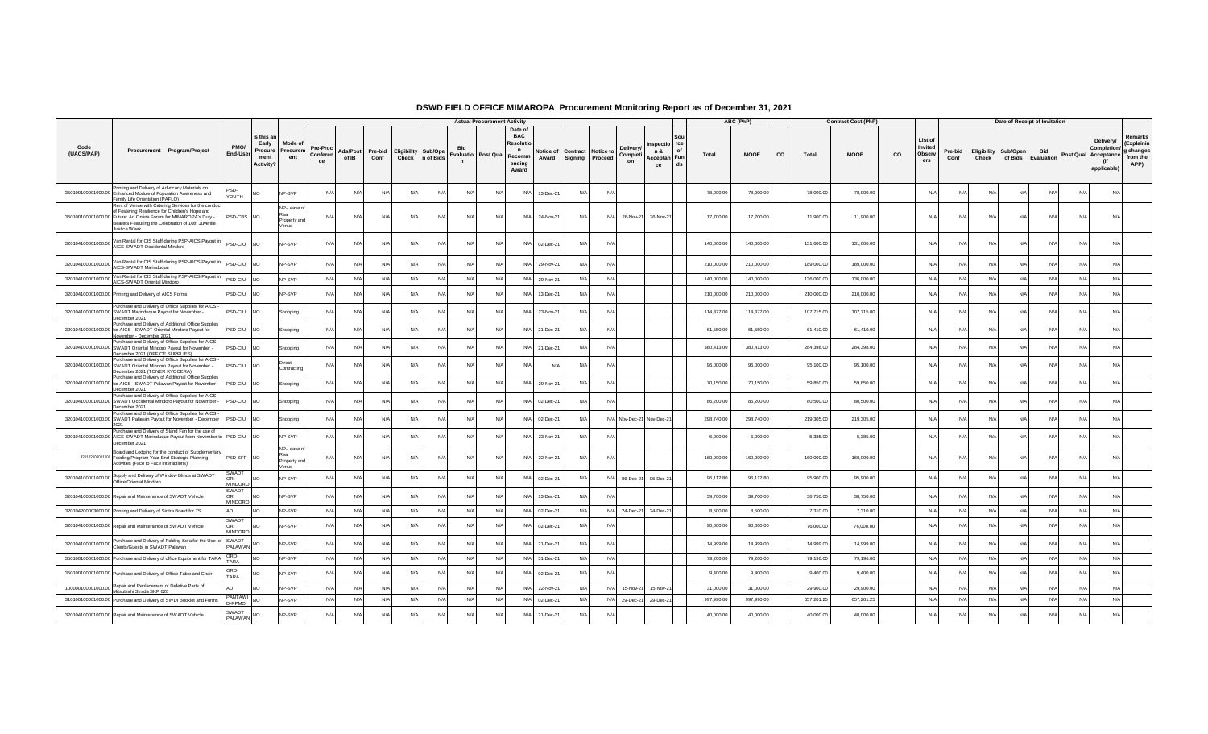# DSWD FIELD OFFICE MIMAROPA Procurement Monitoring Report as of December 31, 2021

| Code (UACS/PAP) | Procurement Program/Project | PMO/ End-User | Is this an Early Procurement Activity? | Mode of Procurement | Actual Procurement Activity | | | | | | | | | | | | | | | Source of Funds | ABC (PhP) | | | Contract Cost (PhP) | | | List of Invited Observers | Date of Receipt of Invitation | | | | | | | Remarks (Explaining changes from the APP) |
|---|---|---|---|---|---|---|---|---|---|---|---|---|---|---|---|---|---|---|---|---|---|---|---|---|---|---|---|---|---|---|---|---|---|---|---|
| | | | | | Pre-Proc Conference | Ads/Post of IB | Pre-bid Conf | Eligibility Check | Sub/Open of Bids | Bid Evaluation | Post Qual | Date of BAC Resolution Recommending Award | Notice of Award | Contract Signing | Notice to Proceed | Delivery/ Completion | Inspection & Acceptance | | | | Total | MOOE | CO | Total | MOOE | CO | | Pre-bid Conf | Eligibility Check | Sub/Open of Bids | Bid Evaluation | Post Qual | Delivery/ Completion/ Acceptance (If applicable) | |
| 3501001000010000.00 | Printing and Delivery of Advocacy Materials on Enhanced Module of Population Awareness and Family Life Orientation (PAFLO) | PSD-YOUTH | NO | NP-SVP | N/A | N/A | N/A | N/A | N/A | N/A | N/A | N/A | 13-Dec-21 | N/A | N/A | | | | | | 78,000.00 | 78,000.00 | | 78,000.00 | 78,000.00 | | N/A | N/A | N/A | N/A | N/A | N/A | N/A | |
| 3501001000010000.00 | Rent of Venue with Catering Services for the conduct of Fostering Resilience for Children's Hope and Future: An Online Forum for MIMAROPA's Duty - Bearers Featuring the Celebration of 10th Juvenile Justice Week | PSD-CBS | NO | NP-Lease of Real Property and Venue | N/A | N/A | N/A | N/A | N/A | N/A | N/A | N/A | 24-Nov-21 | N/A | N/A | 26-Nov-21 | 26-Nov-21 | | | | 17,700.00 | 17,700.00 | | 11,900.00 | 11,900.00 | | N/A | N/A | N/A | N/A | N/A | N/A | N/A | |
| 3201041000001000.00 | Van Rental for CIS Staff during PSP-AICS Payout in AICS-SWADT Occidental Mindoro | PSD-CIU | NO | NP-SVP | N/A | N/A | N/A | N/A | N/A | N/A | N/A | N/A | 02-Dec-21 | N/A | N/A | | | | | | 140,000.00 | 140,000.00 | | 131,600.00 | 131,600.00 | | N/A | N/A | N/A | N/A | N/A | N/A | N/A | |
| 3201041000001000.00 | Van Rental for CIS Staff during PSP-AICS Payout in AICS-SWADT Marinduque | PSD-CIU | NO | NP-SVP | N/A | N/A | N/A | N/A | N/A | N/A | N/A | N/A | 29-Nov-21 | N/A | N/A | | | | | | 210,000.00 | 210,000.00 | | 189,000.00 | 189,000.00 | | N/A | N/A | N/A | N/A | N/A | N/A | N/A | |
| 3201041000001000.00 | Van Rental for CIS Staff during PSP-AICS Payout in AICS-SWADT Oriental Mindoro | PSD-CIU | NO | NP-SVP | N/A | N/A | N/A | N/A | N/A | N/A | N/A | N/A | 29-Nov-21 | N/A | N/A | | | | | | 140,000.00 | 140,000.00 | | 136,000.00 | 136,000.00 | | N/A | N/A | N/A | N/A | N/A | N/A | N/A | |
| 3201041000001000.00 | Printing and Delivery of AICS Forms | PSD-CIU | NO | NP-SVP | N/A | N/A | N/A | N/A | N/A | N/A | N/A | N/A | 13-Dec-21 | N/A | N/A | | | | | | 210,000.00 | 210,000.00 | | 210,000.00 | 210,000.00 | | N/A | N/A | N/A | N/A | N/A | N/A | N/A | |
| 3201041000001000.00 | Purchase and Delivery of Office Supplies for AICS - SWADT Marinduque Payout for November - December 2021 | PSD-CIU | NO | Shopping | N/A | N/A | N/A | N/A | N/A | N/A | N/A | N/A | 23-Nov-21 | N/A | N/A | | | | | | 114,377.00 | 114,377.00 | | 107,715.00 | 107,715.00 | | N/A | N/A | N/A | N/A | N/A | N/A | N/A | |
| 3201041000001000.00 | Purchase and Delivery of Additional Office Supplies for AICS - SWADT Oriental Mindoro Payout for November - December 2021 | PSD-CIU | NO | Shopping | N/A | N/A | N/A | N/A | N/A | N/A | N/A | N/A | 21-Dec-21 | N/A | N/A | | | | | | 61,550.00 | 61,550.00 | | 61,410.00 | 61,410.00 | | N/A | N/A | N/A | N/A | N/A | N/A | N/A | |
| 3201041000001000.00 | Purchase and Delivery of Office Supplies for AICS - SWADT Oriental Mindoro Payout for November - December 2021 (OFFICE SUPPLIES) | PSD-CIU | NO | Shopping | N/A | N/A | N/A | N/A | N/A | N/A | N/A | N/A | 21-Dec-21 | N/A | N/A | | | | | | 380,413.00 | 380,413.00 | | 284,398.00 | 284,398.00 | | N/A | N/A | N/A | N/A | N/A | N/A | N/A | |
| 3201041000001000.00 | Purchase and Delivery of Office Supplies for AICS - SWADT Oriental Mindoro Payout for November - December 2021 (TONER KYOCERA) | PSD-CIU | NO | Direct Contracting | N/A | N/A | N/A | N/A | N/A | N/A | N/A | N/A | N/A | N/A | N/A | | | | | | 96,000.00 | 96,000.00 | | 95,100.00 | 95,100.00 | | N/A | N/A | N/A | N/A | N/A | N/A | N/A | |
| 3201041000001000.00 | Purchase and Delivery of Additional Office Supplies for AICS - SWADT Palawan Payout for November - December 2021 | PSD-CIU | NO | Shopping | N/A | N/A | N/A | N/A | N/A | N/A | N/A | N/A | 29-Nov-21 | N/A | N/A | | | | | | 70,150.00 | 70,150.00 | | 59,850.00 | 59,850.00 | | N/A | N/A | N/A | N/A | N/A | N/A | N/A | |
| 3201041000001000.00 | Purchase and Delivery of Office Supplies for AICS - SWADT Occidental Mindoro Payout for November - December 2021 | PSD-CIU | NO | Shopping | N/A | N/A | N/A | N/A | N/A | N/A | N/A | N/A | 02-Dec-21 | N/A | N/A | | | | | | 86,200.00 | 86,200.00 | | 80,500.00 | 80,500.00 | | N/A | N/A | N/A | N/A | N/A | N/A | N/A | |
| 3201041000001000.00 | Purchase and Delivery of Office Supplies for AICS - SWADT Palawan Payout for November - December 2021 | PSD-CIU | NO | Shopping | N/A | N/A | N/A | N/A | N/A | N/A | N/A | N/A | 02-Dec-21 | N/A | N/A | Nov-Dec-21 | Nov-Dec-21 | | | | 298,740.00 | 298,740.00 | | 219,305.00 | 219,305.00 | | N/A | N/A | N/A | N/A | N/A | N/A | N/A | |
| 3201041000001000.00 | Purchase and Delivery of Stand Fan for the use of AICS-SWADT Marinduque Payout from November to December 2021 | PSD-CIU | NO | NP-SVP | N/A | N/A | N/A | N/A | N/A | N/A | N/A | N/A | 23-Nov-21 | N/A | N/A | | | | | | 6,000.00 | 6,000.00 | | 5,385.00 | 5,385.00 | | N/A | N/A | N/A | N/A | N/A | N/A | N/A | |
| 3201021000001000 | Board and Lodging for the conduct of Supplementary Feeding Program Year-End Strategic Planning Activities (Face to Face Interactions) | PSD-SFP | NO | NP-Lease of Real Property and Venue | N/A | N/A | N/A | N/A | N/A | N/A | N/A | N/A | 22-Nov-21 | N/A | N/A | | | | | | 160,000.00 | 160,000.00 | | 160,000.00 | 160,000.00 | | N/A | N/A | N/A | N/A | N/A | N/A | N/A | |
| 3201041000001000.00 | Supply and Delivery of Window Blinds at SWADT Office Oriental Mindoro | SWADT OR. MINDORO | NO | NP-SVP | N/A | N/A | N/A | N/A | N/A | N/A | N/A | N/A | 02-Dec-21 | N/A | N/A | 06-Dec-21 | 06-Dec-21 | | | | 96,112.80 | 96,112.80 | | 95,900.00 | 95,900.00 | | N/A | N/A | N/A | N/A | N/A | N/A | N/A | |
| 3201041000001000.00 | Repair and Maintenance of SWADT Vehicle | SWADT OR. MINDORO | NO | NP-SVP | N/A | N/A | N/A | N/A | N/A | N/A | N/A | N/A | 13-Dec-21 | N/A | N/A | | | | | | 39,700.00 | 39,700.00 | | 38,750.00 | 38,750.00 | | N/A | N/A | N/A | N/A | N/A | N/A | N/A | |
| 3201042000003000.00 | Printing and Delivery of Sintra Board for 7S | AD | NO | NP-SVP | N/A | N/A | N/A | N/A | N/A | N/A | N/A | N/A | 02-Dec-21 | N/A | N/A | 24-Dec-21 | 24-Dec-21 | | | | 8,500.00 | 8,500.00 | | 7,310.00 | 7,310.00 | | N/A | N/A | N/A | N/A | N/A | N/A | N/A | |
| 3201041000001000.00 | Repair and Maintenance of SWADT Vehicle | SWADT OR. MINDORO | NO | NP-SVP | N/A | N/A | N/A | N/A | N/A | N/A | N/A | N/A | 02-Dec-21 | N/A | N/A | | | | | | 90,000.00 | 90,000.00 | | 76,000.00 | 76,000.00 | | N/A | N/A | N/A | N/A | N/A | N/A | N/A | |
| 3201041000001000.00 | Purchase and Delivery of Folding Sofa for the Use of Clients/Guests in SWADT Palawan | SWADT PALAWAN | NO | NP-SVP | N/A | N/A | N/A | N/A | N/A | N/A | N/A | N/A | 21-Dec-21 | N/A | N/A | | | | | | 14,999.00 | 14,999.00 | | 14,999.00 | 14,999.00 | | N/A | N/A | N/A | N/A | N/A | N/A | N/A | |
| 3501001000010000.00 | Purchase and Delivery of office Equipment for TARA | ORD-TARA | NO | NP-SVP | N/A | N/A | N/A | N/A | N/A | N/A | N/A | N/A | 31-Dec-21 | N/A | N/A | | | | | | 79,200.00 | 79,200.00 | | 79,196.00 | 79,196.00 | | N/A | N/A | N/A | N/A | N/A | N/A | N/A | |
| 3501001000010000.00 | Purchase and Delivery of Office Table and Chair | ORD-TARA | NO | NP-SVP | N/A | N/A | N/A | N/A | N/A | N/A | N/A | N/A | 02-Dec-21 | N/A | N/A | | | | | | 9,400.00 | 9,400.00 | | 9,400.00 | 9,400.00 | | N/A | N/A | N/A | N/A | N/A | N/A | N/A | |
| 1000001000001000.00 | Repair and Replacement of Defective Parts of Mitsubishi Strada SKP 620 | AD | NO | NP-SVP | N/A | N/A | N/A | N/A | N/A | N/A | N/A | N/A | 22-Nov-21 | N/A | N/A | 15-Nov-21 | 15-Nov-21 | | | | 31,000.00 | 31,000.00 | | 29,900.00 | 29,900.00 | | N/A | N/A | N/A | N/A | N/A | N/A | N/A | |
| 3101001000001000.00 | Purchase and Delivery of SWDI Booklet and Forms | PANTAWID-RPMO | NO | NP-SVP | N/A | N/A | N/A | N/A | N/A | N/A | N/A | N/A | 02-Dec-21 | N/A | N/A | 29-Dec-21 | 29-Dec-21 | | | | 997,990.00 | 997,990.00 | | 657,201.25 | 657,201.25 | | N/A | N/A | N/A | N/A | N/A | N/A | N/A | |
| 3201041000001000.00 | Repair and Maintenance of SWADT Vehicle | SWADT PALAWAN | NO | NP-SVP | N/A | N/A | N/A | N/A | N/A | N/A | N/A | N/A | 21-Dec-21 | N/A | N/A | | | | | | 40,000.00 | 40,000.00 | | 40,000.00 | 40,000.00 | | N/A | N/A | N/A | N/A | N/A | N/A | N/A | |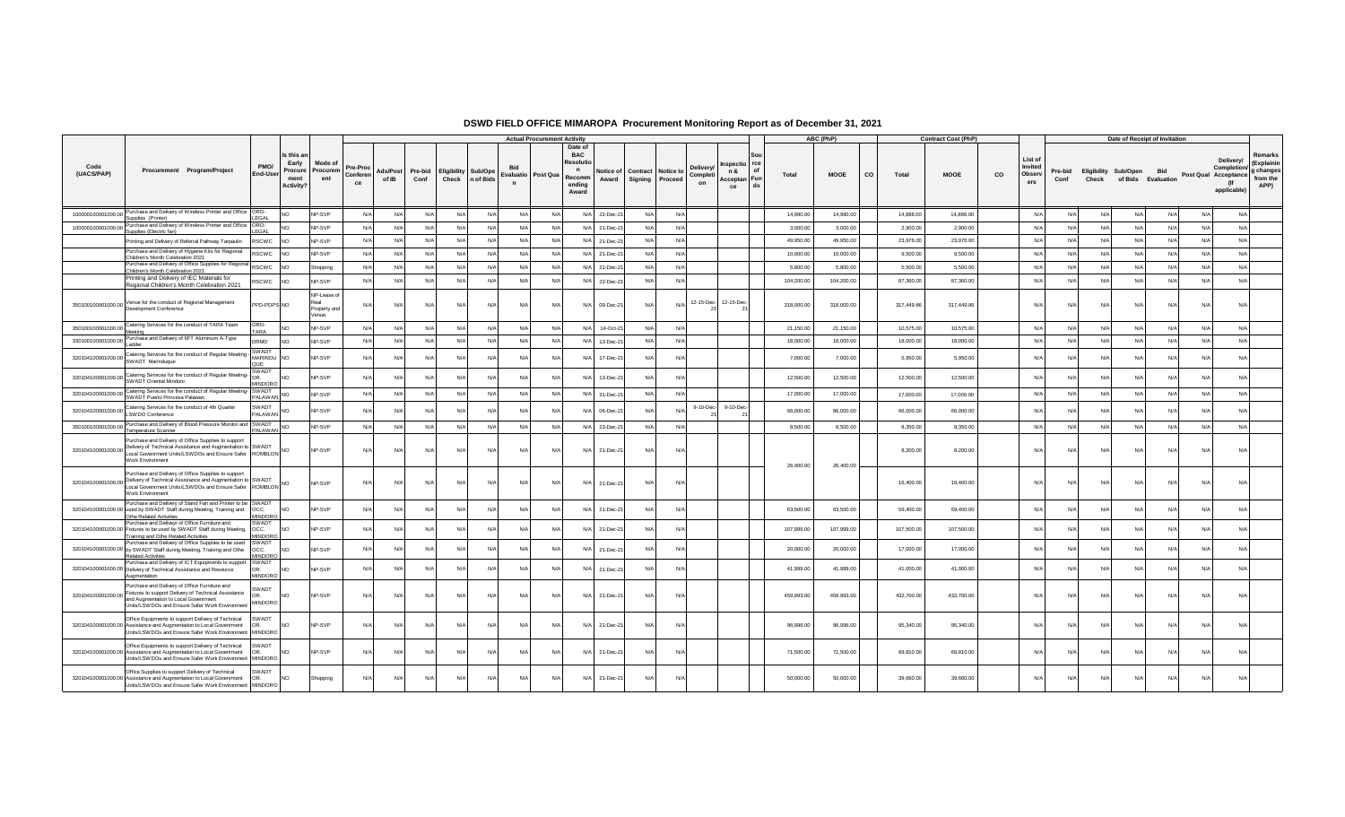# DSWD FIELD OFFICE MIMAROPA Procurement Monitoring Report as of December 31, 2021

| Code (UACS/PAP) | Procurement Program/Project | PMO/ End-User | Is this an Early Procurement Activity? | Mode of Procurement | Actual Procurement Activity | | | | | | | | | | | | | | | ABC (PhP) | | | Contract Cost (PhP) | | | List of Invited Observers | Date of Receipt of Invitation | | | | | | | Remarks (Explaining changes from the APP) |
|---|---|---|---|---|---|---|---|---|---|---|---|---|---|---|---|---|---|---|---|---|---|---|---|---|---|---|---|---|---|---|---|---|---|---|
| | | | | | Pre-Proc Conference | Ads/Post of IB | Pre-bid Conf | Eligibility Check | Sub/Open of Bids | Bid Evaluation | Post Qual | Date of BAC Resolution Recommending Award | Notice of Award | Contract Signing | Notice to Proceed | Delivery/ Completion | Inspection & Acceptance | Source of Funds | Total | MOOE | CO | Total | MOOE | CO | | Pre-bid Conf | Eligibility Check | Sub/Open of Bids | Bid Evaluation | Post Qual | Delivery/ Completion/ Acceptance (If applicable) | | |
| 100000100001000.00 | Purchase and Delivery of Wireless Printer and Office Supplies (Printer) | ORD-LEGAL | NO | NP-SVP | N/A | N/A | N/A | N/A | N/A | N/A | N/A | N/A | 22-Dec-21 | N/A | N/A | | | | 14,990.00 | 14,990.00 | | 14,888.00 | 14,888.00 | | N/A | N/A | N/A | N/A | N/A | N/A | N/A | | |
| 100000100001000.00 | Purchase and Delivery of Wireless Printer and Office Supplies (Electric fan) | ORD-LEGAL | NO | NP-SVP | N/A | N/A | N/A | N/A | N/A | N/A | N/A | N/A | 21-Dec-21 | N/A | N/A | | | | 3,000.00 | 3,000.00 | | 2,900.00 | 2,900.00 | | N/A | N/A | N/A | N/A | N/A | N/A | N/A | | |
| | Printing and Delivery of Referral Pathway Tarpaulin | RSCWC | NO | NP-SVP | N/A | N/A | N/A | N/A | N/A | N/A | N/A | N/A | 21-Dec-21 | N/A | N/A | | | | 49,950.00 | 49,950.00 | | 23,976.00 | 23,976.00 | | N/A | N/A | N/A | N/A | N/A | N/A | N/A | | |
| | Purchase and Delivery of Hygiene Kits for Regional Children's Month Celebration 2021 | RSCWC | NO | NP-SVP | N/A | N/A | N/A | N/A | N/A | N/A | N/A | N/A | 21-Dec-21 | N/A | N/A | | | | 10,000.00 | 10,000.00 | | 9,500.00 | 9,500.00 | | N/A | N/A | N/A | N/A | N/A | N/A | N/A | | |
| | Purchase and Delivery of Office Supplies for Regional Children's Month Celebration 2021 | RSCWC | NO | Shopping | N/A | N/A | N/A | N/A | N/A | N/A | N/A | N/A | 21-Dec-21 | N/A | N/A | | | | 5,800.00 | 5,800.00 | | 5,500.00 | 5,500.00 | | N/A | N/A | N/A | N/A | N/A | N/A | N/A | | |
| | Printing and Delivery of IEC Materials for Regional Children's Month Celebration 2021 | RSCWC | NO | NP-SVP | N/A | N/A | N/A | N/A | N/A | N/A | N/A | N/A | 22-Dec-21 | N/A | N/A | | | | 104,200.00 | 104,200.00 | | 87,360.00 | 87,360.00 | | N/A | N/A | N/A | N/A | N/A | N/A | N/A | | |
| 350100100001000.00 | Venue for the conduct of Regional Management Development Conference | PPD-PDPS | NO | NP-Lease of Real Property and Venue | N/A | N/A | N/A | N/A | N/A | N/A | N/A | N/A | 09-Dec-21 | N/A | N/A | 12-15-Dec-21 | 12-15-Dec-21 | | 318,000.00 | 318,000.00 | | 317,449.86 | 317,449.86 | | N/A | N/A | N/A | N/A | N/A | N/A | N/A | | |
| 350100100001000.00 | Catering Services for the conduct of TARA Team Meeting | ORD-TARA | NO | NP-SVP | N/A | N/A | N/A | N/A | N/A | N/A | N/A | N/A | 14-Oct-21 | N/A | N/A | | | | 21,150.00 | 21,150.00 | | 10,575.00 | 10,575.00 | | N/A | N/A | N/A | N/A | N/A | N/A | N/A | | |
| 330100100001000.00 | Purchase and Delivery of 6FT Aluminum A-Type Ladder | DRMD | NO | NP-SVP | N/A | N/A | N/A | N/A | N/A | N/A | N/A | N/A | 13-Dec-21 | N/A | N/A | | | | 18,000.00 | 18,000.00 | | 18,000.00 | 18,000.00 | | N/A | N/A | N/A | N/A | N/A | N/A | N/A | | |
| 320104100001000.00 | Catering Services for the conduct of Regular Meeting-SWADT Marinduque | SWADT MARINDUQUE | NO | NP-SVP | N/A | N/A | N/A | N/A | N/A | N/A | N/A | N/A | 17-Dec-21 | N/A | N/A | | | | 7,000.00 | 7,000.00 | | 5,950.00 | 5,950.00 | | N/A | N/A | N/A | N/A | N/A | N/A | N/A | | |
| 320104100001000.00 | Catering Services for the conduct of Regular Meeting-SWADT Oriental Mindoro | SWADT OR. MINDORO | NO | NP-SVP | N/A | N/A | N/A | N/A | N/A | N/A | N/A | N/A | 13-Dec-21 | N/A | N/A | | | | 12,500.00 | 12,500.00 | | 12,500.00 | 12,500.00 | | N/A | N/A | N/A | N/A | N/A | N/A | N/A | | |
| 320104100001000.00 | Catering Services for the conduct of Regular Meeting-SWADT Puerto Princesa Palawan | SWADT PALAWAN | NO | NP-SVP | N/A | N/A | N/A | N/A | N/A | N/A | N/A | N/A | 31-Dec-21 | N/A | N/A | | | | 17,000.00 | 17,000.00 | | 17,000.00 | 17,000.00 | | N/A | N/A | N/A | N/A | N/A | N/A | N/A | | |
| 320104100001000.00 | Catering Services for the conduct of 4th Quarter LSWDO Conference | SWADT PALAWAN | NO | NP-SVP | N/A | N/A | N/A | N/A | N/A | N/A | N/A | N/A | 06-Dec-21 | N/A | N/A | 9-10-Dec-21 | 9-10-Dec-21 | | 66,000.00 | 66,000.00 | | 66,000.00 | 66,000.00 | | N/A | N/A | N/A | N/A | N/A | N/A | N/A | | |
| 350100100001000.00 | Purchase and Delivery of Blood Pressure Monitor and Temperature Scanner | SWADT PALAWAN | NO | NP-SVP | N/A | N/A | N/A | N/A | N/A | N/A | N/A | N/A | 23-Dec-21 | N/A | N/A | | | | 8,500.00 | 8,500.00 | | 8,350.00 | 8,350.00 | | N/A | N/A | N/A | N/A | N/A | N/A | N/A | | |
| 320104100001000.00 | Purchase and Delivery of Office Supplies to support Delivery of Technical Assistance and Augmentation to Local Government Units/LSWDOs and Ensure Safer Work Environment | SWADT ROMBLON | NO | NP-SVP | N/A | N/A | N/A | N/A | N/A | N/A | N/A | N/A | 21-Dec-21 | N/A | N/A | | | | 26,400.00 | 26,400.00 | | 8,200.00 | 8,200.00 | | N/A | N/A | N/A | N/A | N/A | N/A | N/A | | |
| 320104100001000.00 | Purchase and Delivery of Office Supplies to support Delivery of Technical Assistance and Augmentation to Local Government Units/LSWDOs and Ensure Safer Work Environment | SWADT ROMBLON | NO | NP-SVP | N/A | N/A | N/A | N/A | N/A | N/A | N/A | N/A | 21-Dec-21 | N/A | N/A | | | | | | | 16,400.00 | 16,400.00 | | N/A | N/A | N/A | N/A | N/A | N/A | N/A | | |
| 320104100001000.00 | Purchase and Delivery of Stand Fan and Printer to be used by SWADT Staff during Meeting, Training and Othe Related Activities | SWADT OCC. MINDORO | NO | NP-SVP | N/A | N/A | N/A | N/A | N/A | N/A | N/A | N/A | 21-Dec-21 | N/A | N/A | | | | 63,500.00 | 63,500.00 | | 59,400.00 | 59,400.00 | | N/A | N/A | N/A | N/A | N/A | N/A | N/A | | |
| 320104100001000.00 | Purchase and Delivery of Office Furniture and Fixtures to be used by SWADT Staff during Meeting, Training and Othe Related Activities | SWADT OCC. MINDORO | NO | NP-SVP | N/A | N/A | N/A | N/A | N/A | N/A | N/A | N/A | 21-Dec-21 | N/A | N/A | | | | 107,999.00 | 107,999.00 | | 107,500.00 | 107,500.00 | | N/A | N/A | N/A | N/A | N/A | N/A | N/A | | |
| 320104100001000.00 | Purchase and Delivery of Office Supplies to be used by SWADT Staff during Meeting, Training and Othe Related Activities | SWADT OCC. MINDORO | NO | NP-SVP | N/A | N/A | N/A | N/A | N/A | N/A | N/A | N/A | 21-Dec-21 | N/A | N/A | | | | 20,000.00 | 20,000.00 | | 17,000.00 | 17,000.00 | | N/A | N/A | N/A | N/A | N/A | N/A | N/A | | |
| 320104100001000.00 | Purchase and Delivery of ICT Equipments to support Delivery of Technical Assistance and Resource Augmentation | SWADT OR. MINDORO | NO | NP-SVP | N/A | N/A | N/A | N/A | N/A | N/A | N/A | N/A | 21-Dec-21 | N/A | N/A | | | | 41,999.00 | 41,999.00 | | 41,000.00 | 41,000.00 | | N/A | N/A | N/A | N/A | N/A | N/A | N/A | | |
| 320104100001000.00 | Purchase and Delivery of Office Furniture and Fixtures to support Delivery of Technical Assistance and Augmentation to Local Government Units/LSWDOs and Ensure Safer Work Environment | SWADT OR. MINDORO | NO | NP-SVP | N/A | N/A | N/A | N/A | N/A | N/A | N/A | N/A | 21-Dec-21 | N/A | N/A | | | | 459,993.00 | 459,993.00 | | 432,700.00 | 432,700.00 | | N/A | N/A | N/A | N/A | N/A | N/A | N/A | | |
| 320104100001000.00 | Office Equipments to support Delivery of Technical Assistance and Augmentation to Local Government Units/LSWDOs and Ensure Safer Work Environment | SWADT OR. MINDORO | NO | NP-SVP | N/A | N/A | N/A | N/A | N/A | N/A | N/A | N/A | 21-Dec-21 | N/A | N/A | | | | 96,996.00 | 96,996.00 | | 95,340.00 | 95,340.00 | | N/A | N/A | N/A | N/A | N/A | N/A | N/A | | |
| 320104100001000.00 | Office Equipments to support Delivery of Technical Assistance and Augmentation to Local Government Units/LSWDOs and Ensure Safer Work Environment | SWADT OR. MINDORO | NO | NP-SVP | N/A | N/A | N/A | N/A | N/A | N/A | N/A | N/A | 21-Dec-21 | N/A | N/A | | | | 71,500.00 | 71,500.00 | | 69,810.00 | 69,810.00 | | N/A | N/A | N/A | N/A | N/A | N/A | N/A | | |
| 320104100001000.00 | Office Supplies to support Delivery of Technical Assistance and Augmentation to Local Government Units/LSWDOs and Ensure Safer Work Environment | SWADT OR. MINDORO | NO | Shopping | N/A | N/A | N/A | N/A | N/A | N/A | N/A | N/A | 21-Dec-21 | N/A | N/A | | | | 50,000.00 | 50,000.00 | | 39,660.00 | 39,660.00 | | N/A | N/A | N/A | N/A | N/A | N/A | N/A | | |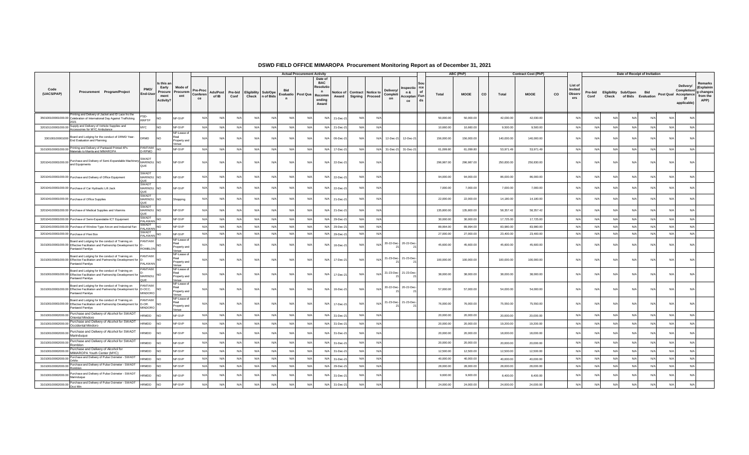# DSWD FIELD OFFICE MIMAROPA Procurement Monitoring Report as of December 31, 2021

| Code (UACS/PAP) | Procurement Program/Project | PMO/ End-User | Is this an Early Procurement Activity? | Mode of Procurement | Actual Procurement Activity | | | | | | | | | | | | | | | Source of Funds | ABC (PhP) | | | Contract Cost (PhP) | | | List of Invited Observers | Date of Receipt of Invitation | | | | | | | Remarks (Explaining changes from the APP) |
|---|---|---|---|---|---|---|---|---|---|---|---|---|---|---|---|---|---|---|---|---|---|---|---|---|---|---|---|---|---|---|---|---|---|---|---|
| | | | | | Pre-Proc Conference | Ads/Post of IB | Pre-bid Conf | Eligibility Check | Sub/Open of Bids | Bid Evaluation | Post Qual | Date of BAC Resolution Recommending Award | Notice of Award | Contract Signing | Notice to Proceed | Delivery/ Completion | Inspection & Acceptance | | | | Total | MOOE | CO | Total | MOOE | CO | | Pre-bid Conf | Eligibility Check | Sub/Open of Bids | Bid Evaluation | Post Qual | Delivery/ Completion/ Acceptance (If applicable) | |
| 3501001000001000.00 | Printing and Delivery of Jacket and ID Lace fro the Celebration of International Day Against Trafficking 2021 | PSD-RRPTP | NO | NP-SVP | N/A | N/A | N/A | N/A | N/A | N/A | N/A | N/A | 21-Dec-21 | N/A | N/A | | | | | | 50,000.00 | 50,000.00 | | 42,030.00 | 42,030.00 | | N/A | N/A | N/A | N/A | N/A | N/A | N/A | |
| 3201011000001000.00 | Supply and Delivery of Vehicle Supplies and Accessories for MYC Ambulance | MYC | NO | NP-SVP | N/A | N/A | N/A | N/A | N/A | N/A | N/A | N/A | 21-Dec-21 | N/A | N/A | | | | | | 10,660.00 | 10,660.00 | | 9,500.00 | 9,500.00 | | N/A | N/A | N/A | N/A | N/A | N/A | N/A | |
| 3301001000001000 | Board and Lodging for the conduct of DRMD Year-End Evaluation and Planning | DRMD | NO | NP-Lease of Real Property and Venue | N/A | N/A | N/A | N/A | N/A | N/A | N/A | N/A | 06-Dec-21 | N/A | N/A | 12-Dec-21 | 12-Dec-21 | | | | 156,000.00 | 156,000.00 | | 140,000.00 | 140,000.00 | | N/A | N/A | N/A | N/A | N/A | N/A | N/A | |
| 3101001000001000.00 | Printing and Delivery of Pantawid Printed 4Ps Materials to Manila and MIMAROPA | PANTAWID-RPMO | NO | NP-SVP | N/A | N/A | N/A | N/A | N/A | N/A | N/A | N/A | 17-Dec-21 | N/A | N/A | 31-Dec-21 | 31-Dec-21 | | | | 61,099.80 | 61,099.80 | | 53,971.49 | 53,971.49 | | N/A | N/A | N/A | N/A | N/A | N/A | N/A | |
| 3201041000001000.00 | Purchase and Delivery of Semi-Expandable Machinery and Equipments | SWADT MARINDUQUE | NO | NP-SVP | N/A | N/A | N/A | N/A | N/A | N/A | N/A | N/A | 22-Dec-21 | N/A | N/A | | | | | | 296,987.00 | 296,987.00 | | 250,830.00 | 250,830.00 | | N/A | N/A | N/A | N/A | N/A | N/A | N/A | |
| 3201041000001000.00 | Purchase and Delivery of Office Equipment | SWADT MARINDUQUE | NO | NP-SVP | N/A | N/A | N/A | N/A | N/A | N/A | N/A | N/A | 22-Dec-21 | N/A | N/A | | | | | | 94,000.00 | 94,000.00 | | 86,000.00 | 86,000.00 | | N/A | N/A | N/A | N/A | N/A | N/A | N/A | |
| 3201041000001000.00 | Purchase of Car Hydraulic Lift Jack | SWADT MARINDUQUE | NO | NP-SVP | N/A | N/A | N/A | N/A | N/A | N/A | N/A | N/A | 22-Dec-21 | N/A | N/A | | | | | | 7,000.00 | 7,000.00 | | 7,000.00 | 7,000.00 | | N/A | N/A | N/A | N/A | N/A | N/A | N/A | |
| 3201041000001000.00 | Purchase of Office Supplies | SWADT MARINDUQUE | NO | Shopping | N/A | N/A | N/A | N/A | N/A | N/A | N/A | N/A | 21-Dec-21 | N/A | N/A | | | | | | 22,000.00 | 22,000.00 | | 14,180.00 | 14,180.00 | | N/A | N/A | N/A | N/A | N/A | N/A | N/A | |
| 3201041000001000.00 | Purchase of Medical Supplies and Vitamins | SWADT MARINDUQUE | NO | NP-SVP | N/A | N/A | N/A | N/A | N/A | N/A | N/A | N/A | 21-Dec-21 | N/A | N/A | | | | | | 135,800.00 | 135,800.00 | | 58,357.42 | 58,357.42 | | N/A | N/A | N/A | N/A | N/A | N/A | N/A | |
| 3201041000001000.00 | Purchase of Semi-Expandable ICT Equipment | SWADT PALAWAN | NO | NP-SVP | N/A | N/A | N/A | N/A | N/A | N/A | N/A | N/A | 29-Dec-21 | N/A | N/A | | | | | | 30,000.00 | 30,000.00 | | 17,725.00 | 17,725.00 | | N/A | N/A | N/A | N/A | N/A | N/A | N/A | |
| 3201041000001000.00 | Purchase of Window Type Aircon and Industrial Fan | SWADT PALAWAN | NO | NP-SVP | N/A | N/A | N/A | N/A | N/A | N/A | N/A | N/A | 29-Dec-21 | N/A | N/A | | | | | | 89,994.00 | 89,994.00 | | 83,980.00 | 83,980.00 | | N/A | N/A | N/A | N/A | N/A | N/A | N/A | |
| 3201041000001000.00 | Purchase of Flexi Box | SWADT PALAWAN | NO | NP-SVP | N/A | N/A | N/A | N/A | N/A | N/A | N/A | N/A | 29-Dec-21 | N/A | N/A | | | | | | 27,000.00 | 27,000.00 | | 23,400.00 | 23,400.00 | | N/A | N/A | N/A | N/A | N/A | N/A | N/A | |
| 3101001000001000.00 | Board and Lodging for the conduct of Training on Effective Facilitation and Partnership Development for Pantawid Pamilya | PANTAWID-ROMBLON | NO | NP-Lease of Real Property and Venue | N/A | N/A | N/A | N/A | N/A | N/A | N/A | N/A | 16-Dec-21 | N/A | N/A | 20-22-Dec-21 | 20-22-Dec-21 | | | | 45,600.00 | 45,600.00 | | 45,600.00 | 45,600.00 | | N/A | N/A | N/A | N/A | N/A | N/A | N/A | |
| 3101001000001000.00 | Board and Lodging for the conduct of Training on Effective Facilitation and Partnership Development for Pantawid Pamilya | PANTAWID-PALAWAN | NO | NP-Lease of Real Property and Venue | N/A | N/A | N/A | N/A | N/A | N/A | N/A | N/A | 17-Dec-21 | N/A | N/A | 21-23-Dec-21 | 21-23-Dec-21 | | | | 100,000.00 | 100,000.00 | | 100,000.00 | 100,000.00 | | N/A | N/A | N/A | N/A | N/A | N/A | N/A | |
| 3101001000001000.00 | Board and Lodging for the conduct of Training on Effective Facilitation and Partnership Development for Pantawid Pamilya | PANTAWID-MARINDUQUE | NO | NP-Lease of Real Property and Venue | N/A | N/A | N/A | N/A | N/A | N/A | N/A | N/A | 17-Dec-21 | N/A | N/A | 21-23-Dec-21 | 21-23-Dec-21 | | | | 38,000.00 | 38,000.00 | | 38,000.00 | 38,000.00 | | N/A | N/A | N/A | N/A | N/A | N/A | N/A | |
| 3101001000001000.00 | Board and Lodging for the conduct of Training on Effective Facilitation and Partnership Development for Pantawid Pamilya | PANTAWID-OCC. MINDORO | NO | NP-Lease of Real Property and Venue | N/A | N/A | N/A | N/A | N/A | N/A | N/A | N/A | 16-Dec-21 | N/A | N/A | 20-22-Dec-21 | 20-22-Dec-21 | | | | 57,000.00 | 57,000.00 | | 54,000.00 | 54,000.00 | | N/A | N/A | N/A | N/A | N/A | N/A | N/A | |
| 3101001000001000.00 | Board and Lodging for the conduct of Training on Effective Facilitation and Partnership Development for Pantawid Pamilya | PANTAWID-OR. MINDORO | NO | NP-Lease of Real Property and Venue | N/A | N/A | N/A | N/A | N/A | N/A | N/A | N/A | 17-Dec-21 | N/A | N/A | 21-23-Dec-21 | 21-23-Dec-21 | | | | 76,000.00 | 76,000.00 | | 75,550.00 | 75,550.00 | | N/A | N/A | N/A | N/A | N/A | N/A | N/A | |
| 3101001000002000.00 | Purchase and Delivery of Alcohol for SWADT Oriental Mindoro | HRMDD | NO | NP-SVP | N/A | N/A | N/A | N/A | N/A | N/A | N/A | N/A | 31-Dec-21 | N/A | N/A | | | | | | 20,000.00 | 20,000.00 | | 20,000.00 | 20,000.00 | | N/A | N/A | N/A | N/A | N/A | N/A | N/A | |
| 3101001000002000.00 | Purchase and Delivery of Alcohol for SWADT Occidental Mindoro | HRMDD | NO | NP-SVP | N/A | N/A | N/A | N/A | N/A | N/A | N/A | N/A | 31-Dec-21 | N/A | N/A | | | | | | 20,000.00 | 20,000.00 | | 19,200.00 | 19,200.00 | | N/A | N/A | N/A | N/A | N/A | N/A | N/A | |
| 3101001000002000.00 | Purchase and Delivery of Alcohol for SWADT Marinduque | HRMDD | NO | NP-SVP | N/A | N/A | N/A | N/A | N/A | N/A | N/A | N/A | 31-Dec-21 | N/A | N/A | | | | | | 20,000.00 | 20,000.00 | | 18,000.00 | 18,000.00 | | N/A | N/A | N/A | N/A | N/A | N/A | N/A | |
| 3101001000002000.00 | Purchase and Delivery of Alcohol for SWADT Romblon | HRMDD | NO | NP-SVP | N/A | N/A | N/A | N/A | N/A | N/A | N/A | N/A | 31-Dec-21 | N/A | N/A | | | | | | 20,000.00 | 20,000.00 | | 20,000.00 | 20,000.00 | | N/A | N/A | N/A | N/A | N/A | N/A | N/A | |
| 3101001000002000.00 | Purchase and Delivery of Alcohol for MIMAROPA Youth Center (MYC) | HRMDD | NO | NP-SVP | N/A | N/A | N/A | N/A | N/A | N/A | N/A | N/A | 31-Dec-21 | N/A | N/A | | | | | | 12,500.00 | 12,500.00 | | 12,500.00 | 12,500.00 | | N/A | N/A | N/A | N/A | N/A | N/A | N/A | |
| 3101001000002000.00 | Purchase and Delivery of Pulse Oximeter - SWADT OrMin | HRMDD | NO | NP-SVP | N/A | N/A | N/A | N/A | N/A | N/A | N/A | N/A | 31-Dec-21 | N/A | N/A | | | | | | 40,000.00 | 40,000.00 | | 40,000.00 | 40,000.00 | | N/A | N/A | N/A | N/A | N/A | N/A | N/A | |
| 3101001000002000.00 | Purchase and Delivery of Pulse Oximeter - SWADT Romblon | HRMDD | NO | NP-SVP | N/A | N/A | N/A | N/A | N/A | N/A | N/A | N/A | 29-Dec-21 | N/A | N/A | | | | | | 28,000.00 | 28,000.00 | | 28,000.00 | 28,000.00 | | N/A | N/A | N/A | N/A | N/A | N/A | N/A | |
| 3101001000002000.00 | Purchase and Delivery of Pulse Oximeter - SWADT Marinduque | HRMDD | NO | NP-SVP | N/A | N/A | N/A | N/A | N/A | N/A | N/A | N/A | 31-Dec-21 | N/A | N/A | | | | | | 9,600.00 | 9,600.00 | | 8,400.00 | 8,400.00 | | N/A | N/A | N/A | N/A | N/A | N/A | N/A | |
| 3101001000002000.00 | Purchase and Delivery of Pulse Oximeter - SWADT Occi Min | HRMDD | NO | NP-SVP | N/A | N/A | N/A | N/A | N/A | N/A | N/A | N/A | 31-Dec-21 | N/A | N/A | | | | | | 24,000.00 | 24,000.00 | | 24,000.00 | 24,000.00 | | N/A | N/A | N/A | N/A | N/A | N/A | N/A | |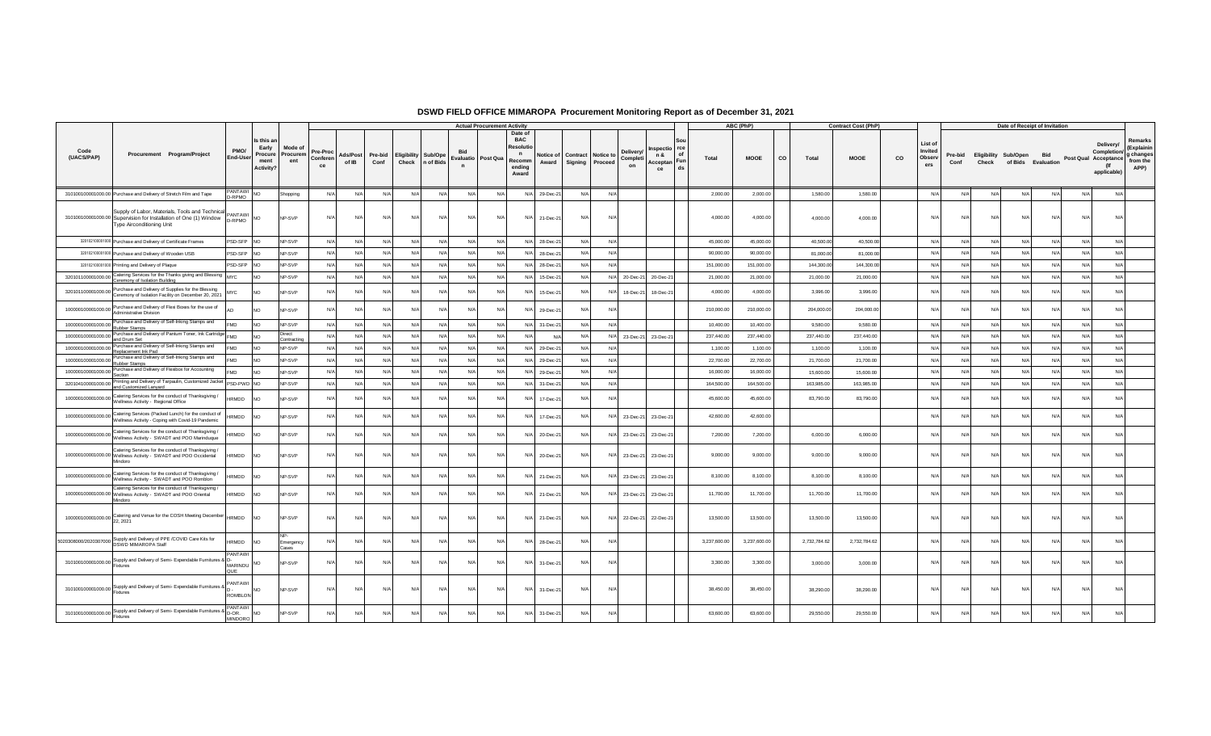# DSWD FIELD OFFICE MIMAROPA Procurement Monitoring Report as of December 31, 2021

| Code (UACS/PAP) | Procurement Program/Project | PMO/ End-User | Is this an Early Procurement Activity? | Mode of Procurement | Actual Procurement Activity | | | | | | | | | | | | | | | ABC (PhP) | | | Contract Cost (PhP) | | | List of Invited Observers | Date of Receipt of Invitation | | | | | | | Remarks (Explaining changes from the APP) |
|---|---|---|---|---|---|---|---|---|---|---|---|---|---|---|---|---|---|---|---|---|---|---|---|---|---|---|---|---|---|---|---|---|---|---|
| | | | | | Pre-Proc Conference | Ads/Post of IB | Pre-bid Conf | Eligibility Check | Sub/Open of Bids | Bid Evaluation | Post Qual | Date of BAC Resolution Recommending Award | Notice of Award | Contract Signing | Notice to Proceed | Delivery/ Completion | Inspection & Acceptance | Source of Funds | Total | MOOE | CO | Total | MOOE | CO | | Pre-bid Conf | Eligibility Check | Sub/Open of Bids | Bid Evaluation | Post Qual | Delivery/ Completion/ Acceptance (If applicable) | | |
| 3101000000001000.00 | Purchase and Delivery of Stretch Film and Tape | PANTAWID-RPMO | NO | Shopping | N/A | N/A | N/A | N/A | N/A | N/A | N/A | N/A | 29-Dec-21 | N/A | N/A | | | | 2,000.00 | 2,000.00 | | 1,580.00 | 1,580.00 | | N/A | N/A | N/A | N/A | N/A | N/A | N/A | | |
| 3101000000001000.00 | Supply of Labor, Materials, Tools and Technical Supervision for Installation of One (1) Window Type Airconditioning Unit | PANTAWID-RPMO | NO | NP-SVP | N/A | N/A | N/A | N/A | N/A | N/A | N/A | N/A | 21-Dec-21 | N/A | N/A | | | | 4,000.00 | 4,000.00 | | 4,000.00 | 4,000.00 | | N/A | N/A | N/A | N/A | N/A | N/A | N/A | | |
| 320102100001000 | Purchase and Delivery of Certificate Frames | PSD-SFP | NO | NP-SVP | N/A | N/A | N/A | N/A | N/A | N/A | N/A | N/A | 28-Dec-21 | N/A | N/A | | | | 45,000.00 | 45,000.00 | | 40,500.00 | 40,500.00 | | N/A | N/A | N/A | N/A | N/A | N/A | N/A | | |
| 320102100001000 | Purchase and Delivery of Wooden USB | PSD-SFP | NO | NP-SVP | N/A | N/A | N/A | N/A | N/A | N/A | N/A | N/A | 28-Dec-21 | N/A | N/A | | | | 90,000.00 | 90,000.00 | | 81,000.00 | 81,000.00 | | N/A | N/A | N/A | N/A | N/A | N/A | N/A | | |
| 320102100001000 | Printing and Delivery of Plaque | PSD-SFP | NO | NP-SVP | N/A | N/A | N/A | N/A | N/A | N/A | N/A | N/A | 28-Dec-21 | N/A | N/A | | | | 151,000.00 | 151,000.00 | | 144,300.00 | 144,300.00 | | N/A | N/A | N/A | N/A | N/A | N/A | N/A | | |
| 3201011000001000.00 | Catering Services for the Thanks giving and Blessing Ceremony of Isolation Building | MYC | NO | NP-SVP | N/A | N/A | N/A | N/A | N/A | N/A | N/A | N/A | 15-Dec-21 | N/A | N/A | 20-Dec-21 | 20-Dec-21 | | 21,000.00 | 21,000.00 | | 21,000.00 | 21,000.00 | | N/A | N/A | N/A | N/A | N/A | N/A | N/A | | |
| 3201011000001000.00 | Purchase and Delivery of Supplies for the Blessing Ceremony of Isolation Facility on December 20, 2021 | MYC | NO | NP-SVP | N/A | N/A | N/A | N/A | N/A | N/A | N/A | N/A | 15-Dec-21 | N/A | N/A | 18-Dec-21 | 18-Dec-21 | | 4,000.00 | 4,000.00 | | 3,996.00 | 3,996.00 | | N/A | N/A | N/A | N/A | N/A | N/A | N/A | | |
| 1000000100001000.00 | Purchase and Delivery of Flexi Boxes for the use of Administrative Division | AD | NO | NP-SVP | N/A | N/A | N/A | N/A | N/A | N/A | N/A | N/A | 29-Dec-21 | N/A | N/A | | | | 210,000.00 | 210,000.00 | | 204,000.00 | 204,000.00 | | N/A | N/A | N/A | N/A | N/A | N/A | N/A | | |
| 1000000100001000.00 | Purchase and Delivery of Self-Inking Stamps and Rubber Stamps | FMD | NO | NP-SVP | N/A | N/A | N/A | N/A | N/A | N/A | N/A | N/A | 31-Dec-21 | N/A | N/A | | | | 10,400.00 | 10,400.00 | | 9,580.00 | 9,580.00 | | N/A | N/A | N/A | N/A | N/A | N/A | N/A | | |
| 1000000100001000.00 | Purchase and Delivery of Pantum Toner, Ink Cartridge and Drum Set | FMD | NO | Direct Contracting | N/A | N/A | N/A | N/A | N/A | N/A | N/A | N/A | N/A | N/A | N/A | 23-Dec-21 | 23-Dec-21 | | 237,440.00 | 237,440.00 | | 237,440.00 | 237,440.00 | | N/A | N/A | N/A | N/A | N/A | N/A | N/A | | |
| 1000000100001000.00 | Purchase and Delivery of Self-Inking Stamps and Replacement Ink Pad | FMD | NO | NP-SVP | N/A | N/A | N/A | N/A | N/A | N/A | N/A | N/A | 29-Dec-21 | N/A | N/A | | | | 1,100.00 | 1,100.00 | | 1,100.00 | 1,100.00 | | N/A | N/A | N/A | N/A | N/A | N/A | N/A | | |
| 1000000100001000.00 | Purchase and Delivery of Self-Inking Stamps and Rubber Stamps | FMD | NO | NP-SVP | N/A | N/A | N/A | N/A | N/A | N/A | N/A | N/A | 29-Dec-21 | N/A | N/A | | | | 22,700.00 | 22,700.00 | | 21,700.00 | 21,700.00 | | N/A | N/A | N/A | N/A | N/A | N/A | N/A | | |
| 1000000100001000.00 | Purchase and Delivery of Flexbox for Accounting Section | FMD | NO | NP-SVP | N/A | N/A | N/A | N/A | N/A | N/A | N/A | N/A | 29-Dec-21 | N/A | N/A | | | | 16,000.00 | 16,000.00 | | 15,600.00 | 15,600.00 | | N/A | N/A | N/A | N/A | N/A | N/A | N/A | | |
| 3201040000001000.00 | Printing and Delivery of Tarpaulin; Customized Jacket and Customized Lanyard | PSD-PWD | NO | NP-SVP | N/A | N/A | N/A | N/A | N/A | N/A | N/A | N/A | 31-Dec-21 | N/A | N/A | | | | 164,500.00 | 164,500.00 | | 163,985.00 | 163,985.00 | | N/A | N/A | N/A | N/A | N/A | N/A | N/A | | |
| 1000000100001000.00 | Catering Services for the conduct of Thanksgiving / Wellness Activity - Regional Office | HRMDD | NO | NP-SVP | N/A | N/A | N/A | N/A | N/A | N/A | N/A | N/A | 17-Dec-21 | N/A | N/A | | | | 45,600.00 | 45,600.00 | | 83,790.00 | 83,790.00 | | N/A | N/A | N/A | N/A | N/A | N/A | N/A | | |
| 1000000100001000.00 | Catering Services (Packed Lunch) for the conduct of Wellness Activity - Coping with Covid-19 Pandemic | HRMDD | NO | NP-SVP | N/A | N/A | N/A | N/A | N/A | N/A | N/A | N/A | 17-Dec-21 | N/A | N/A | 23-Dec-21 | 23-Dec-21 | | 42,600.00 | 42,600.00 | | | | | N/A | N/A | N/A | N/A | N/A | N/A | N/A | | |
| 1000000100001000.00 | Catering Services for the conduct of Thanksgiving / Wellness Activity - SWADT and POO Marinduque | HRMDD | NO | NP-SVP | N/A | N/A | N/A | N/A | N/A | N/A | N/A | N/A | 20-Dec-21 | N/A | N/A | 23-Dec-21 | 23-Dec-21 | | 7,200.00 | 7,200.00 | | 6,000.00 | 6,000.00 | | N/A | N/A | N/A | N/A | N/A | N/A | N/A | | |
| 1000000100001000.00 | Catering Services for the conduct of Thanksgiving / Wellness Activity - SWADT and POO Occidental Mindoro | HRMDD | NO | NP-SVP | N/A | N/A | N/A | N/A | N/A | N/A | N/A | N/A | 20-Dec-21 | N/A | N/A | 23-Dec-21 | 23-Dec-21 | | 9,000.00 | 9,000.00 | | 9,000.00 | 9,000.00 | | N/A | N/A | N/A | N/A | N/A | N/A | N/A | | |
| 1000000100001000.00 | Catering Services for the conduct of Thanksgiving / Wellness Activity - SWADT and POO Romblon | HRMDD | NO | NP-SVP | N/A | N/A | N/A | N/A | N/A | N/A | N/A | N/A | 21-Dec-21 | N/A | N/A | 23-Dec-21 | 23-Dec-21 | | 8,100.00 | 8,100.00 | | 8,100.00 | 8,100.00 | | N/A | N/A | N/A | N/A | N/A | N/A | N/A | | |
| 1000000100001000.00 | Catering Services for the conduct of Thanksgiving / Wellness Activity - SWADT and POO Oriental Mindoro | HRMDD | NO | NP-SVP | N/A | N/A | N/A | N/A | N/A | N/A | N/A | N/A | 21-Dec-21 | N/A | N/A | 23-Dec-21 | 23-Dec-21 | | 11,700.00 | 11,700.00 | | 11,700.00 | 11,700.00 | | N/A | N/A | N/A | N/A | N/A | N/A | N/A | | |
| 1000000100001000.00 | Catering and Venue for the COSH Meeting December 22, 2021 | HRMDD | NO | NP-SVP | N/A | N/A | N/A | N/A | N/A | N/A | N/A | N/A | 21-Dec-21 | N/A | N/A | 22-Dec-21 | 22-Dec-21 | | 13,500.00 | 13,500.00 | | 13,500.00 | 13,500.00 | | N/A | N/A | N/A | N/A | N/A | N/A | N/A | | |
| 50203080000/2020307000 | Supply and Delivery of PPE /COVID Care Kits for DSWD MIMAROPA Staff | HRMDD | NO | NP-Emergency Cases | N/A | N/A | N/A | N/A | N/A | N/A | N/A | N/A | 28-Dec-21 | N/A | N/A | | | | 3,237,600.00 | 3,237,600.00 | | 2,732,784.62 | 2,732,784.62 | | N/A | N/A | N/A | N/A | N/A | N/A | N/A | | |
| 3101000000001000.00 | Supply and Delivery of Semi- Expendable Furnitures & Fixtures | PANTAWID-MARINDUQUE | NO | NP-SVP | N/A | N/A | N/A | N/A | N/A | N/A | N/A | N/A | 31-Dec-21 | N/A | N/A | | | | 3,300.00 | 3,300.00 | | 3,000.00 | 3,000.00 | | N/A | N/A | N/A | N/A | N/A | N/A | N/A | | |
| 3101000000001000.00 | Supply and Delivery of Semi- Expendable Furnitures & Fixtures | PANTAWID - ROMBLON | NO | NP-SVP | N/A | N/A | N/A | N/A | N/A | N/A | N/A | N/A | 31-Dec-21 | N/A | N/A | | | | 38,450.00 | 38,450.00 | | 38,290.00 | 38,290.00 | | N/A | N/A | N/A | N/A | N/A | N/A | N/A | | |
| 3101000000001000.00 | Supply and Delivery of Semi- Expendable Furnitures & Fixtures | PANTAWID-OR. MINDORO | NO | NP-SVP | N/A | N/A | N/A | N/A | N/A | N/A | N/A | N/A | 31-Dec-21 | N/A | N/A | | | | 63,600.00 | 63,600.00 | | 29,550.00 | 29,550.00 | | N/A | N/A | N/A | N/A | N/A | N/A | N/A | | |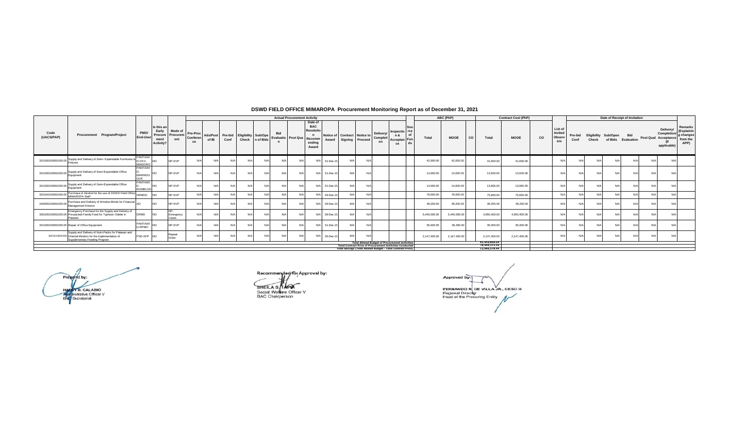# DSWD FIELD OFFICE MIMAROPA Procurement Monitoring Report as of December 31, 2021

| Code (UACS/PAP) | Procurement Program/Project | PMO/ End-User | Is this an Early Procurement Activity? | Mode of Procurement | Actual Procurement Activity | | | | | | | | | | | | | | | ABC (PhP) | | | Contract Cost (PhP) | | | List of Invited Observers | Date of Receipt of Invitation | | | | | | | Remarks (Explaining changes from the APP) |
|---|---|---|---|---|---|---|---|---|---|---|---|---|---|---|---|---|---|---|---|---|---|---|---|---|---|---|---|---|---|---|---|---|---|---|
| | | | | | Pre-Proc Conference | Ads/Post of IB | Pre-bid Conf | Eligibility Check | Sub/Open of Bids | Bid Evaluation | Post Qual | Date of BAC Resolution Recommending Award | Notice of Award | Contract Signing | Notice to Proceed | Delivery/ Completion | Inspection & Acceptance | Source of Funds | Total | MOOE | CO | Total | MOOE | CO | | Pre-bid Conf | Eligibility Check | Sub/Open of Bids | Bid Evaluation | Post Qual | Delivery/ Completion/ Acceptance (If applicable) | |
| 310100100001000.00 | Supply and Delivery of Semi- Expendable Furnitures & Fixtures | PANTAWID-OCC. MINDORO | NO | NP-SVP | N/A | N/A | N/A | N/A | N/A | N/A | N/A | N/A | 31-Dec-21 | N/A | N/A | | | | 42,000.00 | 42,000.00 | | 41,600.00 | 41,600.00 | | N/A | N/A | N/A | N/A | N/A | N/A | N/A | |
| 310100100001000.00 | Supply and Delivery of Semi-Expendable Office Equipment | PANTAWID-MARINDUQUE | NO | NP-SVP | N/A | N/A | N/A | N/A | N/A | N/A | N/A | N/A | 31-Dec-21 | N/A | N/A | | | | 14,000.00 | 14,000.00 | | 13,500.00 | 13,500.00 | | N/A | N/A | N/A | N/A | N/A | N/A | N/A | |
| 310100100001000.00 | Supply and Delivery of Semi-Expendable Office Equipment | PANTAWID - ROMBLON | NO | NP-SVP | N/A | N/A | N/A | N/A | N/A | N/A | N/A | N/A | 31-Dec-21 | N/A | N/A | | | | 14,000.00 | 14,000.00 | | 13,965.00 | 13,965.00 | | N/A | N/A | N/A | N/A | N/A | N/A | N/A | |
| 320104100001000.00 | Purchase of Alcohol for the use of DSWD Field Office MIMAROPA Staff | HRMDD | NO | NP-SVP | N/A | N/A | N/A | N/A | N/A | N/A | N/A | N/A | 29-Dec-21 | N/A | N/A | | | | 78,000.00 | 78,000.00 | | 75,660.00 | 75,660.00 | | N/A | N/A | N/A | N/A | N/A | N/A | N/A | |
| 100000100001000.00 | Purchase and Delivery of Window Blinds for Financial Management Division | AD | NO | NP-SVP | N/A | N/A | N/A | N/A | N/A | N/A | N/A | N/A | 29-Dec-21 | N/A | N/A | | | | 48,200.00 | 48,200.00 | | 48,200.00 | 48,200.00 | | N/A | N/A | N/A | N/A | N/A | N/A | N/A | |
| 330100100001000.00 | Emergency Purchase for the Supply and Delivery of Pre-packed Family Food for Typhoon Odette in Palawan | DRMD | NO | NP-Emergency Cases | N/A | N/A | N/A | N/A | N/A | N/A | N/A | N/A | 28-Dec-21 | N/A | N/A | | | | 5,440,000.00 | 5,440,000.00 | | 4,950,400.00 | 4,950,400.00 | | N/A | N/A | N/A | N/A | N/A | N/A | N/A | |
| 310100100001000.00 | Repair of Office Equipment | PANTAWID-RPMO | NO | NP-SVP | N/A | N/A | N/A | N/A | N/A | N/A | N/A | N/A | 31-Dec-21 | N/A | N/A | | | | 36,400.00 | 36,400.00 | | 36,300.00 | 36,300.00 | | N/A | N/A | N/A | N/A | N/A | N/A | N/A | |
| 320102100001000 | Supply and Delivery of Nutri-Packs for Palawan and Oriental Mindoro for the implementation of Supplementary Feeding Program | PSD-SFP | NO | Repeat Order | N/A | N/A | N/A | N/A | N/A | N/A | N/A | N/A | 28-Dec-21 | N/A | N/A | | | | 2,147,400.00 | 2,147,400.00 | | 2,147,400.00 | 2,147,400.00 | | N/A | N/A | N/A | N/A | N/A | N/A | N/A | |
| | | | | | | | | | | | | | | | | | | Total Alloted Budget of Procurement Activities | | | | 91,410,850.54 | | | | | | | | | | |
| | | | | | | | | | | | | | | | | | | Total Contract Price of Procurement Activities Conducted | | | | 78,444,272.10 | | | | | | | | | | |
| | | | | | | | | | | | | | | | | | | Total Savings (Total Alloted Budget - Total Contract Price) | | | | 12,966,578.44 | | | | | | | | | | |

Prepared by:

HARVY B. CALABIO
Administrative Officer V
BAC Secretariat

Recommended for Approval by:

SHEILA S. TAPIA
Social Welfare Officer V
BAC Chairperson

Approved by:

FERNANDO R. DE VILLA JR., CESO III
Regional Director
Head of the Procuring Entity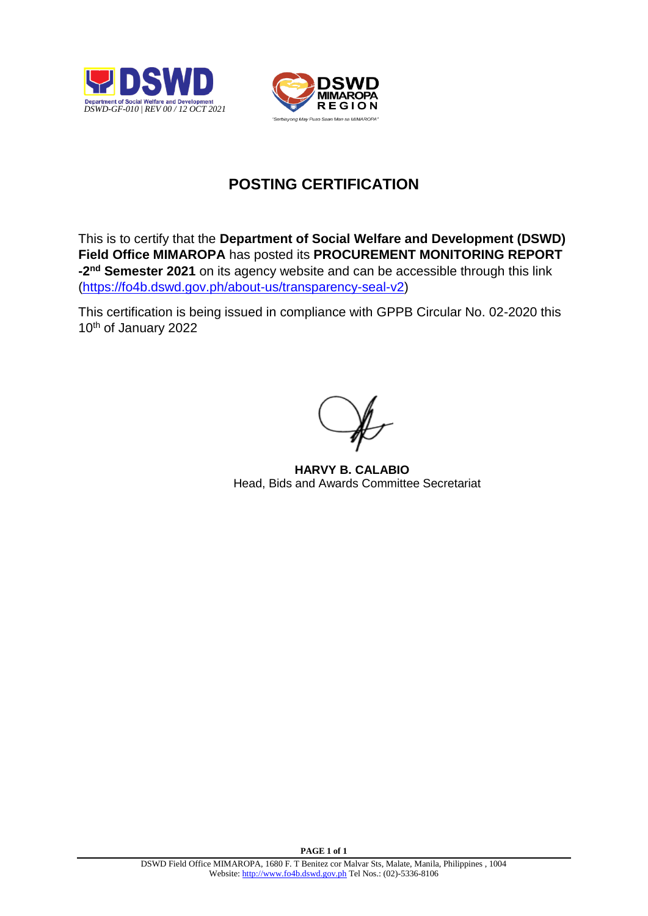DSWD-GF-010 | REV 00 / 12 OCT 2021

# POSTING CERTIFICATION

This is to certify that the **Department of Social Welfare and Development (DSWD) Field Office MIMAROPA** has posted its **PROCUREMENT MONITORING REPORT -2nd Semester 2021** on its agency website and can be accessible through this link (https://fo4b.dswd.gov.ph/about-us/transparency-seal-v2)

This certification is being issued in compliance with GPPB Circular No. 02-2020 this 10th of January 2022

**HARVY B. CALABIO**
Head, Bids and Awards Committee Secretariat

DSWD Field Office MIMAROPA, 1680 F. T Benitez cor Malvar Sts, Malate, Manila, Philippines , 1004
Website: http://www.fo4b.dswd.gov.ph Tel Nos.: (02)-5336-8106